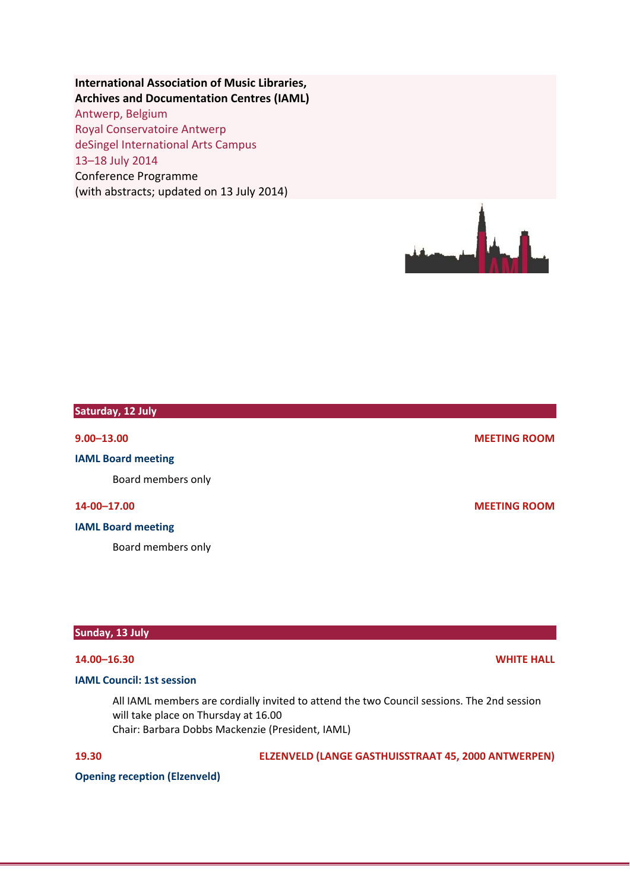**International Association of Music Libraries, Archives and Documentation Centres (IAML)**

Antwerp, Belgium

Royal Conservatoire Antwerp

deSingel International Arts Campus

13–18 July 2014

Conference Programme

(with abstracts; updated on 13 July 2014)

## Saturday, 12 July

**9.00–13.00** — **MEETING ROOM**

**IAML Board meeting**

Board members only

**14-00–17.00** — **MEETING ROOM**

**IAML Board meeting**

Board members only

## Sunday, 13 July

**14.00–16.30** — **WHITE HALL**

**IAML Council: 1st session**

All IAML members are cordially invited to attend the two Council sessions. The 2nd session will take place on Thursday at 16.00

Chair: Barbara Dobbs Mackenzie (President, IAML)

**19.30** — **ELZENVELD (LANGE GASTHUISSTRAAT 45, 2000 ANTWERPEN)**

**Opening reception (Elzenveld)**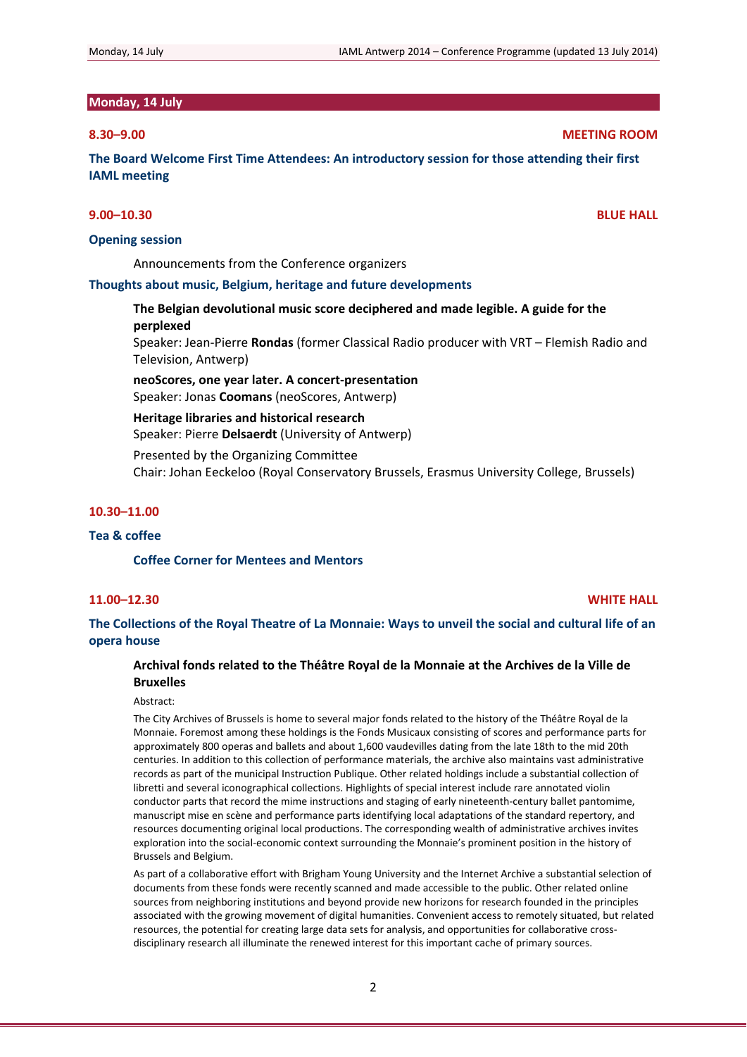## Monday, 14 July

**8.30–9.00** **MEETING ROOM**

**The Board Welcome First Time Attendees: An introductory session for those attending their first IAML meeting**

**9.00–10.30** **BLUE HALL**

### Opening session

Announcements from the Conference organizers

### Thoughts about music, Belgium, heritage and future developments

**The Belgian devolutional music score deciphered and made legible. A guide for the perplexed**
Speaker: Jean-Pierre **Rondas** (former Classical Radio producer with VRT – Flemish Radio and Television, Antwerp)

**neoScores, one year later. A concert-presentation**
Speaker: Jonas **Coomans** (neoScores, Antwerp)

**Heritage libraries and historical research**
Speaker: Pierre **Delsaerdt** (University of Antwerp)

Presented by the Organizing Committee
Chair: Johan Eeckeloo (Royal Conservatory Brussels, Erasmus University College, Brussels)

**10.30–11.00**

### Tea & coffee

**Coffee Corner for Mentees and Mentors**

**11.00–12.30** **WHITE HALL**

### The Collections of the Royal Theatre of La Monnaie: Ways to unveil the social and cultural life of an opera house

**Archival fonds related to the Théâtre Royal de la Monnaie at the Archives de la Ville de Bruxelles**

Abstract:

The City Archives of Brussels is home to several major fonds related to the history of the Théâtre Royal de la Monnaie. Foremost among these holdings is the Fonds Musicaux consisting of scores and performance parts for approximately 800 operas and ballets and about 1,600 vaudevilles dating from the late 18th to the mid 20th centuries. In addition to this collection of performance materials, the archive also maintains vast administrative records as part of the municipal Instruction Publique. Other related holdings include a substantial collection of libretti and several iconographical collections. Highlights of special interest include rare annotated violin conductor parts that record the mime instructions and staging of early nineteenth-century ballet pantomime, manuscript mise en scène and performance parts identifying local adaptations of the standard repertory, and resources documenting original local productions. The corresponding wealth of administrative archives invites exploration into the social-economic context surrounding the Monnaie's prominent position in the history of Brussels and Belgium.

As part of a collaborative effort with Brigham Young University and the Internet Archive a substantial selection of documents from these fonds were recently scanned and made accessible to the public. Other related online sources from neighboring institutions and beyond provide new horizons for research founded in the principles associated with the growing movement of digital humanities. Convenient access to remotely situated, but related resources, the potential for creating large data sets for analysis, and opportunities for collaborative cross-disciplinary research all illuminate the renewed interest for this important cache of primary sources.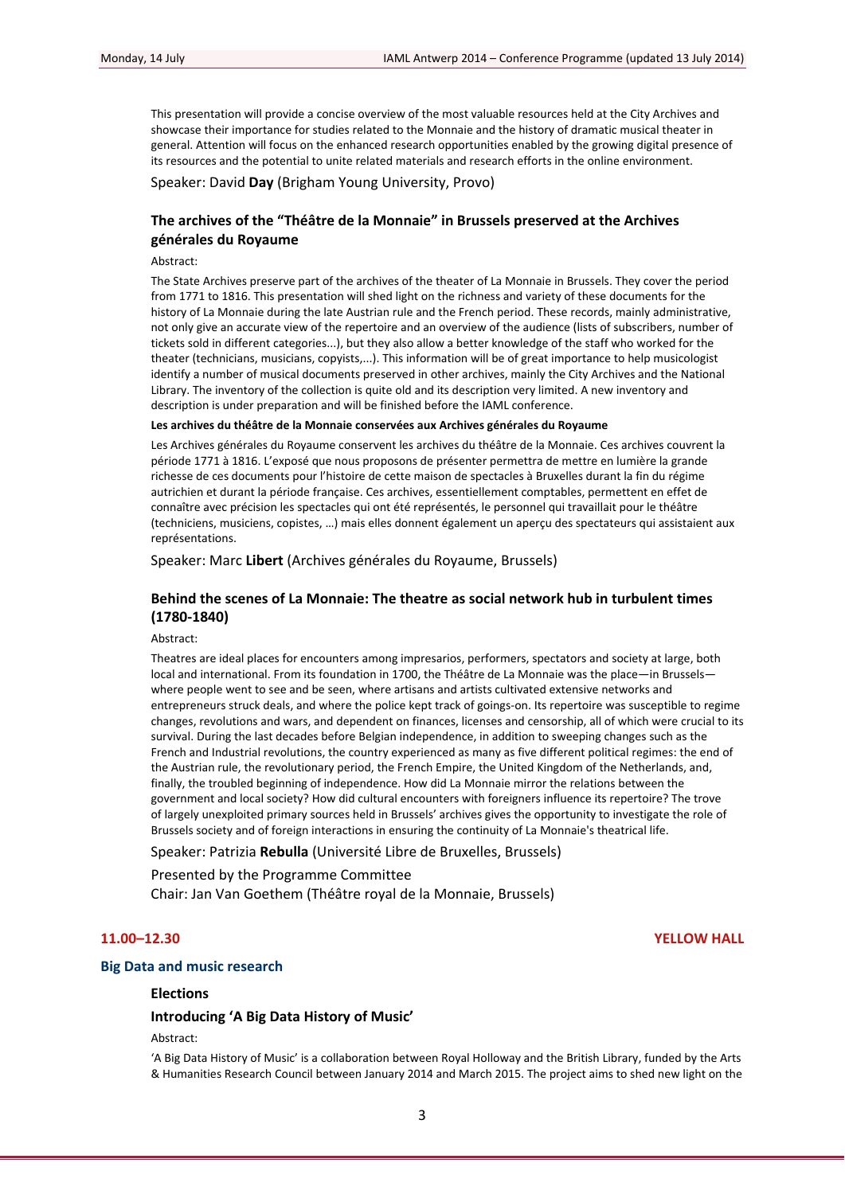This presentation will provide a concise overview of the most valuable resources held at the City Archives and showcase their importance for studies related to the Monnaie and the history of dramatic musical theater in general. Attention will focus on the enhanced research opportunities enabled by the growing digital presence of its resources and the potential to unite related materials and research efforts in the online environment.

Speaker: David **Day** (Brigham Young University, Provo)

### The archives of the "Théâtre de la Monnaie" in Brussels preserved at the Archives générales du Royaume

Abstract:

The State Archives preserve part of the archives of the theater of La Monnaie in Brussels. They cover the period from 1771 to 1816. This presentation will shed light on the richness and variety of these documents for the history of La Monnaie during the late Austrian rule and the French period. These records, mainly administrative, not only give an accurate view of the repertoire and an overview of the audience (lists of subscribers, number of tickets sold in different categories...), but they also allow a better knowledge of the staff who worked for the theater (technicians, musicians, copyists,...). This information will be of great importance to help musicologist identify a number of musical documents preserved in other archives, mainly the City Archives and the National Library. The inventory of the collection is quite old and its description very limited. A new inventory and description is under preparation and will be finished before the IAML conference.

**Les archives du théâtre de la Monnaie conservées aux Archives générales du Royaume**

Les Archives générales du Royaume conservent les archives du théâtre de la Monnaie. Ces archives couvrent la période 1771 à 1816. L'exposé que nous proposons de présenter permettra de mettre en lumière la grande richesse de ces documents pour l'histoire de cette maison de spectacles à Bruxelles durant la fin du régime autrichien et durant la période française. Ces archives, essentiellement comptables, permettent en effet de connaître avec précision les spectacles qui ont été représentés, le personnel qui travaillait pour le théâtre (techniciens, musiciens, copistes, …) mais elles donnent également un aperçu des spectateurs qui assistaient aux représentations.

Speaker: Marc **Libert** (Archives générales du Royaume, Brussels)

### Behind the scenes of La Monnaie: The theatre as social network hub in turbulent times (1780-1840)

Abstract:

Theatres are ideal places for encounters among impresarios, performers, spectators and society at large, both local and international. From its foundation in 1700, the Théâtre de La Monnaie was the place—in Brussels—where people went to see and be seen, where artisans and artists cultivated extensive networks and entrepreneurs struck deals, and where the police kept track of goings-on. Its repertoire was susceptible to regime changes, revolutions and wars, and dependent on finances, licenses and censorship, all of which were crucial to its survival. During the last decades before Belgian independence, in addition to sweeping changes such as the French and Industrial revolutions, the country experienced as many as five different political regimes: the end of the Austrian rule, the revolutionary period, the French Empire, the United Kingdom of the Netherlands, and, finally, the troubled beginning of independence. How did La Monnaie mirror the relations between the government and local society? How did cultural encounters with foreigners influence its repertoire? The trove of largely unexploited primary sources held in Brussels' archives gives the opportunity to investigate the role of Brussels society and of foreign interactions in ensuring the continuity of La Monnaie's theatrical life.

Speaker: Patrizia **Rebulla** (Université Libre de Bruxelles, Brussels)

Presented by the Programme Committee
Chair: Jan Van Goethem (Théâtre royal de la Monnaie, Brussels)

**11.00–12.30** **YELLOW HALL**

## Big Data and music research

### Elections

### Introducing 'A Big Data History of Music'

Abstract:

'A Big Data History of Music' is a collaboration between Royal Holloway and the British Library, funded by the Arts & Humanities Research Council between January 2014 and March 2015. The project aims to shed new light on the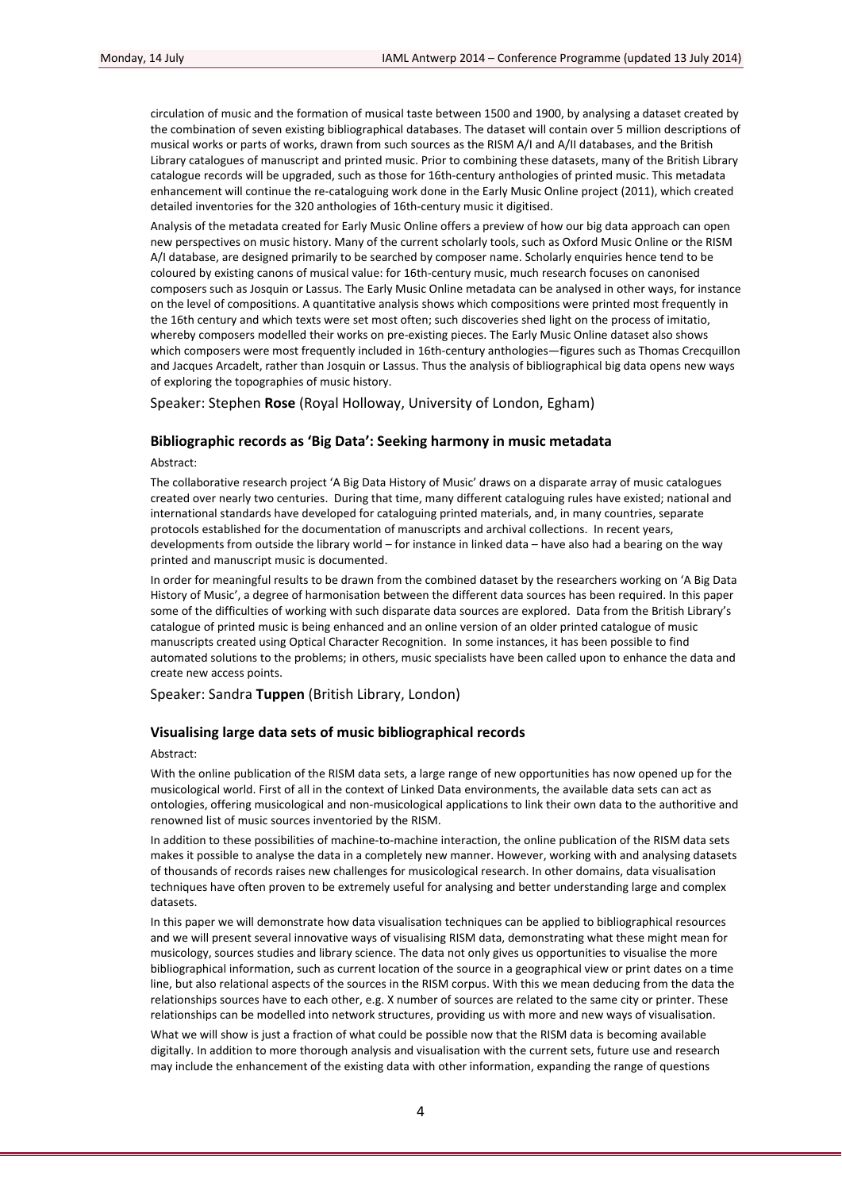circulation of music and the formation of musical taste between 1500 and 1900, by analysing a dataset created by the combination of seven existing bibliographical databases. The dataset will contain over 5 million descriptions of musical works or parts of works, drawn from such sources as the RISM A/I and A/II databases, and the British Library catalogues of manuscript and printed music. Prior to combining these datasets, many of the British Library catalogue records will be upgraded, such as those for 16th-century anthologies of printed music. This metadata enhancement will continue the re-cataloguing work done in the Early Music Online project (2011), which created detailed inventories for the 320 anthologies of 16th-century music it digitised.

Analysis of the metadata created for Early Music Online offers a preview of how our big data approach can open new perspectives on music history. Many of the current scholarly tools, such as Oxford Music Online or the RISM A/I database, are designed primarily to be searched by composer name. Scholarly enquiries hence tend to be coloured by existing canons of musical value: for 16th-century music, much research focuses on canonised composers such as Josquin or Lassus. The Early Music Online metadata can be analysed in other ways, for instance on the level of compositions. A quantitative analysis shows which compositions were printed most frequently in the 16th century and which texts were set most often; such discoveries shed light on the process of imitatio, whereby composers modelled their works on pre-existing pieces. The Early Music Online dataset also shows which composers were most frequently included in 16th-century anthologies—figures such as Thomas Crecquillon and Jacques Arcadelt, rather than Josquin or Lassus. Thus the analysis of bibliographical big data opens new ways of exploring the topographies of music history.

Speaker: Stephen **Rose** (Royal Holloway, University of London, Egham)

### Bibliographic records as 'Big Data': Seeking harmony in music metadata

Abstract:

The collaborative research project 'A Big Data History of Music' draws on a disparate array of music catalogues created over nearly two centuries. During that time, many different cataloguing rules have existed; national and international standards have developed for cataloguing printed materials, and, in many countries, separate protocols established for the documentation of manuscripts and archival collections. In recent years, developments from outside the library world – for instance in linked data – have also had a bearing on the way printed and manuscript music is documented.

In order for meaningful results to be drawn from the combined dataset by the researchers working on 'A Big Data History of Music', a degree of harmonisation between the different data sources has been required. In this paper some of the difficulties of working with such disparate data sources are explored. Data from the British Library's catalogue of printed music is being enhanced and an online version of an older printed catalogue of music manuscripts created using Optical Character Recognition. In some instances, it has been possible to find automated solutions to the problems; in others, music specialists have been called upon to enhance the data and create new access points.

Speaker: Sandra **Tuppen** (British Library, London)

### Visualising large data sets of music bibliographical records

Abstract:

With the online publication of the RISM data sets, a large range of new opportunities has now opened up for the musicological world. First of all in the context of Linked Data environments, the available data sets can act as ontologies, offering musicological and non-musicological applications to link their own data to the authoritive and renowned list of music sources inventoried by the RISM.

In addition to these possibilities of machine-to-machine interaction, the online publication of the RISM data sets makes it possible to analyse the data in a completely new manner. However, working with and analysing datasets of thousands of records raises new challenges for musicological research. In other domains, data visualisation techniques have often proven to be extremely useful for analysing and better understanding large and complex datasets.

In this paper we will demonstrate how data visualisation techniques can be applied to bibliographical resources and we will present several innovative ways of visualising RISM data, demonstrating what these might mean for musicology, sources studies and library science. The data not only gives us opportunities to visualise the more bibliographical information, such as current location of the source in a geographical view or print dates on a time line, but also relational aspects of the sources in the RISM corpus. With this we mean deducing from the data the relationships sources have to each other, e.g. X number of sources are related to the same city or printer. These relationships can be modelled into network structures, providing us with more and new ways of visualisation.

What we will show is just a fraction of what could be possible now that the RISM data is becoming available digitally. In addition to more thorough analysis and visualisation with the current sets, future use and research may include the enhancement of the existing data with other information, expanding the range of questions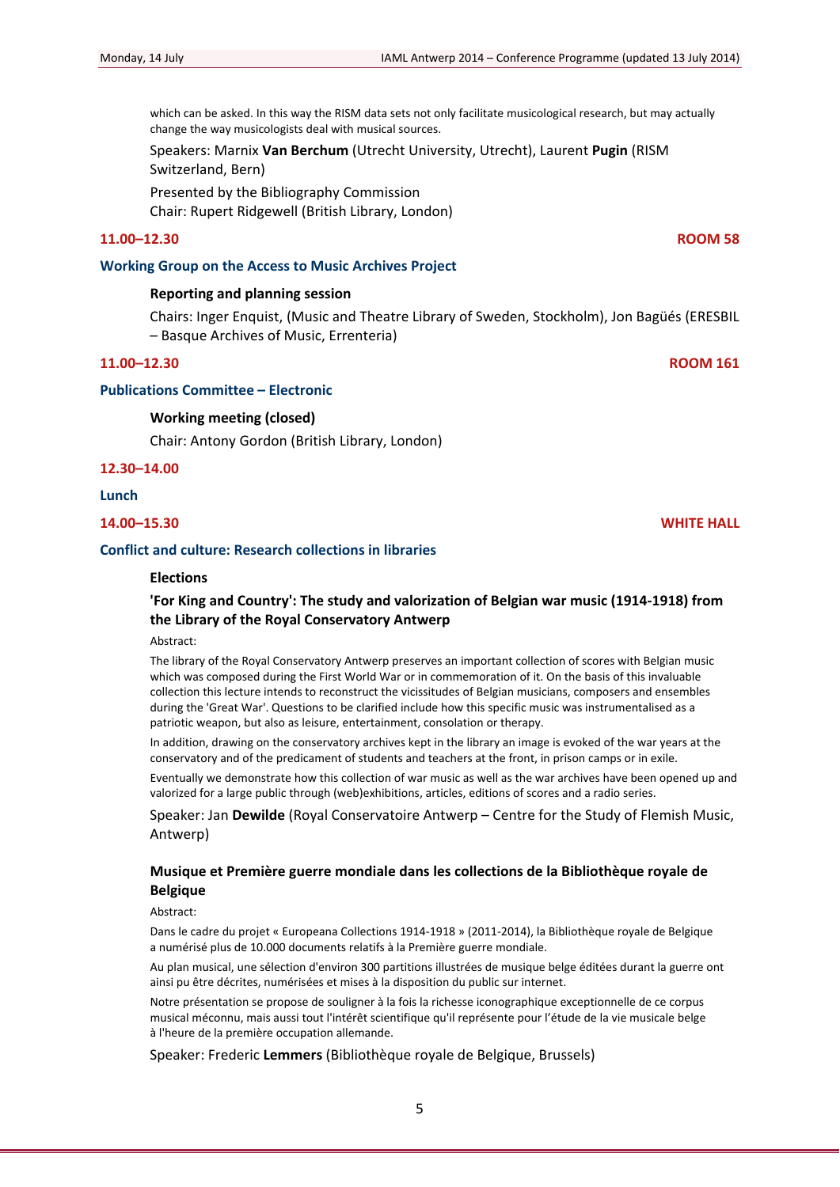which can be asked. In this way the RISM data sets not only facilitate musicological research, but may actually change the way musicologists deal with musical sources.

Speakers: Marnix **Van Berchum** (Utrecht University, Utrecht), Laurent **Pugin** (RISM Switzerland, Bern)

Presented by the Bibliography Commission
Chair: Rupert Ridgewell (British Library, London)

**11.00–12.30** **ROOM 58**

### Working Group on the Access to Music Archives Project

**Reporting and planning session**

Chairs: Inger Enquist, (Music and Theatre Library of Sweden, Stockholm), Jon Bagüés (ERESBIL – Basque Archives of Music, Errenteria)

**11.00–12.30** **ROOM 161**

### Publications Committee – Electronic

**Working meeting (closed)**

Chair: Antony Gordon (British Library, London)

**12.30–14.00**

### Lunch

**14.00–15.30** **WHITE HALL**

### Conflict and culture: Research collections in libraries

**Elections**

**'For King and Country': The study and valorization of Belgian war music (1914-1918) from the Library of the Royal Conservatory Antwerp**

Abstract:

The library of the Royal Conservatory Antwerp preserves an important collection of scores with Belgian music which was composed during the First World War or in commemoration of it. On the basis of this invaluable collection this lecture intends to reconstruct the vicissitudes of Belgian musicians, composers and ensembles during the 'Great War'. Questions to be clarified include how this specific music was instrumentalised as a patriotic weapon, but also as leisure, entertainment, consolation or therapy.

In addition, drawing on the conservatory archives kept in the library an image is evoked of the war years at the conservatory and of the predicament of students and teachers at the front, in prison camps or in exile.

Eventually we demonstrate how this collection of war music as well as the war archives have been opened up and valorized for a large public through (web)exhibitions, articles, editions of scores and a radio series.

Speaker: Jan **Dewilde** (Royal Conservatoire Antwerp – Centre for the Study of Flemish Music, Antwerp)

**Musique et Première guerre mondiale dans les collections de la Bibliothèque royale de Belgique**

Abstract:

Dans le cadre du projet « Europeana Collections 1914-1918 » (2011-2014), la Bibliothèque royale de Belgique a numérisé plus de 10.000 documents relatifs à la Première guerre mondiale.

Au plan musical, une sélection d'environ 300 partitions illustrées de musique belge éditées durant la guerre ont ainsi pu être décrites, numérisées et mises à la disposition du public sur internet.

Notre présentation se propose de souligner à la fois la richesse iconographique exceptionnelle de ce corpus musical méconnu, mais aussi tout l'intérêt scientifique qu'il représente pour l'étude de la vie musicale belge à l'heure de la première occupation allemande.

Speaker: Frederic **Lemmers** (Bibliothèque royale de Belgique, Brussels)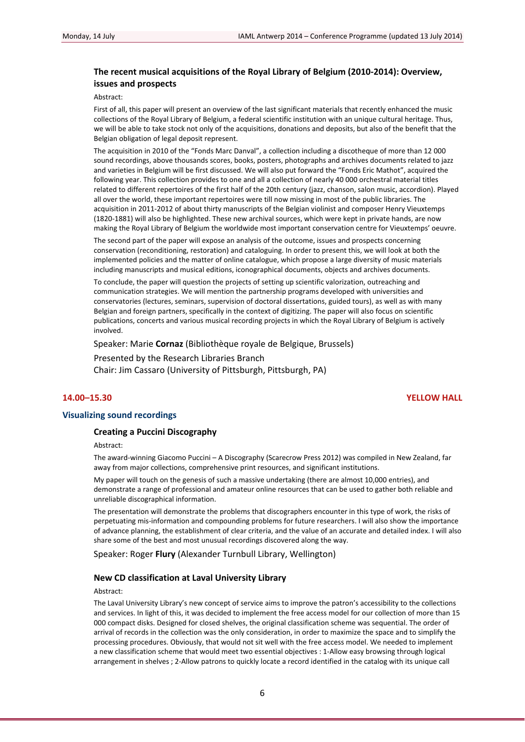### The recent musical acquisitions of the Royal Library of Belgium (2010-2014): Overview, issues and prospects

Abstract:

First of all, this paper will present an overview of the last significant materials that recently enhanced the music collections of the Royal Library of Belgium, a federal scientific institution with an unique cultural heritage. Thus, we will be able to take stock not only of the acquisitions, donations and deposits, but also of the benefit that the Belgian obligation of legal deposit represent.

The acquisition in 2010 of the "Fonds Marc Danval", a collection including a discotheque of more than 12 000 sound recordings, above thousands scores, books, posters, photographs and archives documents related to jazz and varieties in Belgium will be first discussed. We will also put forward the "Fonds Eric Mathot", acquired the following year. This collection provides to one and all a collection of nearly 40 000 orchestral material titles related to different repertoires of the first half of the 20th century (jazz, chanson, salon music, accordion). Played all over the world, these important repertoires were till now missing in most of the public libraries. The acquisition in 2011-2012 of about thirty manuscripts of the Belgian violinist and composer Henry Vieuxtemps (1820-1881) will also be highlighted. These new archival sources, which were kept in private hands, are now making the Royal Library of Belgium the worldwide most important conservation centre for Vieuxtemps' oeuvre.

The second part of the paper will expose an analysis of the outcome, issues and prospects concerning conservation (reconditioning, restoration) and cataloguing. In order to present this, we will look at both the implemented policies and the matter of online catalogue, which propose a large diversity of music materials including manuscripts and musical editions, iconographical documents, objects and archives documents.

To conclude, the paper will question the projects of setting up scientific valorization, outreaching and communication strategies. We will mention the partnership programs developed with universities and conservatories (lectures, seminars, supervision of doctoral dissertations, guided tours), as well as with many Belgian and foreign partners, specifically in the context of digitizing. The paper will also focus on scientific publications, concerts and various musical recording projects in which the Royal Library of Belgium is actively involved.

Speaker: Marie **Cornaz** (Bibliothèque royale de Belgique, Brussels)

Presented by the Research Libraries Branch
Chair: Jim Cassaro (University of Pittsburgh, Pittsburgh, PA)

**14.00–15.30** **YELLOW HALL**

## Visualizing sound recordings

### Creating a Puccini Discography

Abstract:

The award-winning Giacomo Puccini – A Discography (Scarecrow Press 2012) was compiled in New Zealand, far away from major collections, comprehensive print resources, and significant institutions.

My paper will touch on the genesis of such a massive undertaking (there are almost 10,000 entries), and demonstrate a range of professional and amateur online resources that can be used to gather both reliable and unreliable discographical information.

The presentation will demonstrate the problems that discographers encounter in this type of work, the risks of perpetuating mis-information and compounding problems for future researchers. I will also show the importance of advance planning, the establishment of clear criteria, and the value of an accurate and detailed index. I will also share some of the best and most unusual recordings discovered along the way.

Speaker: Roger **Flury** (Alexander Turnbull Library, Wellington)

### New CD classification at Laval University Library

Abstract:

The Laval University Library's new concept of service aims to improve the patron's accessibility to the collections and services. In light of this, it was decided to implement the free access model for our collection of more than 15 000 compact disks. Designed for closed shelves, the original classification scheme was sequential. The order of arrival of records in the collection was the only consideration, in order to maximize the space and to simplify the processing procedures. Obviously, that would not sit well with the free access model. We needed to implement a new classification scheme that would meet two essential objectives : 1-Allow easy browsing through logical arrangement in shelves ; 2-Allow patrons to quickly locate a record identified in the catalog with its unique call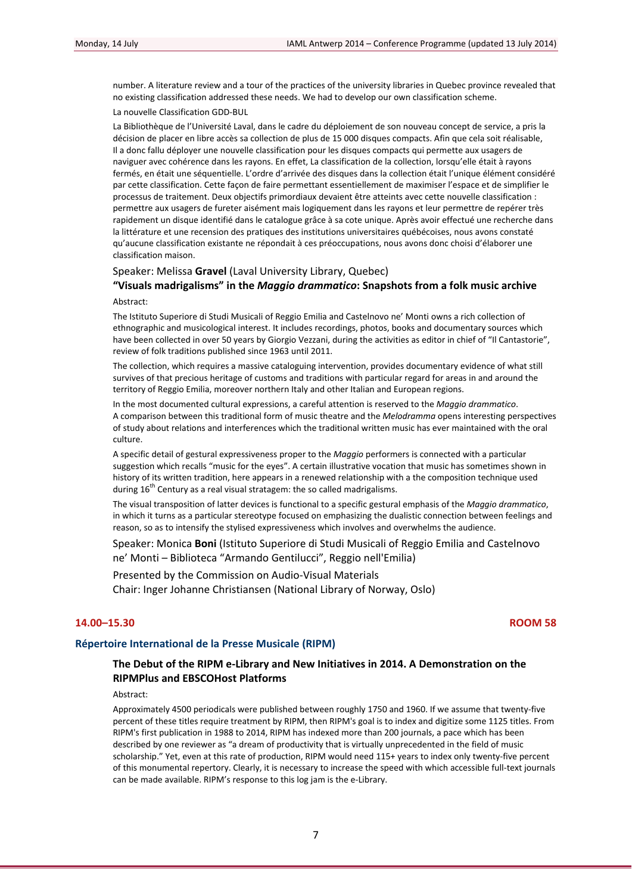number. A literature review and a tour of the practices of the university libraries in Quebec province revealed that no existing classification addressed these needs. We had to develop our own classification scheme.

La nouvelle Classification GDD-BUL

La Bibliothèque de l'Université Laval, dans le cadre du déploiement de son nouveau concept de service, a pris la décision de placer en libre accès sa collection de plus de 15 000 disques compacts. Afin que cela soit réalisable, Il a donc fallu déployer une nouvelle classification pour les disques compacts qui permette aux usagers de naviguer avec cohérence dans les rayons. En effet, La classification de la collection, lorsqu'elle était à rayons fermés, en était une séquentielle. L'ordre d'arrivée des disques dans la collection était l'unique élément considéré par cette classification. Cette façon de faire permettant essentiellement de maximiser l'espace et de simplifier le processus de traitement. Deux objectifs primordiaux devaient être atteints avec cette nouvelle classification : permettre aux usagers de fureter aisément mais logiquement dans les rayons et leur permettre de repérer très rapidement un disque identifié dans le catalogue grâce à sa cote unique. Après avoir effectué une recherche dans la littérature et une recension des pratiques des institutions universitaires québécoises, nous avons constaté qu'aucune classification existante ne répondait à ces préoccupations, nous avons donc choisi d'élaborer une classification maison.

Speaker: Melissa **Gravel** (Laval University Library, Quebec)

### "Visuals madrigalisms" in the *Maggio drammatico*: Snapshots from a folk music archive

Abstract:

The Istituto Superiore di Studi Musicali of Reggio Emilia and Castelnovo ne' Monti owns a rich collection of ethnographic and musicological interest. It includes recordings, photos, books and documentary sources which have been collected in over 50 years by Giorgio Vezzani, during the activities as editor in chief of "Il Cantastorie", review of folk traditions published since 1963 until 2011.

The collection, which requires a massive cataloguing intervention, provides documentary evidence of what still survives of that precious heritage of customs and traditions with particular regard for areas in and around the territory of Reggio Emilia, moreover northern Italy and other Italian and European regions.

In the most documented cultural expressions, a careful attention is reserved to the *Maggio drammatico*. A comparison between this traditional form of music theatre and the *Melodramma* opens interesting perspectives of study about relations and interferences which the traditional written music has ever maintained with the oral culture.

A specific detail of gestural expressiveness proper to the *Maggio* performers is connected with a particular suggestion which recalls "music for the eyes". A certain illustrative vocation that music has sometimes shown in history of its written tradition, here appears in a renewed relationship with a the composition technique used during 16th Century as a real visual stratagem: the so called madrigalisms.

The visual transposition of latter devices is functional to a specific gestural emphasis of the *Maggio drammatico*, in which it turns as a particular stereotype focused on emphasizing the dualistic connection between feelings and reason, so as to intensify the stylised expressiveness which involves and overwhelms the audience.

Speaker: Monica **Boni** (Istituto Superiore di Studi Musicali of Reggio Emilia and Castelnovo ne' Monti – Biblioteca "Armando Gentilucci", Reggio nell'Emilia)

Presented by the Commission on Audio-Visual Materials
Chair: Inger Johanne Christiansen (National Library of Norway, Oslo)

**14.00–15.30** **ROOM 58**

## Répertoire International de la Presse Musicale (RIPM)

### The Debut of the RIPM e-Library and New Initiatives in 2014. A Demonstration on the RIPMPlus and EBSCOHost Platforms

Abstract:

Approximately 4500 periodicals were published between roughly 1750 and 1960. If we assume that twenty-five percent of these titles require treatment by RIPM, then RIPM's goal is to index and digitize some 1125 titles. From RIPM's first publication in 1988 to 2014, RIPM has indexed more than 200 journals, a pace which has been described by one reviewer as "a dream of productivity that is virtually unprecedented in the field of music scholarship." Yet, even at this rate of production, RIPM would need 115+ years to index only twenty-five percent of this monumental repertory. Clearly, it is necessary to increase the speed with which accessible full-text journals can be made available. RIPM's response to this log jam is the e-Library.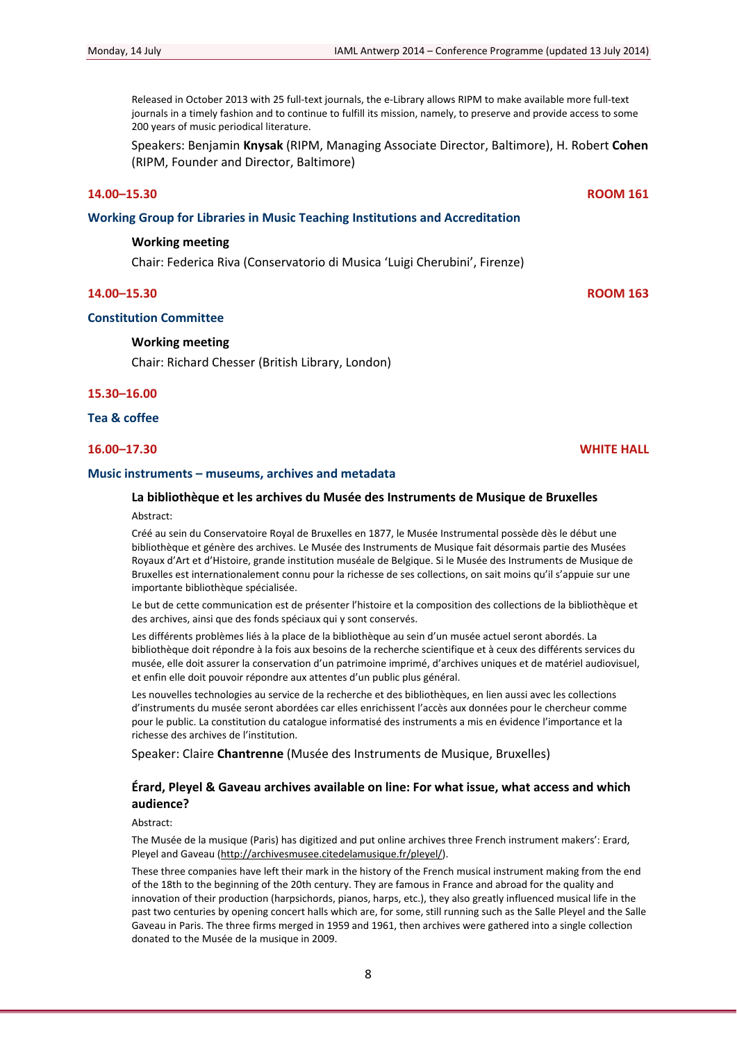Released in October 2013 with 25 full-text journals, the e-Library allows RIPM to make available more full-text journals in a timely fashion and to continue to fulfill its mission, namely, to preserve and provide access to some 200 years of music periodical literature.

Speakers: Benjamin **Knysak** (RIPM, Managing Associate Director, Baltimore), H. Robert **Cohen** (RIPM, Founder and Director, Baltimore)

**14.00–15.30** **ROOM 161**

## Working Group for Libraries in Music Teaching Institutions and Accreditation

**Working meeting**

Chair: Federica Riva (Conservatorio di Musica 'Luigi Cherubini', Firenze)

**14.00–15.30** **ROOM 163**

## Constitution Committee

**Working meeting**

Chair: Richard Chesser (British Library, London)

**15.30–16.00**

## Tea & coffee

**16.00–17.30** **WHITE HALL**

## Music instruments – museums, archives and metadata

### La bibliothèque et les archives du Musée des Instruments de Musique de Bruxelles

Abstract:

Créé au sein du Conservatoire Royal de Bruxelles en 1877, le Musée Instrumental possède dès le début une bibliothèque et génère des archives. Le Musée des Instruments de Musique fait désormais partie des Musées Royaux d'Art et d'Histoire, grande institution muséale de Belgique. Si le Musée des Instruments de Musique de Bruxelles est internationalement connu pour la richesse de ses collections, on sait moins qu'il s'appuie sur une importante bibliothèque spécialisée.

Le but de cette communication est de présenter l'histoire et la composition des collections de la bibliothèque et des archives, ainsi que des fonds spéciaux qui y sont conservés.

Les différents problèmes liés à la place de la bibliothèque au sein d'un musée actuel seront abordés. La bibliothèque doit répondre à la fois aux besoins de la recherche scientifique et à ceux des différents services du musée, elle doit assurer la conservation d'un patrimoine imprimé, d'archives uniques et de matériel audiovisuel, et enfin elle doit pouvoir répondre aux attentes d'un public plus général.

Les nouvelles technologies au service de la recherche et des bibliothèques, en lien aussi avec les collections d'instruments du musée seront abordées car elles enrichissent l'accès aux données pour le chercheur comme pour le public. La constitution du catalogue informatisé des instruments a mis en évidence l'importance et la richesse des archives de l'institution.

Speaker: Claire **Chantrenne** (Musée des Instruments de Musique, Bruxelles)

### Érard, Pleyel & Gaveau archives available on line: For what issue, what access and which audience?

Abstract:

The Musée de la musique (Paris) has digitized and put online archives three French instrument makers': Erard, Pleyel and Gaveau (http://archivesmusee.citedelamusique.fr/pleyel/).

These three companies have left their mark in the history of the French musical instrument making from the end of the 18th to the beginning of the 20th century. They are famous in France and abroad for the quality and innovation of their production (harpsichords, pianos, harps, etc.), they also greatly influenced musical life in the past two centuries by opening concert halls which are, for some, still running such as the Salle Pleyel and the Salle Gaveau in Paris. The three firms merged in 1959 and 1961, then archives were gathered into a single collection donated to the Musée de la musique in 2009.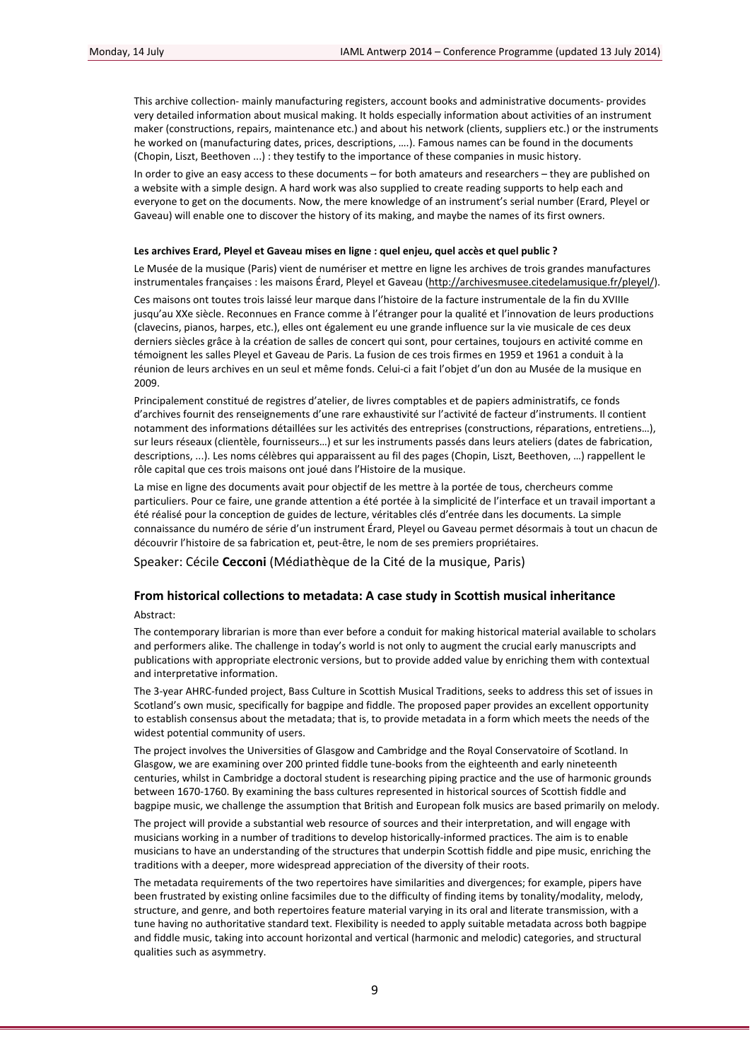This archive collection- mainly manufacturing registers, account books and administrative documents- provides very detailed information about musical making. It holds especially information about activities of an instrument maker (constructions, repairs, maintenance etc.) and about his network (clients, suppliers etc.) or the instruments he worked on (manufacturing dates, prices, descriptions, ….). Famous names can be found in the documents (Chopin, Liszt, Beethoven ...) : they testify to the importance of these companies in music history.

In order to give an easy access to these documents – for both amateurs and researchers – they are published on a website with a simple design. A hard work was also supplied to create reading supports to help each and everyone to get on the documents. Now, the mere knowledge of an instrument's serial number (Erard, Pleyel or Gaveau) will enable one to discover the history of its making, and maybe the names of its first owners.

**Les archives Erard, Pleyel et Gaveau mises en ligne : quel enjeu, quel accès et quel public ?**

Le Musée de la musique (Paris) vient de numériser et mettre en ligne les archives de trois grandes manufactures instrumentales françaises : les maisons Érard, Pleyel et Gaveau (http://archivesmusee.citedelamusique.fr/pleyel/).

Ces maisons ont toutes trois laissé leur marque dans l'histoire de la facture instrumentale de la fin du XVIIIe jusqu'au XXe siècle. Reconnues en France comme à l'étranger pour la qualité et l'innovation de leurs productions (clavecins, pianos, harpes, etc.), elles ont également eu une grande influence sur la vie musicale de ces deux derniers siècles grâce à la création de salles de concert qui sont, pour certaines, toujours en activité comme en témoignent les salles Pleyel et Gaveau de Paris. La fusion de ces trois firmes en 1959 et 1961 a conduit à la réunion de leurs archives en un seul et même fonds. Celui-ci a fait l'objet d'un don au Musée de la musique en 2009.

Principalement constitué de registres d'atelier, de livres comptables et de papiers administratifs, ce fonds d'archives fournit des renseignements d'une rare exhaustivité sur l'activité de facteur d'instruments. Il contient notamment des informations détaillées sur les activités des entreprises (constructions, réparations, entretiens…), sur leurs réseaux (clientèle, fournisseurs…) et sur les instruments passés dans leurs ateliers (dates de fabrication, descriptions, ...). Les noms célèbres qui apparaissent au fil des pages (Chopin, Liszt, Beethoven, …) rappellent le rôle capital que ces trois maisons ont joué dans l'Histoire de la musique.

La mise en ligne des documents avait pour objectif de les mettre à la portée de tous, chercheurs comme particuliers. Pour ce faire, une grande attention a été portée à la simplicité de l'interface et un travail important a été réalisé pour la conception de guides de lecture, véritables clés d'entrée dans les documents. La simple connaissance du numéro de série d'un instrument Érard, Pleyel ou Gaveau permet désormais à tout un chacun de découvrir l'histoire de sa fabrication et, peut-être, le nom de ses premiers propriétaires.

Speaker: Cécile **Cecconi** (Médiathèque de la Cité de la musique, Paris)

### From historical collections to metadata: A case study in Scottish musical inheritance

Abstract:

The contemporary librarian is more than ever before a conduit for making historical material available to scholars and performers alike. The challenge in today's world is not only to augment the crucial early manuscripts and publications with appropriate electronic versions, but to provide added value by enriching them with contextual and interpretative information.

The 3-year AHRC-funded project, Bass Culture in Scottish Musical Traditions, seeks to address this set of issues in Scotland's own music, specifically for bagpipe and fiddle. The proposed paper provides an excellent opportunity to establish consensus about the metadata; that is, to provide metadata in a form which meets the needs of the widest potential community of users.

The project involves the Universities of Glasgow and Cambridge and the Royal Conservatoire of Scotland. In Glasgow, we are examining over 200 printed fiddle tune-books from the eighteenth and early nineteenth centuries, whilst in Cambridge a doctoral student is researching piping practice and the use of harmonic grounds between 1670-1760. By examining the bass cultures represented in historical sources of Scottish fiddle and bagpipe music, we challenge the assumption that British and European folk musics are based primarily on melody.

The project will provide a substantial web resource of sources and their interpretation, and will engage with musicians working in a number of traditions to develop historically-informed practices. The aim is to enable musicians to have an understanding of the structures that underpin Scottish fiddle and pipe music, enriching the traditions with a deeper, more widespread appreciation of the diversity of their roots.

The metadata requirements of the two repertoires have similarities and divergences; for example, pipers have been frustrated by existing online facsimiles due to the difficulty of finding items by tonality/modality, melody, structure, and genre, and both repertoires feature material varying in its oral and literate transmission, with a tune having no authoritative standard text. Flexibility is needed to apply suitable metadata across both bagpipe and fiddle music, taking into account horizontal and vertical (harmonic and melodic) categories, and structural qualities such as asymmetry.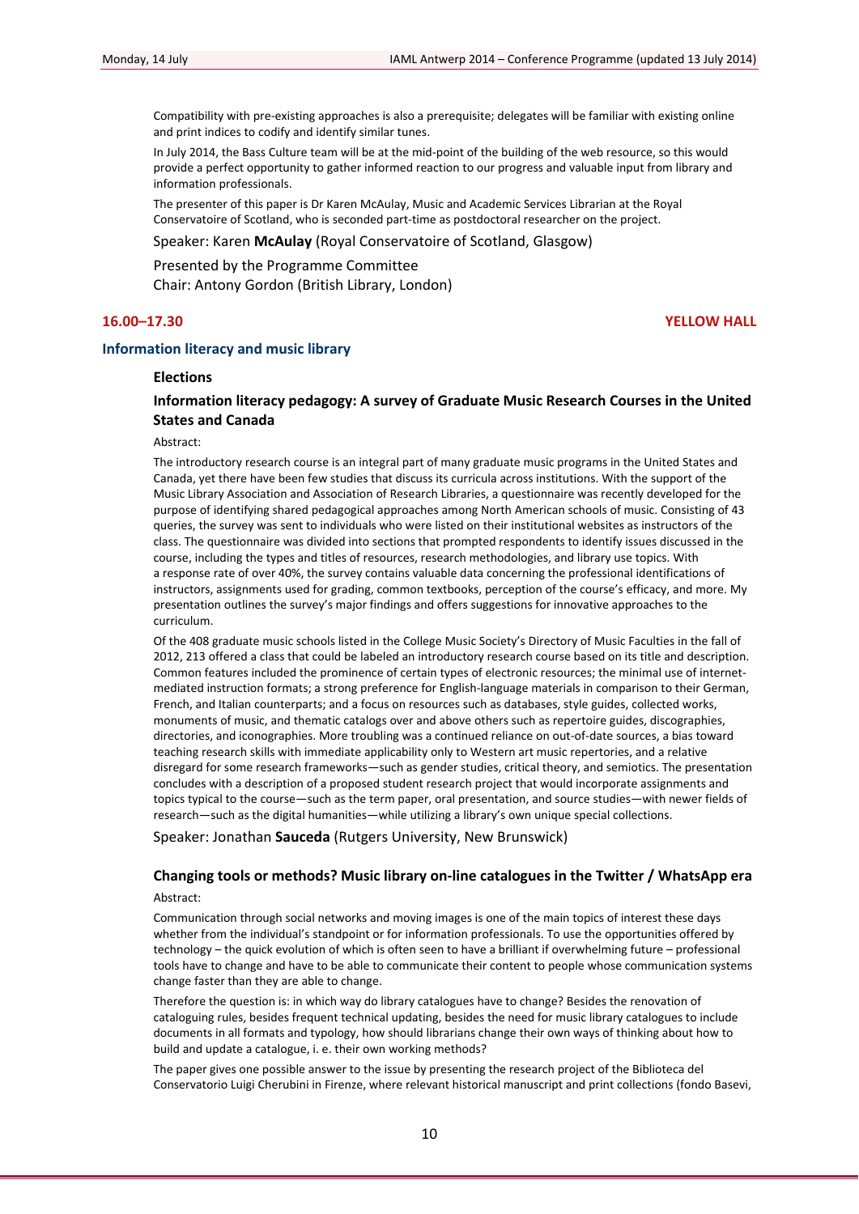Compatibility with pre-existing approaches is also a prerequisite; delegates will be familiar with existing online and print indices to codify and identify similar tunes.

In July 2014, the Bass Culture team will be at the mid-point of the building of the web resource, so this would provide a perfect opportunity to gather informed reaction to our progress and valuable input from library and information professionals.

The presenter of this paper is Dr Karen McAulay, Music and Academic Services Librarian at the Royal Conservatoire of Scotland, who is seconded part-time as postdoctoral researcher on the project.

Speaker: Karen **McAulay** (Royal Conservatoire of Scotland, Glasgow)

Presented by the Programme Committee
Chair: Antony Gordon (British Library, London)

**16.00–17.30** **YELLOW HALL**

## Information literacy and music library

### Elections

### Information literacy pedagogy: A survey of Graduate Music Research Courses in the United States and Canada

Abstract:

The introductory research course is an integral part of many graduate music programs in the United States and Canada, yet there have been few studies that discuss its curricula across institutions. With the support of the Music Library Association and Association of Research Libraries, a questionnaire was recently developed for the purpose of identifying shared pedagogical approaches among North American schools of music. Consisting of 43 queries, the survey was sent to individuals who were listed on their institutional websites as instructors of the class. The questionnaire was divided into sections that prompted respondents to identify issues discussed in the course, including the types and titles of resources, research methodologies, and library use topics. With a response rate of over 40%, the survey contains valuable data concerning the professional identifications of instructors, assignments used for grading, common textbooks, perception of the course's efficacy, and more. My presentation outlines the survey's major findings and offers suggestions for innovative approaches to the curriculum.

Of the 408 graduate music schools listed in the College Music Society's Directory of Music Faculties in the fall of 2012, 213 offered a class that could be labeled an introductory research course based on its title and description. Common features included the prominence of certain types of electronic resources; the minimal use of internet-mediated instruction formats; a strong preference for English-language materials in comparison to their German, French, and Italian counterparts; and a focus on resources such as databases, style guides, collected works, monuments of music, and thematic catalogs over and above others such as repertoire guides, discographies, directories, and iconographies. More troubling was a continued reliance on out-of-date sources, a bias toward teaching research skills with immediate applicability only to Western art music repertories, and a relative disregard for some research frameworks—such as gender studies, critical theory, and semiotics. The presentation concludes with a description of a proposed student research project that would incorporate assignments and topics typical to the course—such as the term paper, oral presentation, and source studies—with newer fields of research—such as the digital humanities—while utilizing a library's own unique special collections.

Speaker: Jonathan **Sauceda** (Rutgers University, New Brunswick)

### Changing tools or methods? Music library on-line catalogues in the Twitter / WhatsApp era

Abstract:

Communication through social networks and moving images is one of the main topics of interest these days whether from the individual's standpoint or for information professionals. To use the opportunities offered by technology – the quick evolution of which is often seen to have a brilliant if overwhelming future – professional tools have to change and have to be able to communicate their content to people whose communication systems change faster than they are able to change.

Therefore the question is: in which way do library catalogues have to change? Besides the renovation of cataloguing rules, besides frequent technical updating, besides the need for music library catalogues to include documents in all formats and typology, how should librarians change their own ways of thinking about how to build and update a catalogue, i. e. their own working methods?

The paper gives one possible answer to the issue by presenting the research project of the Biblioteca del Conservatorio Luigi Cherubini in Firenze, where relevant historical manuscript and print collections (fondo Basevi,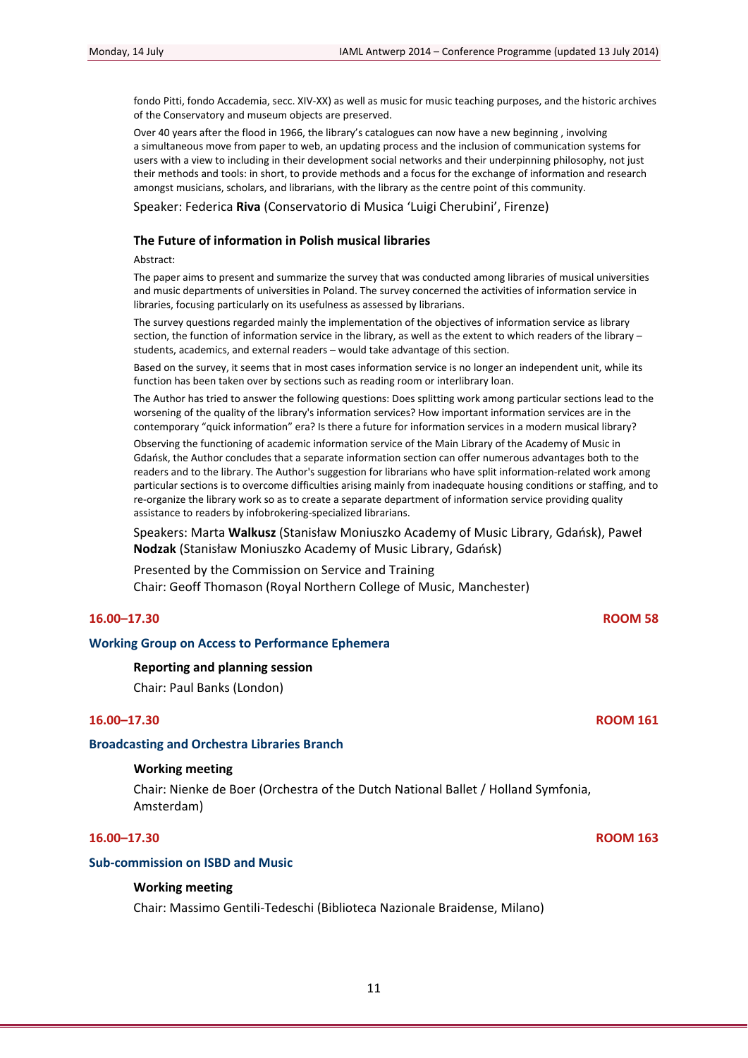fondo Pitti, fondo Accademia, secc. XIV-XX) as well as music for music teaching purposes, and the historic archives of the Conservatory and museum objects are preserved.

Over 40 years after the flood in 1966, the library's catalogues can now have a new beginning , involving a simultaneous move from paper to web, an updating process and the inclusion of communication systems for users with a view to including in their development social networks and their underpinning philosophy, not just their methods and tools: in short, to provide methods and a focus for the exchange of information and research amongst musicians, scholars, and librarians, with the library as the centre point of this community.

Speaker: Federica **Riva** (Conservatorio di Musica 'Luigi Cherubini', Firenze)

### The Future of information in Polish musical libraries

Abstract:

The paper aims to present and summarize the survey that was conducted among libraries of musical universities and music departments of universities in Poland. The survey concerned the activities of information service in libraries, focusing particularly on its usefulness as assessed by librarians.

The survey questions regarded mainly the implementation of the objectives of information service as library section, the function of information service in the library, as well as the extent to which readers of the library – students, academics, and external readers – would take advantage of this section.

Based on the survey, it seems that in most cases information service is no longer an independent unit, while its function has been taken over by sections such as reading room or interlibrary loan.

The Author has tried to answer the following questions: Does splitting work among particular sections lead to the worsening of the quality of the library's information services? How important information services are in the contemporary "quick information" era? Is there a future for information services in a modern musical library?

Observing the functioning of academic information service of the Main Library of the Academy of Music in Gdańsk, the Author concludes that a separate information section can offer numerous advantages both to the readers and to the library. The Author's suggestion for librarians who have split information-related work among particular sections is to overcome difficulties arising mainly from inadequate housing conditions or staffing, and to re-organize the library work so as to create a separate department of information service providing quality assistance to readers by infobrokering-specialized librarians.

Speakers: Marta **Walkusz** (Stanisław Moniuszko Academy of Music Library, Gdańsk), Paweł **Nodzak** (Stanisław Moniuszko Academy of Music Library, Gdańsk)

Presented by the Commission on Service and Training
Chair: Geoff Thomason (Royal Northern College of Music, Manchester)

**16.00–17.30** **ROOM 58**

## Working Group on Access to Performance Ephemera

### Reporting and planning session

Chair: Paul Banks (London)

**16.00–17.30** **ROOM 161**

## Broadcasting and Orchestra Libraries Branch

### Working meeting

Chair: Nienke de Boer (Orchestra of the Dutch National Ballet / Holland Symfonia, Amsterdam)

**16.00–17.30** **ROOM 163**

## Sub-commission on ISBD and Music

### Working meeting

Chair: Massimo Gentili-Tedeschi (Biblioteca Nazionale Braidense, Milano)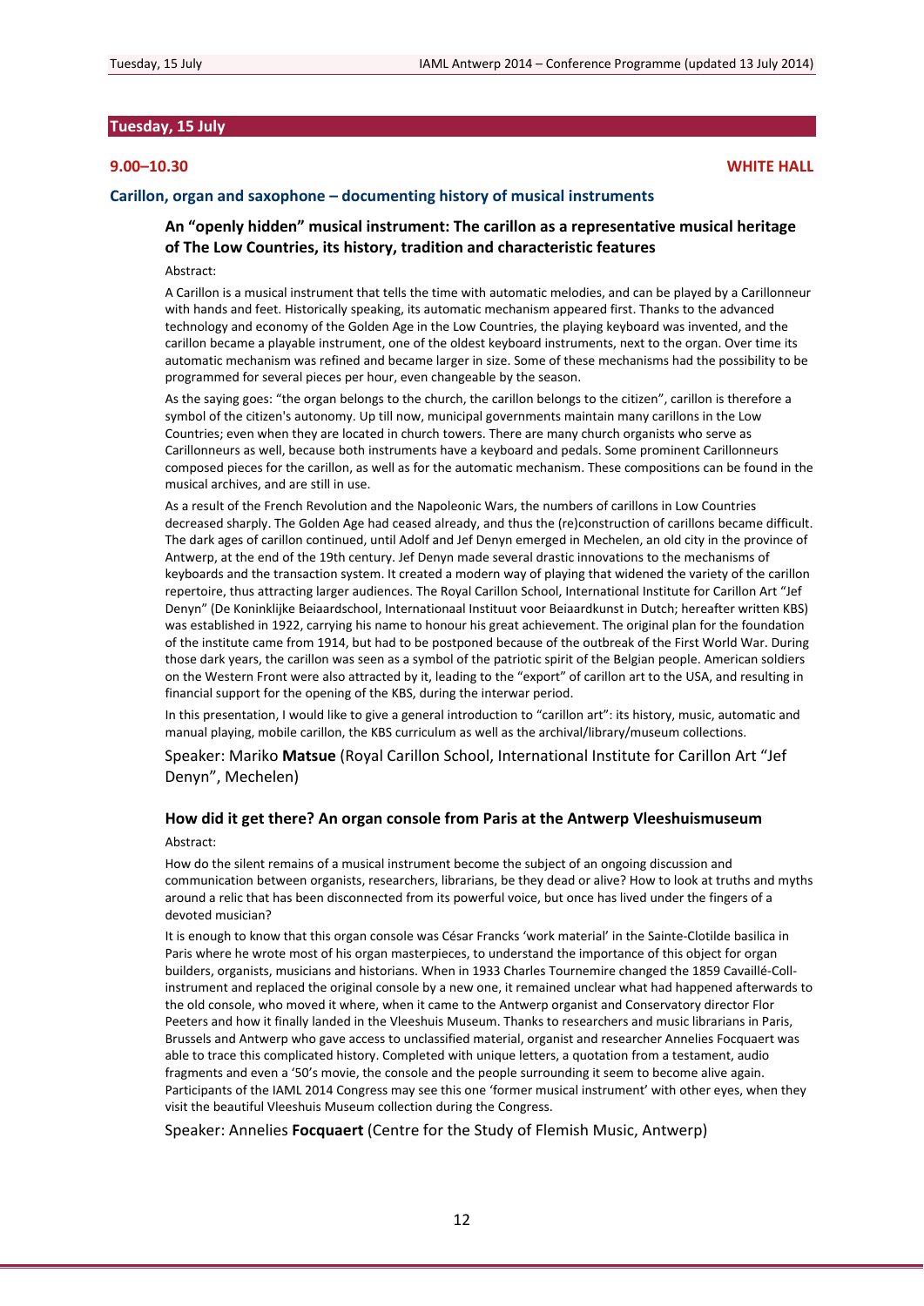## Tuesday, 15 July

**9.00–10.30** **WHITE HALL**

### Carillon, organ and saxophone – documenting history of musical instruments

#### An "openly hidden" musical instrument: The carillon as a representative musical heritage of The Low Countries, its history, tradition and characteristic features

Abstract:

A Carillon is a musical instrument that tells the time with automatic melodies, and can be played by a Carillonneur with hands and feet. Historically speaking, its automatic mechanism appeared first. Thanks to the advanced technology and economy of the Golden Age in the Low Countries, the playing keyboard was invented, and the carillon became a playable instrument, one of the oldest keyboard instruments, next to the organ. Over time its automatic mechanism was refined and became larger in size. Some of these mechanisms had the possibility to be programmed for several pieces per hour, even changeable by the season.

As the saying goes: "the organ belongs to the church, the carillon belongs to the citizen", carillon is therefore a symbol of the citizen's autonomy. Up till now, municipal governments maintain many carillons in the Low Countries; even when they are located in church towers. There are many church organists who serve as Carillonneurs as well, because both instruments have a keyboard and pedals. Some prominent Carillonneurs composed pieces for the carillon, as well as for the automatic mechanism. These compositions can be found in the musical archives, and are still in use.

As a result of the French Revolution and the Napoleonic Wars, the numbers of carillons in Low Countries decreased sharply. The Golden Age had ceased already, and thus the (re)construction of carillons became difficult. The dark ages of carillon continued, until Adolf and Jef Denyn emerged in Mechelen, an old city in the province of Antwerp, at the end of the 19th century. Jef Denyn made several drastic innovations to the mechanisms of keyboards and the transaction system. It created a modern way of playing that widened the variety of the carillon repertoire, thus attracting larger audiences. The Royal Carillon School, International Institute for Carillon Art "Jef Denyn" (De Koninklijke Beiaardschool, Internationaal Instituut voor Beiaardkunst in Dutch; hereafter written KBS) was established in 1922, carrying his name to honour his great achievement. The original plan for the foundation of the institute came from 1914, but had to be postponed because of the outbreak of the First World War. During those dark years, the carillon was seen as a symbol of the patriotic spirit of the Belgian people. American soldiers on the Western Front were also attracted by it, leading to the "export" of carillon art to the USA, and resulting in financial support for the opening of the KBS, during the interwar period.

In this presentation, I would like to give a general introduction to "carillon art": its history, music, automatic and manual playing, mobile carillon, the KBS curriculum as well as the archival/library/museum collections.

Speaker: Mariko **Matsue** (Royal Carillon School, International Institute for Carillon Art "Jef Denyn", Mechelen)

#### How did it get there? An organ console from Paris at the Antwerp Vleeshuismuseum

Abstract:

How do the silent remains of a musical instrument become the subject of an ongoing discussion and communication between organists, researchers, librarians, be they dead or alive? How to look at truths and myths around a relic that has been disconnected from its powerful voice, but once has lived under the fingers of a devoted musician?

It is enough to know that this organ console was César Francks 'work material' in the Sainte-Clotilde basilica in Paris where he wrote most of his organ masterpieces, to understand the importance of this object for organ builders, organists, musicians and historians. When in 1933 Charles Tournemire changed the 1859 Cavaillé-Coll-instrument and replaced the original console by a new one, it remained unclear what had happened afterwards to the old console, who moved it where, when it came to the Antwerp organist and Conservatory director Flor Peeters and how it finally landed in the Vleeshuis Museum. Thanks to researchers and music librarians in Paris, Brussels and Antwerp who gave access to unclassified material, organist and researcher Annelies Focquaert was able to trace this complicated history. Completed with unique letters, a quotation from a testament, audio fragments and even a '50's movie, the console and the people surrounding it seem to become alive again. Participants of the IAML 2014 Congress may see this one 'former musical instrument' with other eyes, when they visit the beautiful Vleeshuis Museum collection during the Congress.

Speaker: Annelies **Focquaert** (Centre for the Study of Flemish Music, Antwerp)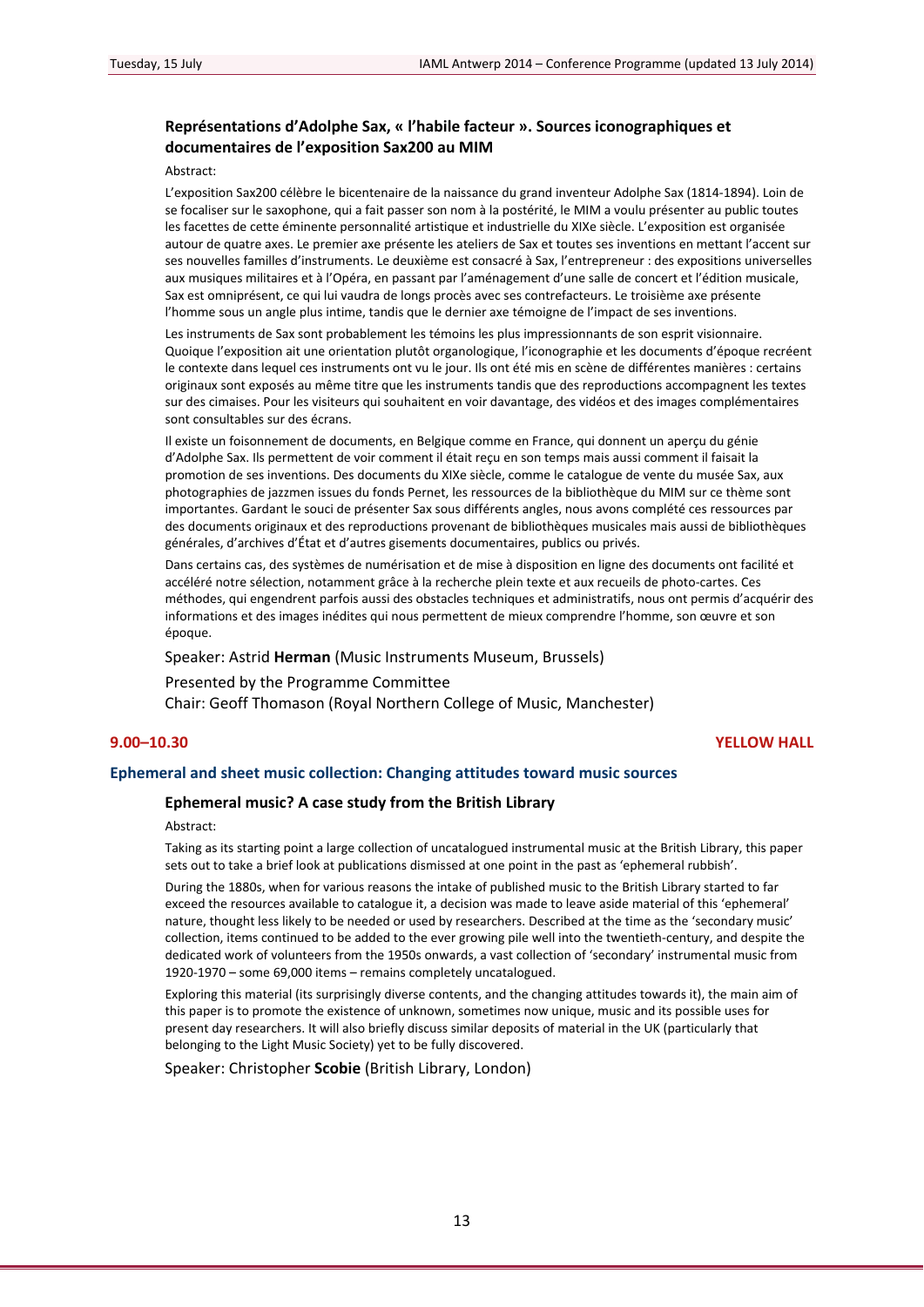### Représentations d'Adolphe Sax, « l'habile facteur ». Sources iconographiques et documentaires de l'exposition Sax200 au MIM

Abstract:

L'exposition Sax200 célèbre le bicentenaire de la naissance du grand inventeur Adolphe Sax (1814-1894). Loin de se focaliser sur le saxophone, qui a fait passer son nom à la postérité, le MIM a voulu présenter au public toutes les facettes de cette éminente personnalité artistique et industrielle du XIXe siècle. L'exposition est organisée autour de quatre axes. Le premier axe présente les ateliers de Sax et toutes ses inventions en mettant l'accent sur ses nouvelles familles d'instruments. Le deuxième est consacré à Sax, l'entrepreneur : des expositions universelles aux musiques militaires et à l'Opéra, en passant par l'aménagement d'une salle de concert et l'édition musicale, Sax est omniprésent, ce qui lui vaudra de longs procès avec ses contrefacteurs. Le troisième axe présente l'homme sous un angle plus intime, tandis que le dernier axe témoigne de l'impact de ses inventions.

Les instruments de Sax sont probablement les témoins les plus impressionnants de son esprit visionnaire. Quoique l'exposition ait une orientation plutôt organologique, l'iconographie et les documents d'époque recréent le contexte dans lequel ces instruments ont vu le jour. Ils ont été mis en scène de différentes manières : certains originaux sont exposés au même titre que les instruments tandis que des reproductions accompagnent les textes sur des cimaises. Pour les visiteurs qui souhaitent en voir davantage, des vidéos et des images complémentaires sont consultables sur des écrans.

Il existe un foisonnement de documents, en Belgique comme en France, qui donnent un aperçu du génie d'Adolphe Sax. Ils permettent de voir comment il était reçu en son temps mais aussi comment il faisait la promotion de ses inventions. Des documents du XIXe siècle, comme le catalogue de vente du musée Sax, aux photographies de jazzmen issues du fonds Pernet, les ressources de la bibliothèque du MIM sur ce thème sont importantes. Gardant le souci de présenter Sax sous différents angles, nous avons complété ces ressources par des documents originaux et des reproductions provenant de bibliothèques musicales mais aussi de bibliothèques générales, d'archives d'État et d'autres gisements documentaires, publics ou privés.

Dans certains cas, des systèmes de numérisation et de mise à disposition en ligne des documents ont facilité et accéléré notre sélection, notamment grâce à la recherche plein texte et aux recueils de photo-cartes. Ces méthodes, qui engendrent parfois aussi des obstacles techniques et administratifs, nous ont permis d'acquérir des informations et des images inédites qui nous permettent de mieux comprendre l'homme, son œuvre et son époque.

Speaker: Astrid **Herman** (Music Instruments Museum, Brussels)

Presented by the Programme Committee
Chair: Geoff Thomason (Royal Northern College of Music, Manchester)

**9.00–10.30** **YELLOW HALL**

## Ephemeral and sheet music collection: Changing attitudes toward music sources

### Ephemeral music? A case study from the British Library

Abstract:

Taking as its starting point a large collection of uncatalogued instrumental music at the British Library, this paper sets out to take a brief look at publications dismissed at one point in the past as 'ephemeral rubbish'.

During the 1880s, when for various reasons the intake of published music to the British Library started to far exceed the resources available to catalogue it, a decision was made to leave aside material of this 'ephemeral' nature, thought less likely to be needed or used by researchers. Described at the time as the 'secondary music' collection, items continued to be added to the ever growing pile well into the twentieth-century, and despite the dedicated work of volunteers from the 1950s onwards, a vast collection of 'secondary' instrumental music from 1920-1970 – some 69,000 items – remains completely uncatalogued.

Exploring this material (its surprisingly diverse contents, and the changing attitudes towards it), the main aim of this paper is to promote the existence of unknown, sometimes now unique, music and its possible uses for present day researchers. It will also briefly discuss similar deposits of material in the UK (particularly that belonging to the Light Music Society) yet to be fully discovered.

Speaker: Christopher **Scobie** (British Library, London)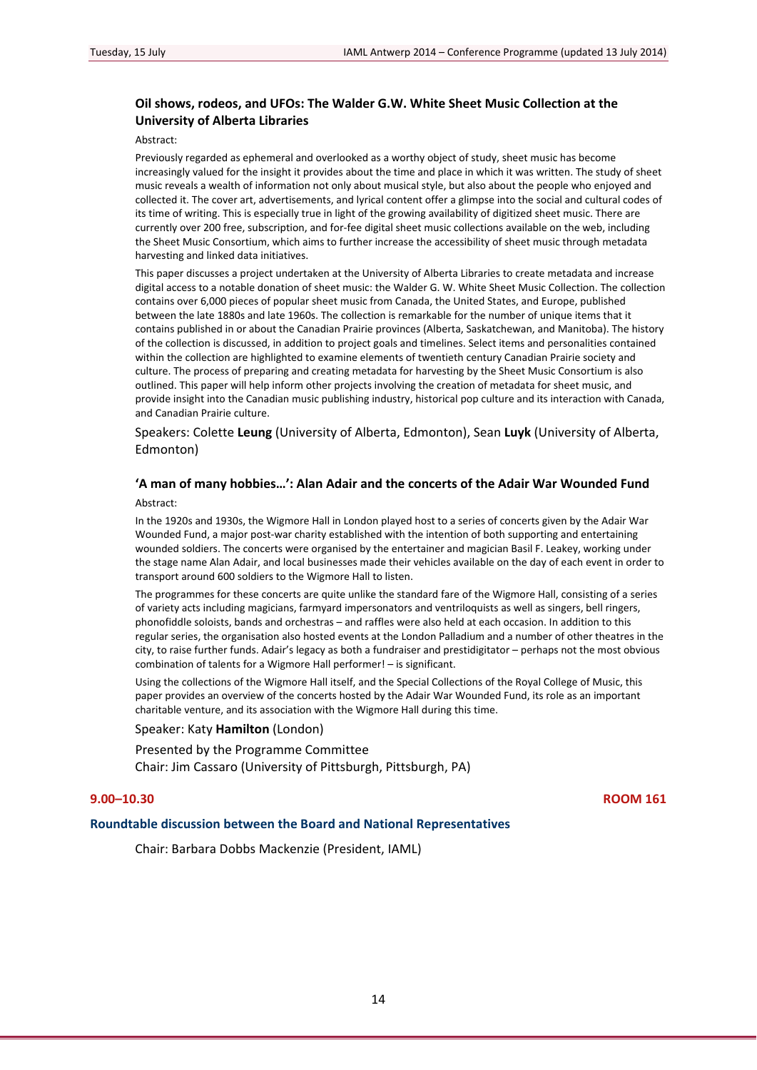### Oil shows, rodeos, and UFOs: The Walder G.W. White Sheet Music Collection at the University of Alberta Libraries

Abstract:

Previously regarded as ephemeral and overlooked as a worthy object of study, sheet music has become increasingly valued for the insight it provides about the time and place in which it was written. The study of sheet music reveals a wealth of information not only about musical style, but also about the people who enjoyed and collected it. The cover art, advertisements, and lyrical content offer a glimpse into the social and cultural codes of its time of writing. This is especially true in light of the growing availability of digitized sheet music. There are currently over 200 free, subscription, and for-fee digital sheet music collections available on the web, including the Sheet Music Consortium, which aims to further increase the accessibility of sheet music through metadata harvesting and linked data initiatives.

This paper discusses a project undertaken at the University of Alberta Libraries to create metadata and increase digital access to a notable donation of sheet music: the Walder G. W. White Sheet Music Collection. The collection contains over 6,000 pieces of popular sheet music from Canada, the United States, and Europe, published between the late 1880s and late 1960s. The collection is remarkable for the number of unique items that it contains published in or about the Canadian Prairie provinces (Alberta, Saskatchewan, and Manitoba). The history of the collection is discussed, in addition to project goals and timelines. Select items and personalities contained within the collection are highlighted to examine elements of twentieth century Canadian Prairie society and culture. The process of preparing and creating metadata for harvesting by the Sheet Music Consortium is also outlined. This paper will help inform other projects involving the creation of metadata for sheet music, and provide insight into the Canadian music publishing industry, historical pop culture and its interaction with Canada, and Canadian Prairie culture.

Speakers: Colette **Leung** (University of Alberta, Edmonton), Sean **Luyk** (University of Alberta, Edmonton)

### 'A man of many hobbies…': Alan Adair and the concerts of the Adair War Wounded Fund

Abstract:

In the 1920s and 1930s, the Wigmore Hall in London played host to a series of concerts given by the Adair War Wounded Fund, a major post-war charity established with the intention of both supporting and entertaining wounded soldiers. The concerts were organised by the entertainer and magician Basil F. Leakey, working under the stage name Alan Adair, and local businesses made their vehicles available on the day of each event in order to transport around 600 soldiers to the Wigmore Hall to listen.

The programmes for these concerts are quite unlike the standard fare of the Wigmore Hall, consisting of a series of variety acts including magicians, farmyard impersonators and ventriloquists as well as singers, bell ringers, phonofiddle soloists, bands and orchestras – and raffles were also held at each occasion. In addition to this regular series, the organisation also hosted events at the London Palladium and a number of other theatres in the city, to raise further funds. Adair's legacy as both a fundraiser and prestidigitator – perhaps not the most obvious combination of talents for a Wigmore Hall performer! – is significant.

Using the collections of the Wigmore Hall itself, and the Special Collections of the Royal College of Music, this paper provides an overview of the concerts hosted by the Adair War Wounded Fund, its role as an important charitable venture, and its association with the Wigmore Hall during this time.

Speaker: Katy **Hamilton** (London)

Presented by the Programme Committee
Chair: Jim Cassaro (University of Pittsburgh, Pittsburgh, PA)

**9.00–10.30** **ROOM 161**

## Roundtable discussion between the Board and National Representatives

Chair: Barbara Dobbs Mackenzie (President, IAML)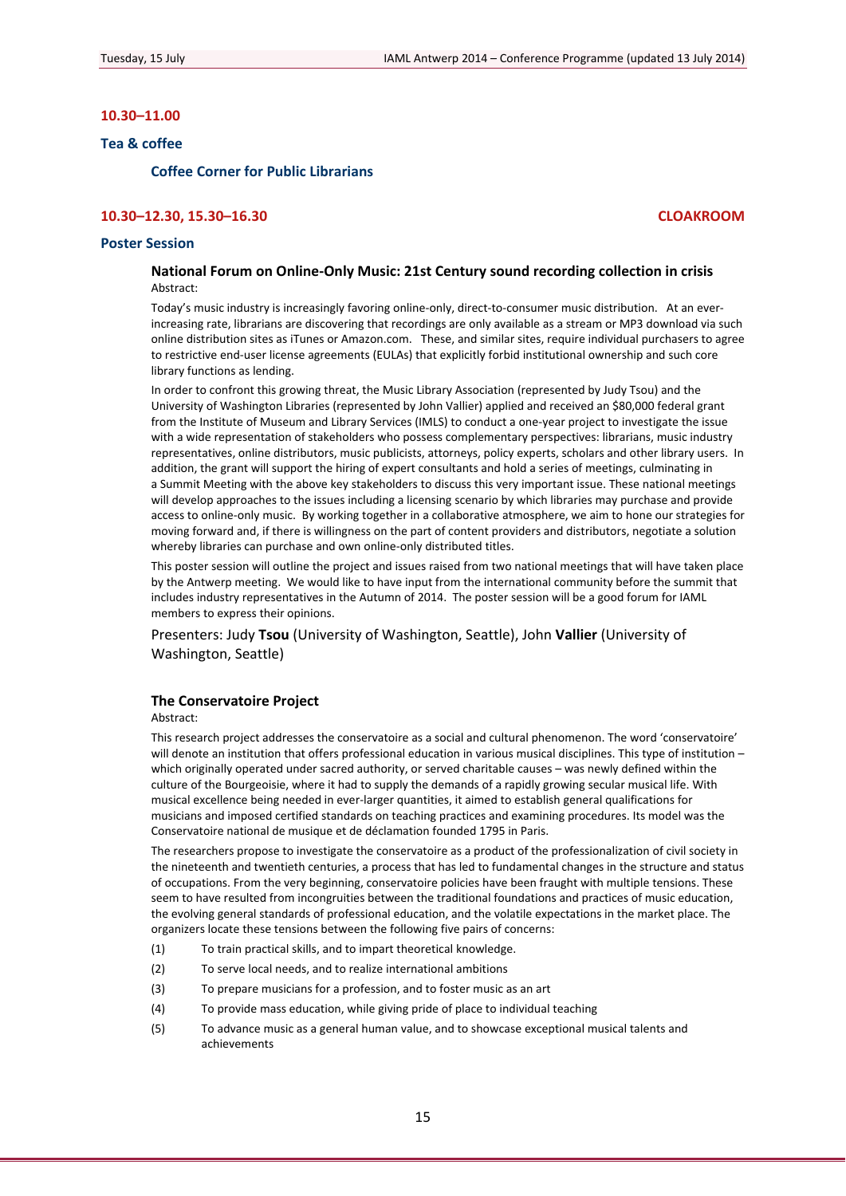**10.30–11.00**

**Tea & coffee**

**Coffee Corner for Public Librarians**

**10.30–12.30, 15.30–16.30** **CLOAKROOM**

**Poster Session**

### National Forum on Online-Only Music: 21st Century sound recording collection in crisis

Abstract:

Today's music industry is increasingly favoring online-only, direct-to-consumer music distribution. At an ever-increasing rate, librarians are discovering that recordings are only available as a stream or MP3 download via such online distribution sites as iTunes or Amazon.com. These, and similar sites, require individual purchasers to agree to restrictive end-user license agreements (EULAs) that explicitly forbid institutional ownership and such core library functions as lending.

In order to confront this growing threat, the Music Library Association (represented by Judy Tsou) and the University of Washington Libraries (represented by John Vallier) applied and received an $80,000 federal grant from the Institute of Museum and Library Services (IMLS) to conduct a one-year project to investigate the issue with a wide representation of stakeholders who possess complementary perspectives: librarians, music industry representatives, online distributors, music publicists, attorneys, policy experts, scholars and other library users. In addition, the grant will support the hiring of expert consultants and hold a series of meetings, culminating in a Summit Meeting with the above key stakeholders to discuss this very important issue. These national meetings will develop approaches to the issues including a licensing scenario by which libraries may purchase and provide access to online-only music. By working together in a collaborative atmosphere, we aim to hone our strategies for moving forward and, if there is willingness on the part of content providers and distributors, negotiate a solution whereby libraries can purchase and own online-only distributed titles.

This poster session will outline the project and issues raised from two national meetings that will have taken place by the Antwerp meeting. We would like to have input from the international community before the summit that includes industry representatives in the Autumn of 2014. The poster session will be a good forum for IAML members to express their opinions.

Presenters: Judy **Tsou** (University of Washington, Seattle), John **Vallier** (University of Washington, Seattle)

### The Conservatoire Project

Abstract:

This research project addresses the conservatoire as a social and cultural phenomenon. The word 'conservatoire' will denote an institution that offers professional education in various musical disciplines. This type of institution – which originally operated under sacred authority, or served charitable causes – was newly defined within the culture of the Bourgeoisie, where it had to supply the demands of a rapidly growing secular musical life. With musical excellence being needed in ever-larger quantities, it aimed to establish general qualifications for musicians and imposed certified standards on teaching practices and examining procedures. Its model was the Conservatoire national de musique et de déclamation founded 1795 in Paris.

The researchers propose to investigate the conservatoire as a product of the professionalization of civil society in the nineteenth and twentieth centuries, a process that has led to fundamental changes in the structure and status of occupations. From the very beginning, conservatoire policies have been fraught with multiple tensions. These seem to have resulted from incongruities between the traditional foundations and practices of music education, the evolving general standards of professional education, and the volatile expectations in the market place. The organizers locate these tensions between the following five pairs of concerns:

(1) To train practical skills, and to impart theoretical knowledge.

(2) To serve local needs, and to realize international ambitions

(3) To prepare musicians for a profession, and to foster music as an art

(4) To provide mass education, while giving pride of place to individual teaching

(5) To advance music as a general human value, and to showcase exceptional musical talents and achievements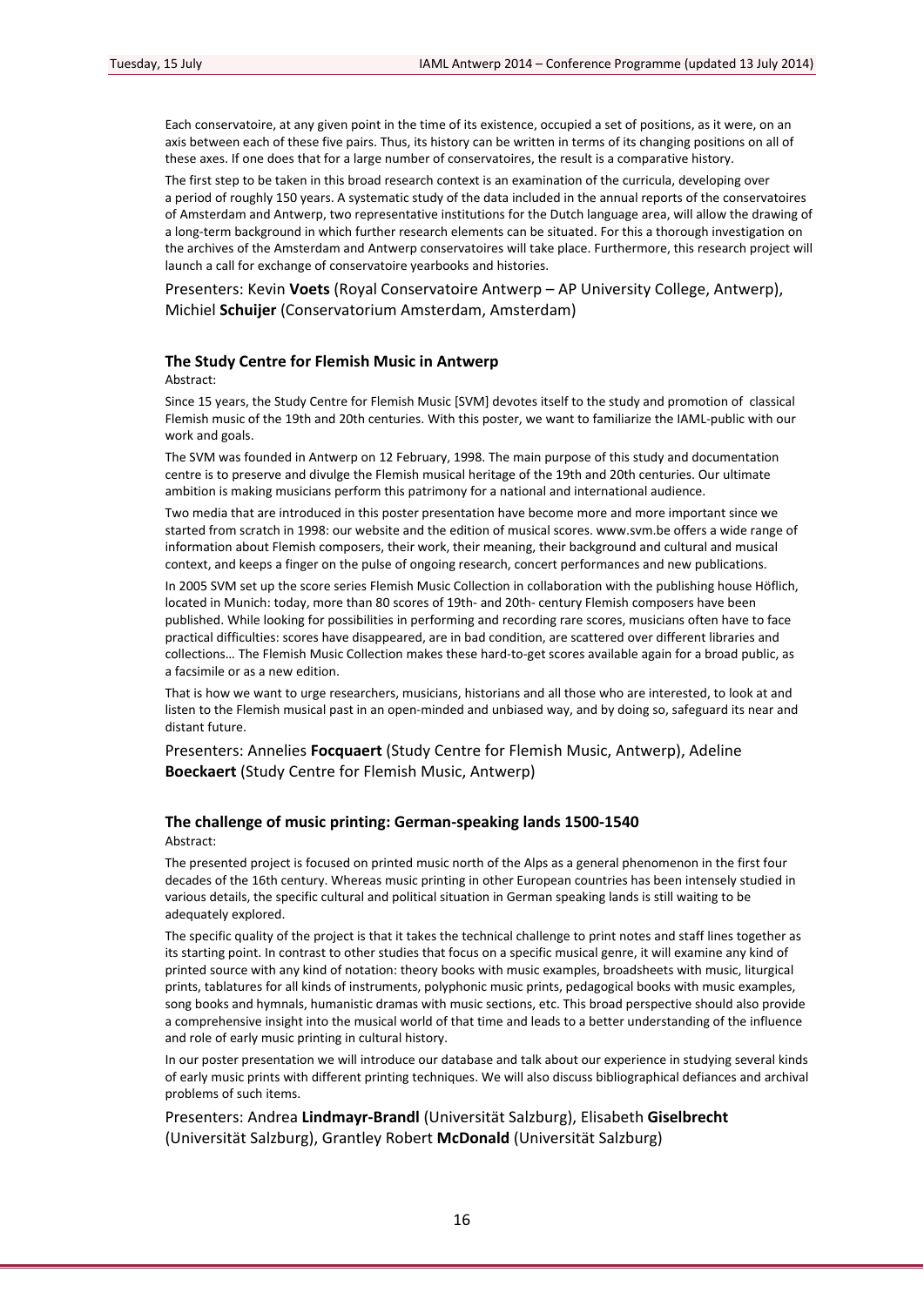Each conservatoire, at any given point in the time of its existence, occupied a set of positions, as it were, on an axis between each of these five pairs. Thus, its history can be written in terms of its changing positions on all of these axes. If one does that for a large number of conservatoires, the result is a comparative history.

The first step to be taken in this broad research context is an examination of the curricula, developing over a period of roughly 150 years. A systematic study of the data included in the annual reports of the conservatoires of Amsterdam and Antwerp, two representative institutions for the Dutch language area, will allow the drawing of a long-term background in which further research elements can be situated. For this a thorough investigation on the archives of the Amsterdam and Antwerp conservatoires will take place. Furthermore, this research project will launch a call for exchange of conservatoire yearbooks and histories.

Presenters: Kevin **Voets** (Royal Conservatoire Antwerp – AP University College, Antwerp), Michiel **Schuijer** (Conservatorium Amsterdam, Amsterdam)

### The Study Centre for Flemish Music in Antwerp

Abstract:

Since 15 years, the Study Centre for Flemish Music [SVM] devotes itself to the study and promotion of classical Flemish music of the 19th and 20th centuries. With this poster, we want to familiarize the IAML-public with our work and goals.

The SVM was founded in Antwerp on 12 February, 1998. The main purpose of this study and documentation centre is to preserve and divulge the Flemish musical heritage of the 19th and 20th centuries. Our ultimate ambition is making musicians perform this patrimony for a national and international audience.

Two media that are introduced in this poster presentation have become more and more important since we started from scratch in 1998: our website and the edition of musical scores. www.svm.be offers a wide range of information about Flemish composers, their work, their meaning, their background and cultural and musical context, and keeps a finger on the pulse of ongoing research, concert performances and new publications.

In 2005 SVM set up the score series Flemish Music Collection in collaboration with the publishing house Höflich, located in Munich: today, more than 80 scores of 19th- and 20th- century Flemish composers have been published. While looking for possibilities in performing and recording rare scores, musicians often have to face practical difficulties: scores have disappeared, are in bad condition, are scattered over different libraries and collections… The Flemish Music Collection makes these hard-to-get scores available again for a broad public, as a facsimile or as a new edition.

That is how we want to urge researchers, musicians, historians and all those who are interested, to look at and listen to the Flemish musical past in an open-minded and unbiased way, and by doing so, safeguard its near and distant future.

Presenters: Annelies **Focquaert** (Study Centre for Flemish Music, Antwerp), Adeline **Boeckaert** (Study Centre for Flemish Music, Antwerp)

### The challenge of music printing: German-speaking lands 1500-1540

Abstract:

The presented project is focused on printed music north of the Alps as a general phenomenon in the first four decades of the 16th century. Whereas music printing in other European countries has been intensely studied in various details, the specific cultural and political situation in German speaking lands is still waiting to be adequately explored.

The specific quality of the project is that it takes the technical challenge to print notes and staff lines together as its starting point. In contrast to other studies that focus on a specific musical genre, it will examine any kind of printed source with any kind of notation: theory books with music examples, broadsheets with music, liturgical prints, tablatures for all kinds of instruments, polyphonic music prints, pedagogical books with music examples, song books and hymnals, humanistic dramas with music sections, etc. This broad perspective should also provide a comprehensive insight into the musical world of that time and leads to a better understanding of the influence and role of early music printing in cultural history.

In our poster presentation we will introduce our database and talk about our experience in studying several kinds of early music prints with different printing techniques. We will also discuss bibliographical defiances and archival problems of such items.

Presenters: Andrea **Lindmayr-Brandl** (Universität Salzburg), Elisabeth **Giselbrecht** (Universität Salzburg), Grantley Robert **McDonald** (Universität Salzburg)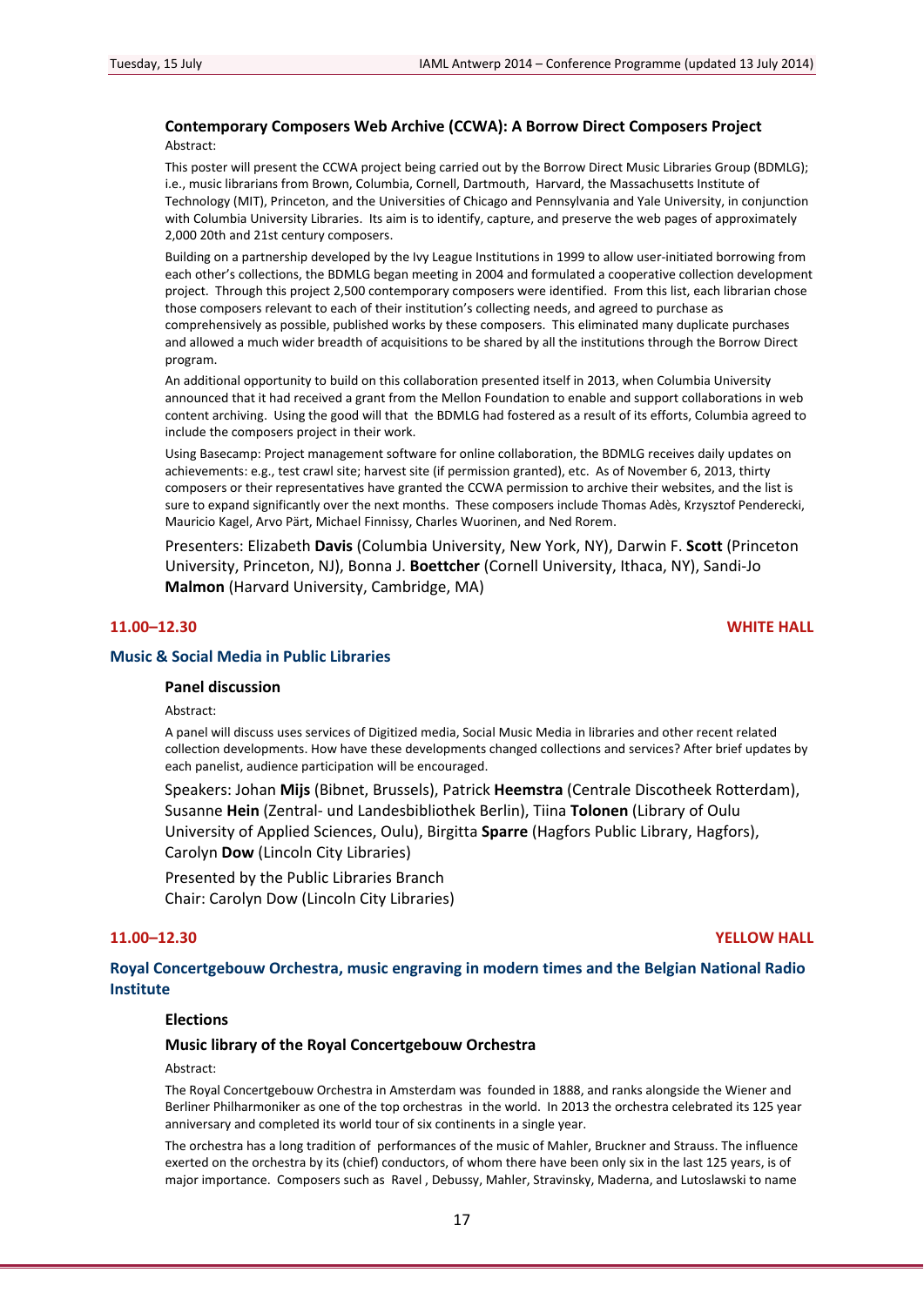### Contemporary Composers Web Archive (CCWA): A Borrow Direct Composers Project

Abstract:

This poster will present the CCWA project being carried out by the Borrow Direct Music Libraries Group (BDMLG); i.e., music librarians from Brown, Columbia, Cornell, Dartmouth, Harvard, the Massachusetts Institute of Technology (MIT), Princeton, and the Universities of Chicago and Pennsylvania and Yale University, in conjunction with Columbia University Libraries. Its aim is to identify, capture, and preserve the web pages of approximately 2,000 20th and 21st century composers.

Building on a partnership developed by the Ivy League Institutions in 1999 to allow user-initiated borrowing from each other's collections, the BDMLG began meeting in 2004 and formulated a cooperative collection development project. Through this project 2,500 contemporary composers were identified. From this list, each librarian chose those composers relevant to each of their institution's collecting needs, and agreed to purchase as comprehensively as possible, published works by these composers. This eliminated many duplicate purchases and allowed a much wider breadth of acquisitions to be shared by all the institutions through the Borrow Direct program.

An additional opportunity to build on this collaboration presented itself in 2013, when Columbia University announced that it had received a grant from the Mellon Foundation to enable and support collaborations in web content archiving. Using the good will that the BDMLG had fostered as a result of its efforts, Columbia agreed to include the composers project in their work.

Using Basecamp: Project management software for online collaboration, the BDMLG receives daily updates on achievements: e.g., test crawl site; harvest site (if permission granted), etc. As of November 6, 2013, thirty composers or their representatives have granted the CCWA permission to archive their websites, and the list is sure to expand significantly over the next months. These composers include Thomas Adès, Krzysztof Penderecki, Mauricio Kagel, Arvo Pärt, Michael Finnissy, Charles Wuorinen, and Ned Rorem.

Presenters: Elizabeth **Davis** (Columbia University, New York, NY), Darwin F. **Scott** (Princeton University, Princeton, NJ), Bonna J. **Boettcher** (Cornell University, Ithaca, NY), Sandi-Jo **Malmon** (Harvard University, Cambridge, MA)

**11.00–12.30** **WHITE HALL**

## Music & Social Media in Public Libraries

### Panel discussion

Abstract:

A panel will discuss uses services of Digitized media, Social Music Media in libraries and other recent related collection developments. How have these developments changed collections and services? After brief updates by each panelist, audience participation will be encouraged.

Speakers: Johan **Mijs** (Bibnet, Brussels), Patrick **Heemstra** (Centrale Discotheek Rotterdam), Susanne **Hein** (Zentral- und Landesbibliothek Berlin), Tiina **Tolonen** (Library of Oulu University of Applied Sciences, Oulu), Birgitta **Sparre** (Hagfors Public Library, Hagfors), Carolyn **Dow** (Lincoln City Libraries)

Presented by the Public Libraries Branch
Chair: Carolyn Dow (Lincoln City Libraries)

**11.00–12.30** **YELLOW HALL**

## Royal Concertgebouw Orchestra, music engraving in modern times and the Belgian National Radio Institute

### Elections

### Music library of the Royal Concertgebouw Orchestra

Abstract:

The Royal Concertgebouw Orchestra in Amsterdam was founded in 1888, and ranks alongside the Wiener and Berliner Philharmoniker as one of the top orchestras in the world. In 2013 the orchestra celebrated its 125 year anniversary and completed its world tour of six continents in a single year.

The orchestra has a long tradition of performances of the music of Mahler, Bruckner and Strauss. The influence exerted on the orchestra by its (chief) conductors, of whom there have been only six in the last 125 years, is of major importance. Composers such as Ravel , Debussy, Mahler, Stravinsky, Maderna, and Lutoslawski to name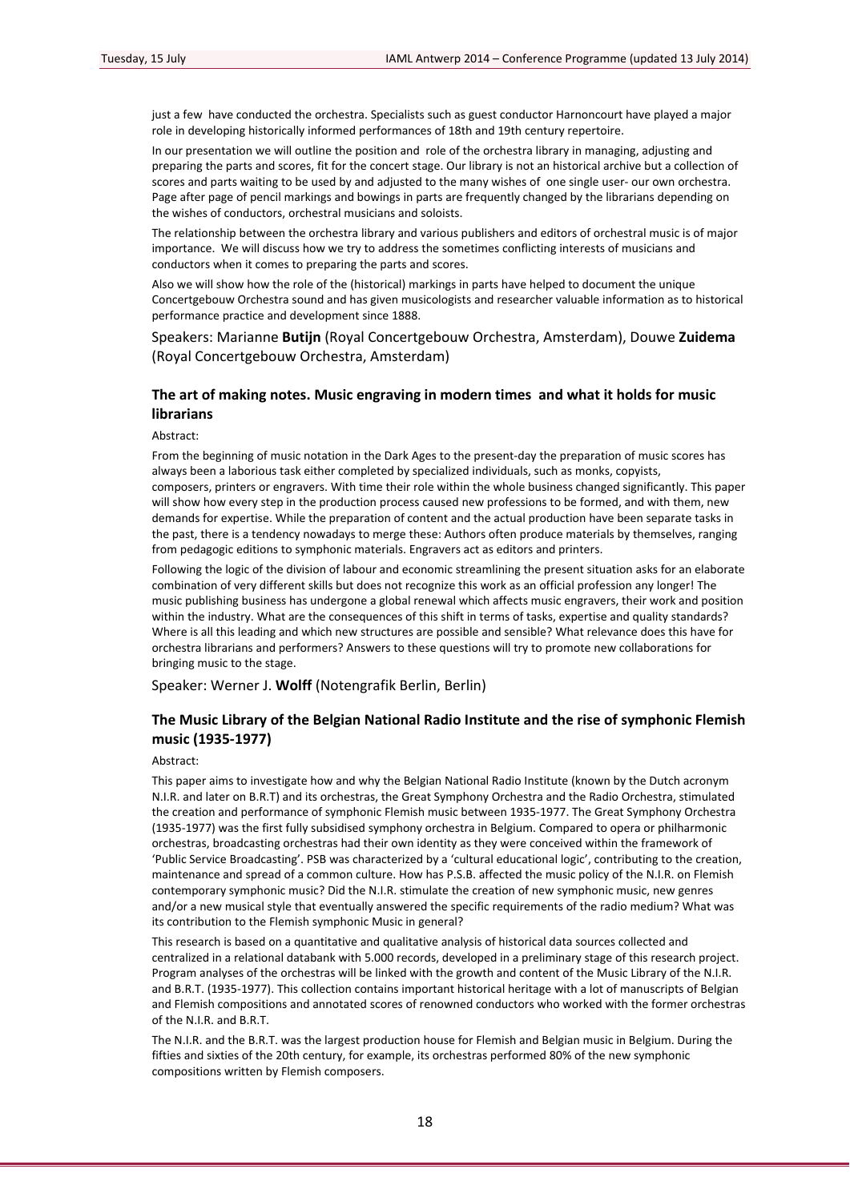just a few have conducted the orchestra. Specialists such as guest conductor Harnoncourt have played a major role in developing historically informed performances of 18th and 19th century repertoire.

In our presentation we will outline the position and role of the orchestra library in managing, adjusting and preparing the parts and scores, fit for the concert stage. Our library is not an historical archive but a collection of scores and parts waiting to be used by and adjusted to the many wishes of one single user- our own orchestra. Page after page of pencil markings and bowings in parts are frequently changed by the librarians depending on the wishes of conductors, orchestral musicians and soloists.

The relationship between the orchestra library and various publishers and editors of orchestral music is of major importance. We will discuss how we try to address the sometimes conflicting interests of musicians and conductors when it comes to preparing the parts and scores.

Also we will show how the role of the (historical) markings in parts have helped to document the unique Concertgebouw Orchestra sound and has given musicologists and researcher valuable information as to historical performance practice and development since 1888.

Speakers: Marianne **Butijn** (Royal Concertgebouw Orchestra, Amsterdam), Douwe **Zuidema** (Royal Concertgebouw Orchestra, Amsterdam)

### The art of making notes. Music engraving in modern times and what it holds for music librarians

Abstract:

From the beginning of music notation in the Dark Ages to the present-day the preparation of music scores has always been a laborious task either completed by specialized individuals, such as monks, copyists, composers, printers or engravers. With time their role within the whole business changed significantly. This paper will show how every step in the production process caused new professions to be formed, and with them, new demands for expertise. While the preparation of content and the actual production have been separate tasks in the past, there is a tendency nowadays to merge these: Authors often produce materials by themselves, ranging from pedagogic editions to symphonic materials. Engravers act as editors and printers.

Following the logic of the division of labour and economic streamlining the present situation asks for an elaborate combination of very different skills but does not recognize this work as an official profession any longer! The music publishing business has undergone a global renewal which affects music engravers, their work and position within the industry. What are the consequences of this shift in terms of tasks, expertise and quality standards? Where is all this leading and which new structures are possible and sensible? What relevance does this have for orchestra librarians and performers? Answers to these questions will try to promote new collaborations for bringing music to the stage.

Speaker: Werner J. **Wolff** (Notengrafik Berlin, Berlin)

### The Music Library of the Belgian National Radio Institute and the rise of symphonic Flemish music (1935-1977)

Abstract:

This paper aims to investigate how and why the Belgian National Radio Institute (known by the Dutch acronym N.I.R. and later on B.R.T) and its orchestras, the Great Symphony Orchestra and the Radio Orchestra, stimulated the creation and performance of symphonic Flemish music between 1935-1977. The Great Symphony Orchestra (1935-1977) was the first fully subsidised symphony orchestra in Belgium. Compared to opera or philharmonic orchestras, broadcasting orchestras had their own identity as they were conceived within the framework of 'Public Service Broadcasting'. PSB was characterized by a 'cultural educational logic', contributing to the creation, maintenance and spread of a common culture. How has P.S.B. affected the music policy of the N.I.R. on Flemish contemporary symphonic music? Did the N.I.R. stimulate the creation of new symphonic music, new genres and/or a new musical style that eventually answered the specific requirements of the radio medium? What was its contribution to the Flemish symphonic Music in general?

This research is based on a quantitative and qualitative analysis of historical data sources collected and centralized in a relational databank with 5.000 records, developed in a preliminary stage of this research project. Program analyses of the orchestras will be linked with the growth and content of the Music Library of the N.I.R. and B.R.T. (1935-1977). This collection contains important historical heritage with a lot of manuscripts of Belgian and Flemish compositions and annotated scores of renowned conductors who worked with the former orchestras of the N.I.R. and B.R.T.

The N.I.R. and the B.R.T. was the largest production house for Flemish and Belgian music in Belgium. During the fifties and sixties of the 20th century, for example, its orchestras performed 80% of the new symphonic compositions written by Flemish composers.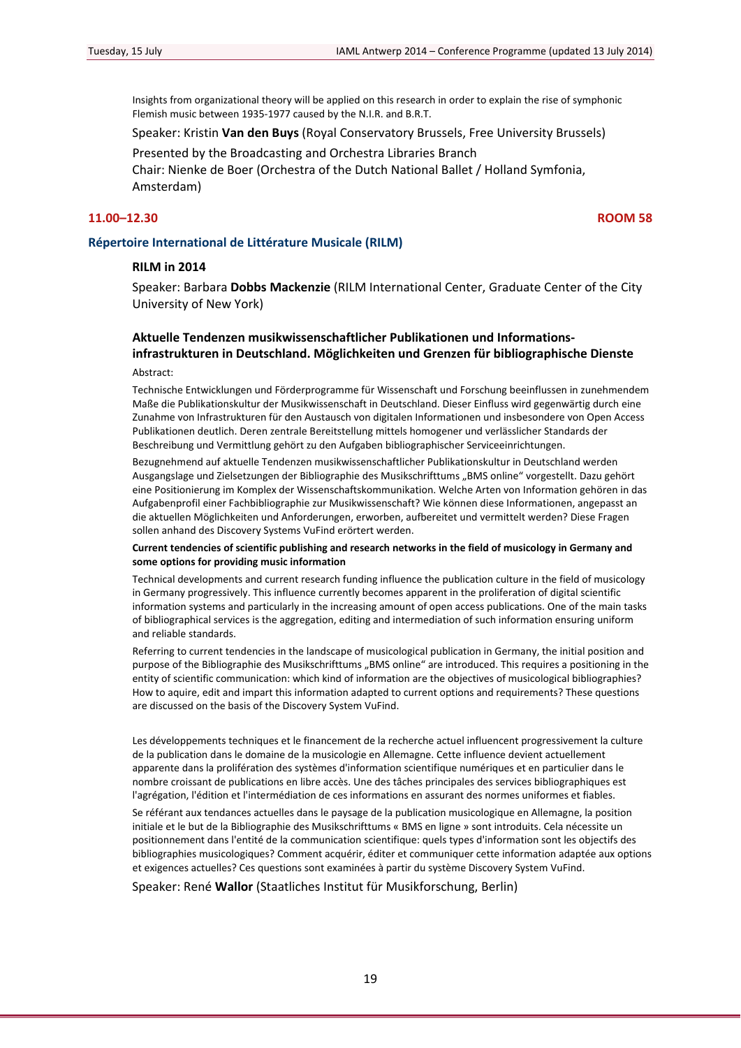Insights from organizational theory will be applied on this research in order to explain the rise of symphonic Flemish music between 1935-1977 caused by the N.I.R. and B.R.T.

Speaker: Kristin **Van den Buys** (Royal Conservatory Brussels, Free University Brussels)

Presented by the Broadcasting and Orchestra Libraries Branch
Chair: Nienke de Boer (Orchestra of the Dutch National Ballet / Holland Symfonia, Amsterdam)

**11.00–12.30** **ROOM 58**

## Répertoire International de Littérature Musicale (RILM)

### RILM in 2014

Speaker: Barbara **Dobbs Mackenzie** (RILM International Center, Graduate Center of the City University of New York)

### Aktuelle Tendenzen musikwissenschaftlicher Publikationen und Informations-infrastrukturen in Deutschland. Möglichkeiten und Grenzen für bibliographische Dienste

Abstract:

Technische Entwicklungen und Förderprogramme für Wissenschaft und Forschung beeinflussen in zunehmendem Maße die Publikationskultur der Musikwissenschaft in Deutschland. Dieser Einfluss wird gegenwärtig durch eine Zunahme von Infrastrukturen für den Austausch von digitalen Informationen und insbesondere von Open Access Publikationen deutlich. Deren zentrale Bereitstellung mittels homogener und verlässlicher Standards der Beschreibung und Vermittlung gehört zu den Aufgaben bibliographischer Serviceeinrichtungen.

Bezugnehmend auf aktuelle Tendenzen musikwissenschaftlicher Publikationskultur in Deutschland werden Ausgangslage und Zielsetzungen der Bibliographie des Musikschrifttums „BMS online" vorgestellt. Dazu gehört eine Positionierung im Komplex der Wissenschaftskommunikation. Welche Arten von Information gehören in das Aufgabenprofil einer Fachbibliographie zur Musikwissenschaft? Wie können diese Informationen, angepasst an die aktuellen Möglichkeiten und Anforderungen, erworben, aufbereitet und vermittelt werden? Diese Fragen sollen anhand des Discovery Systems VuFind erörtert werden.

**Current tendencies of scientific publishing and research networks in the field of musicology in Germany and some options for providing music information**

Technical developments and current research funding influence the publication culture in the field of musicology in Germany progressively. This influence currently becomes apparent in the proliferation of digital scientific information systems and particularly in the increasing amount of open access publications. One of the main tasks of bibliographical services is the aggregation, editing and intermediation of such information ensuring uniform and reliable standards.

Referring to current tendencies in the landscape of musicological publication in Germany, the initial position and purpose of the Bibliographie des Musikschrifttums „BMS online" are introduced. This requires a positioning in the entity of scientific communication: which kind of information are the objectives of musicological bibliographies? How to aquire, edit and impart this information adapted to current options and requirements? These questions are discussed on the basis of the Discovery System VuFind.

Les développements techniques et le financement de la recherche actuel influencent progressivement la culture de la publication dans le domaine de la musicologie en Allemagne. Cette influence devient actuellement apparente dans la prolifération des systèmes d'information scientifique numériques et en particulier dans le nombre croissant de publications en libre accès. Une des tâches principales des services bibliographiques est l'agrégation, l'édition et l'intermédiation de ces informations en assurant des normes uniformes et fiables.

Se référant aux tendances actuelles dans le paysage de la publication musicologique en Allemagne, la position initiale et le but de la Bibliographie des Musikschrifttums « BMS en ligne » sont introduits. Cela nécessite un positionnement dans l'entité de la communication scientifique: quels types d'information sont les objectifs des bibliographies musicologiques? Comment acquérir, éditer et communiquer cette information adaptée aux options et exigences actuelles? Ces questions sont examinées à partir du système Discovery System VuFind.

Speaker: René **Wallor** (Staatliches Institut für Musikforschung, Berlin)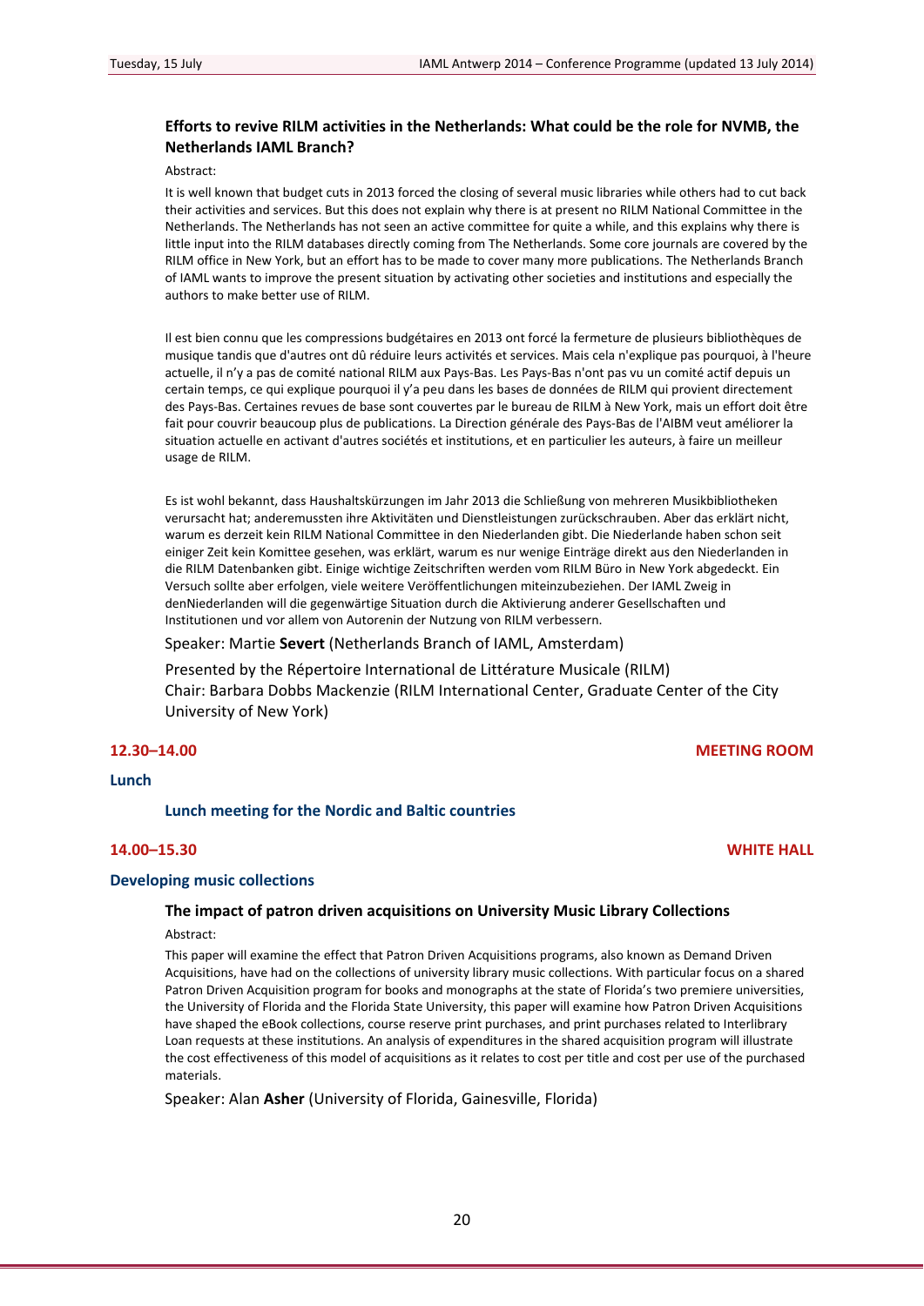### Efforts to revive RILM activities in the Netherlands: What could be the role for NVMB, the Netherlands IAML Branch?

Abstract:

It is well known that budget cuts in 2013 forced the closing of several music libraries while others had to cut back their activities and services. But this does not explain why there is at present no RILM National Committee in the Netherlands. The Netherlands has not seen an active committee for quite a while, and this explains why there is little input into the RILM databases directly coming from The Netherlands. Some core journals are covered by the RILM office in New York, but an effort has to be made to cover many more publications. The Netherlands Branch of IAML wants to improve the present situation by activating other societies and institutions and especially the authors to make better use of RILM.

Il est bien connu que les compressions budgétaires en 2013 ont forcé la fermeture de plusieurs bibliothèques de musique tandis que d'autres ont dû réduire leurs activités et services. Mais cela n'explique pas pourquoi, à l'heure actuelle, il n'y a pas de comité national RILM aux Pays-Bas. Les Pays-Bas n'ont pas vu un comité actif depuis un certain temps, ce qui explique pourquoi il y'a peu dans les bases de données de RILM qui provient directement des Pays-Bas. Certaines revues de base sont couvertes par le bureau de RILM à New York, mais un effort doit être fait pour couvrir beaucoup plus de publications. La Direction générale des Pays-Bas de l'AIBM veut améliorer la situation actuelle en activant d'autres sociétés et institutions, et en particulier les auteurs, à faire un meilleur usage de RILM.

Es ist wohl bekannt, dass Haushaltskürzungen im Jahr 2013 die Schließung von mehreren Musikbibliotheken verursacht hat; anderemussten ihre Aktivitäten und Dienstleistungen zurückschrauben. Aber das erklärt nicht, warum es derzeit kein RILM National Committee in den Niederlanden gibt. Die Niederlande haben schon seit einiger Zeit kein Komittee gesehen, was erklärt, warum es nur wenige Einträge direkt aus den Niederlanden in die RILM Datenbanken gibt. Einige wichtige Zeitschriften werden vom RILM Büro in New York abgedeckt. Ein Versuch sollte aber erfolgen, viele weitere Veröffentlichungen miteinzubeziehen. Der IAML Zweig in denNiederlanden will die gegenwärtige Situation durch die Aktivierung anderer Gesellschaften und Institutionen und vor allem von Autorenin der Nutzung von RILM verbessern.

Speaker: Martie **Severt** (Netherlands Branch of IAML, Amsterdam)

Presented by the Répertoire International de Littérature Musicale (RILM)
Chair: Barbara Dobbs Mackenzie (RILM International Center, Graduate Center of the City University of New York)

**12.30–14.00** **MEETING ROOM**

## Lunch

### Lunch meeting for the Nordic and Baltic countries

**14.00–15.30** **WHITE HALL**

## Developing music collections

### The impact of patron driven acquisitions on University Music Library Collections

Abstract:

This paper will examine the effect that Patron Driven Acquisitions programs, also known as Demand Driven Acquisitions, have had on the collections of university library music collections. With particular focus on a shared Patron Driven Acquisition program for books and monographs at the state of Florida's two premiere universities, the University of Florida and the Florida State University, this paper will examine how Patron Driven Acquisitions have shaped the eBook collections, course reserve print purchases, and print purchases related to Interlibrary Loan requests at these institutions. An analysis of expenditures in the shared acquisition program will illustrate the cost effectiveness of this model of acquisitions as it relates to cost per title and cost per use of the purchased materials.

Speaker: Alan **Asher** (University of Florida, Gainesville, Florida)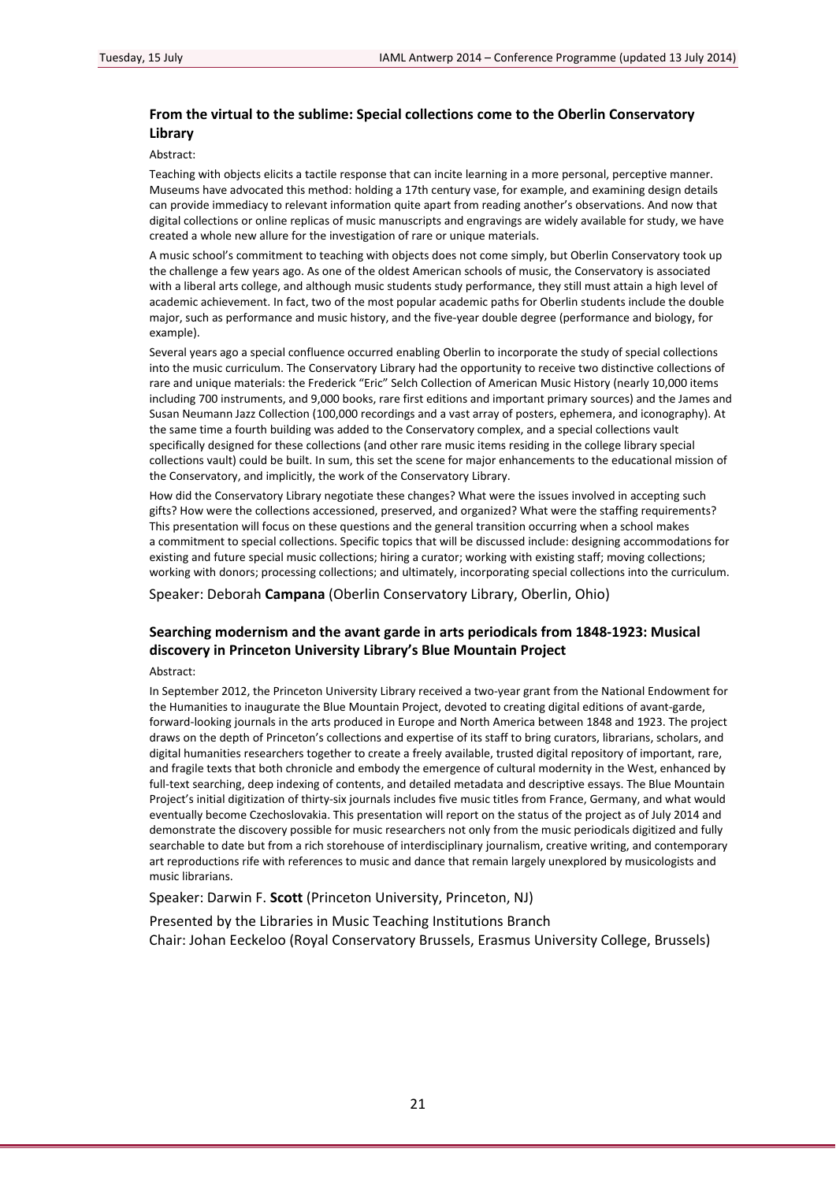### From the virtual to the sublime: Special collections come to the Oberlin Conservatory Library

Abstract:

Teaching with objects elicits a tactile response that can incite learning in a more personal, perceptive manner. Museums have advocated this method: holding a 17th century vase, for example, and examining design details can provide immediacy to relevant information quite apart from reading another's observations. And now that digital collections or online replicas of music manuscripts and engravings are widely available for study, we have created a whole new allure for the investigation of rare or unique materials.

A music school's commitment to teaching with objects does not come simply, but Oberlin Conservatory took up the challenge a few years ago. As one of the oldest American schools of music, the Conservatory is associated with a liberal arts college, and although music students study performance, they still must attain a high level of academic achievement. In fact, two of the most popular academic paths for Oberlin students include the double major, such as performance and music history, and the five-year double degree (performance and biology, for example).

Several years ago a special confluence occurred enabling Oberlin to incorporate the study of special collections into the music curriculum. The Conservatory Library had the opportunity to receive two distinctive collections of rare and unique materials: the Frederick "Eric" Selch Collection of American Music History (nearly 10,000 items including 700 instruments, and 9,000 books, rare first editions and important primary sources) and the James and Susan Neumann Jazz Collection (100,000 recordings and a vast array of posters, ephemera, and iconography). At the same time a fourth building was added to the Conservatory complex, and a special collections vault specifically designed for these collections (and other rare music items residing in the college library special collections vault) could be built. In sum, this set the scene for major enhancements to the educational mission of the Conservatory, and implicitly, the work of the Conservatory Library.

How did the Conservatory Library negotiate these changes? What were the issues involved in accepting such gifts? How were the collections accessioned, preserved, and organized? What were the staffing requirements? This presentation will focus on these questions and the general transition occurring when a school makes a commitment to special collections. Specific topics that will be discussed include: designing accommodations for existing and future special music collections; hiring a curator; working with existing staff; moving collections; working with donors; processing collections; and ultimately, incorporating special collections into the curriculum.

Speaker: Deborah **Campana** (Oberlin Conservatory Library, Oberlin, Ohio)

### Searching modernism and the avant garde in arts periodicals from 1848-1923: Musical discovery in Princeton University Library's Blue Mountain Project

Abstract:

In September 2012, the Princeton University Library received a two-year grant from the National Endowment for the Humanities to inaugurate the Blue Mountain Project, devoted to creating digital editions of avant-garde, forward-looking journals in the arts produced in Europe and North America between 1848 and 1923. The project draws on the depth of Princeton's collections and expertise of its staff to bring curators, librarians, scholars, and digital humanities researchers together to create a freely available, trusted digital repository of important, rare, and fragile texts that both chronicle and embody the emergence of cultural modernity in the West, enhanced by full-text searching, deep indexing of contents, and detailed metadata and descriptive essays. The Blue Mountain Project's initial digitization of thirty-six journals includes five music titles from France, Germany, and what would eventually become Czechoslovakia. This presentation will report on the status of the project as of July 2014 and demonstrate the discovery possible for music researchers not only from the music periodicals digitized and fully searchable to date but from a rich storehouse of interdisciplinary journalism, creative writing, and contemporary art reproductions rife with references to music and dance that remain largely unexplored by musicologists and music librarians.

Speaker: Darwin F. **Scott** (Princeton University, Princeton, NJ)

Presented by the Libraries in Music Teaching Institutions Branch
Chair: Johan Eeckeloo (Royal Conservatory Brussels, Erasmus University College, Brussels)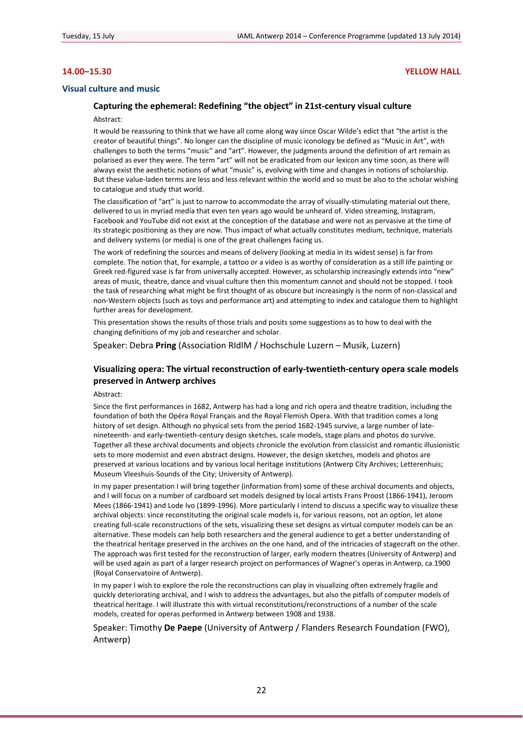**14.00–15.30** **YELLOW HALL**

## Visual culture and music

### Capturing the ephemeral: Redefining "the object" in 21st-century visual culture

Abstract:

It would be reassuring to think that we have all come along way since Oscar Wilde's edict that "the artist is the creator of beautiful things". No longer can the discipline of music iconology be defined as "Music in Art", with challenges to both the terms "music" and "art". However, the judgments around the definition of art remain as polarised as ever they were. The term "art" will not be eradicated from our lexicon any time soon, as there will always exist the aesthetic notions of what "music" is, evolving with time and changes in notions of scholarship. But these value-laden terms are less and less relevant within the world and so must be also to the scholar wishing to catalogue and study that world.

The classification of "art" is just to narrow to accommodate the array of visually-stimulating material out there, delivered to us in myriad media that even ten years ago would be unheard of. Video streaming, Instagram, Facebook and YouTube did not exist at the conception of the database and were not as pervasive at the time of its strategic positioning as they are now. Thus impact of what actually constitutes medium, technique, materials and delivery systems (or media) is one of the great challenges facing us.

The work of redefining the sources and means of delivery (looking at media in its widest sense) is far from complete. The notion that, for example, a tattoo or a video is as worthy of consideration as a still life painting or Greek red-figured vase is far from universally accepted. However, as scholarship increasingly extends into "new" areas of music, theatre, dance and visual culture then this momentum cannot and should not be stopped. I took the task of researching what might be first thought of as obscure but increasingly is the norm of non-classical and non-Western objects (such as toys and performance art) and attempting to index and catalogue them to highlight further areas for development.

This presentation shows the results of those trials and posits some suggestions as to how to deal with the changing definitions of my job and researcher and scholar.

Speaker: Debra **Pring** (Association RIdIM / Hochschule Luzern – Musik, Luzern)

### Visualizing opera: The virtual reconstruction of early-twentieth-century opera scale models preserved in Antwerp archives

Abstract:

Since the first performances in 1682, Antwerp has had a long and rich opera and theatre tradition, including the foundation of both the Opéra Royal Français and the Royal Flemish Opera. With that tradition comes a long history of set design. Although no physical sets from the period 1682-1945 survive, a large number of late-nineteenth- and early-twentieth-century design sketches, scale models, stage plans and photos do survive. Together all these archival documents and objects chronicle the evolution from classicist and romantic illusionistic sets to more modernist and even abstract designs. However, the design sketches, models and photos are preserved at various locations and by various local heritage institutions (Antwerp City Archives; Letterenhuis; Museum Vleeshuis-Sounds of the City; University of Antwerp).

In my paper presentation I will bring together (information from) some of these archival documents and objects, and I will focus on a number of cardboard set models designed by local artists Frans Proost (1866-1941), Jeroom Mees (1866-1941) and Lode Ivo (1899-1996). More particularly I intend to discuss a specific way to visualize these archival objects: since reconstituting the original scale models is, for various reasons, not an option, let alone creating full-scale reconstructions of the sets, visualizing these set designs as virtual computer models can be an alternative. These models can help both researchers and the general audience to get a better understanding of the theatrical heritage preserved in the archives on the one hand, and of the intricacies of stagecraft on the other. The approach was first tested for the reconstruction of larger, early modern theatres (University of Antwerp) and will be used again as part of a larger research project on performances of Wagner's operas in Antwerp, ca.1900 (Royal Conservatoire of Antwerp).

In my paper I wish to explore the role the reconstructions can play in visualizing often extremely fragile and quickly deteriorating archival, and I wish to address the advantages, but also the pitfalls of computer models of theatrical heritage. I will illustrate this with virtual reconstitutions/reconstructions of a number of the scale models, created for operas performed in Antwerp between 1908 and 1938.

Speaker: Timothy **De Paepe** (University of Antwerp / Flanders Research Foundation (FWO), Antwerp)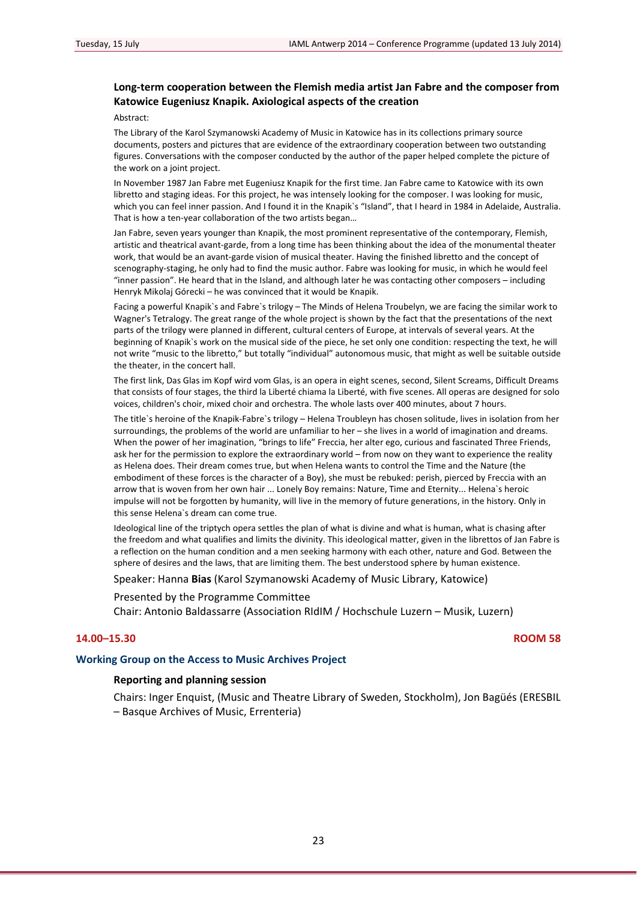### Long-term cooperation between the Flemish media artist Jan Fabre and the composer from Katowice Eugeniusz Knapik. Axiological aspects of the creation

Abstract:

The Library of the Karol Szymanowski Academy of Music in Katowice has in its collections primary source documents, posters and pictures that are evidence of the extraordinary cooperation between two outstanding figures. Conversations with the composer conducted by the author of the paper helped complete the picture of the work on a joint project.

In November 1987 Jan Fabre met Eugeniusz Knapik for the first time. Jan Fabre came to Katowice with its own libretto and staging ideas. For this project, he was intensely looking for the composer. I was looking for music, which you can feel inner passion. And I found it in the Knapik`s "Island", that I heard in 1984 in Adelaide, Australia. That is how a ten-year collaboration of the two artists began…

Jan Fabre, seven years younger than Knapik, the most prominent representative of the contemporary, Flemish, artistic and theatrical avant-garde, from a long time has been thinking about the idea of the monumental theater work, that would be an avant-garde vision of musical theater. Having the finished libretto and the concept of scenography-staging, he only had to find the music author. Fabre was looking for music, in which he would feel "inner passion". He heard that in the Island, and although later he was contacting other composers – including Henryk Mikolaj Górecki – he was convinced that it would be Knapik.

Facing a powerful Knapik`s and Fabre`s trilogy – The Minds of Helena Troubelyn, we are facing the similar work to Wagner's Tetralogy. The great range of the whole project is shown by the fact that the presentations of the next parts of the trilogy were planned in different, cultural centers of Europe, at intervals of several years. At the beginning of Knapik`s work on the musical side of the piece, he set only one condition: respecting the text, he will not write "music to the libretto," but totally "individual" autonomous music, that might as well be suitable outside the theater, in the concert hall.

The first link, Das Glas im Kopf wird vom Glas, is an opera in eight scenes, second, Silent Screams, Difficult Dreams that consists of four stages, the third la Liberté chiama la Liberté, with five scenes. All operas are designed for solo voices, children's choir, mixed choir and orchestra. The whole lasts over 400 minutes, about 7 hours.

The title`s heroine of the Knapik-Fabre`s trilogy – Helena Troubleyn has chosen solitude, lives in isolation from her surroundings, the problems of the world are unfamiliar to her – she lives in a world of imagination and dreams. When the power of her imagination, "brings to life" Freccia, her alter ego, curious and fascinated Three Friends, ask her for the permission to explore the extraordinary world – from now on they want to experience the reality as Helena does. Their dream comes true, but when Helena wants to control the Time and the Nature (the embodiment of these forces is the character of a Boy), she must be rebuked: perish, pierced by Freccia with an arrow that is woven from her own hair ... Lonely Boy remains: Nature, Time and Eternity... Helena`s heroic impulse will not be forgotten by humanity, will live in the memory of future generations, in the history. Only in this sense Helena`s dream can come true.

Ideological line of the triptych opera settles the plan of what is divine and what is human, what is chasing after the freedom and what qualifies and limits the divinity. This ideological matter, given in the librettos of Jan Fabre is a reflection on the human condition and a men seeking harmony with each other, nature and God. Between the sphere of desires and the laws, that are limiting them. The best understood sphere by human existence.

Speaker: Hanna **Bias** (Karol Szymanowski Academy of Music Library, Katowice)

Presented by the Programme Committee
Chair: Antonio Baldassarre (Association RIdIM / Hochschule Luzern – Musik, Luzern)

**14.00–15.30** **ROOM 58**

## Working Group on the Access to Music Archives Project

### Reporting and planning session

Chairs: Inger Enquist, (Music and Theatre Library of Sweden, Stockholm), Jon Bagüés (ERESBIL – Basque Archives of Music, Errenteria)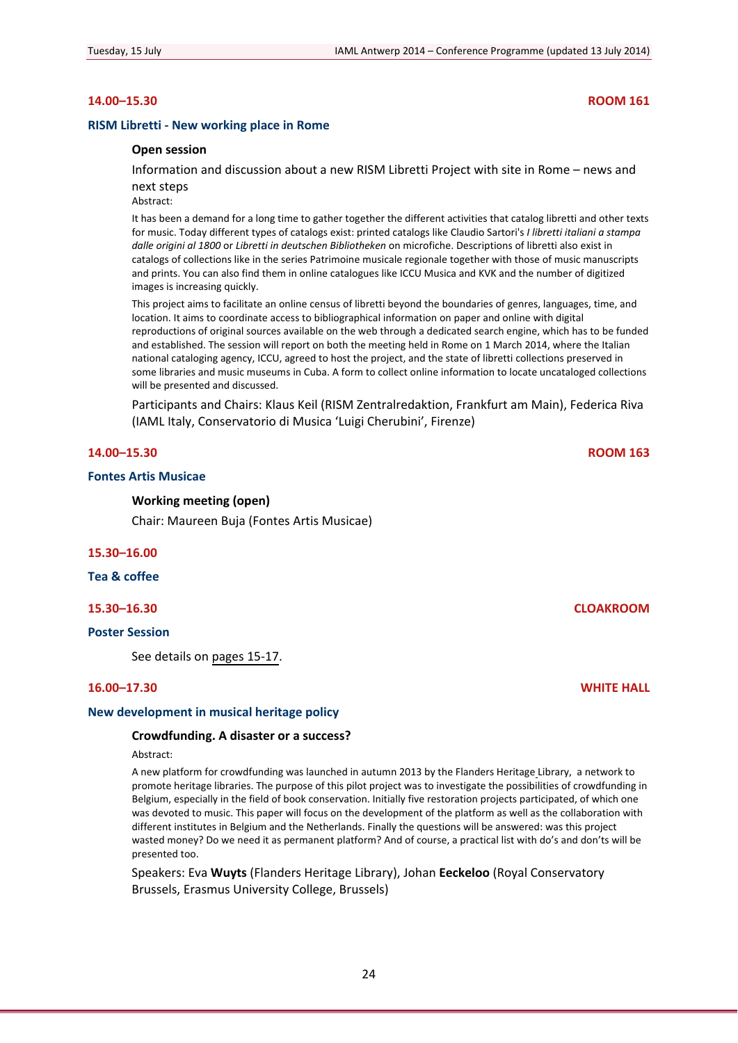**14.00–15.30** **ROOM 161**

### RISM Libretti - New working place in Rome

**Open session**

Information and discussion about a new RISM Libretti Project with site in Rome – news and next steps

Abstract:

It has been a demand for a long time to gather together the different activities that catalog libretti and other texts for music. Today different types of catalogs exist: printed catalogs like Claudio Sartori's *I libretti italiani a stampa dalle origini al 1800* or *Libretti in deutschen Bibliotheken* on microfiche. Descriptions of libretti also exist in catalogs of collections like in the series Patrimoine musicale regionale together with those of music manuscripts and prints. You can also find them in online catalogues like ICCU Musica and KVK and the number of digitized images is increasing quickly.

This project aims to facilitate an online census of libretti beyond the boundaries of genres, languages, time, and location. It aims to coordinate access to bibliographical information on paper and online with digital reproductions of original sources available on the web through a dedicated search engine, which has to be funded and established. The session will report on both the meeting held in Rome on 1 March 2014, where the Italian national cataloging agency, ICCU, agreed to host the project, and the state of libretti collections preserved in some libraries and music museums in Cuba. A form to collect online information to locate uncataloged collections will be presented and discussed.

Participants and Chairs: Klaus Keil (RISM Zentralredaktion, Frankfurt am Main), Federica Riva (IAML Italy, Conservatorio di Musica 'Luigi Cherubini', Firenze)

**14.00–15.30** **ROOM 163**

### Fontes Artis Musicae

**Working meeting (open)**

Chair: Maureen Buja (Fontes Artis Musicae)

**15.30–16.00**

### Tea & coffee

**15.30–16.30** **CLOAKROOM**

### Poster Session

See details on pages 15-17.

**16.00–17.30** **WHITE HALL**

### New development in musical heritage policy

**Crowdfunding. A disaster or a success?**

Abstract:

A new platform for crowdfunding was launched in autumn 2013 by the Flanders Heritage Library, a network to promote heritage libraries. The purpose of this pilot project was to investigate the possibilities of crowdfunding in Belgium, especially in the field of book conservation. Initially five restoration projects participated, of which one was devoted to music. This paper will focus on the development of the platform as well as the collaboration with different institutes in Belgium and the Netherlands. Finally the questions will be answered: was this project wasted money? Do we need it as permanent platform? And of course, a practical list with do's and don'ts will be presented too.

Speakers: Eva **Wuyts** (Flanders Heritage Library), Johan **Eeckeloo** (Royal Conservatory Brussels, Erasmus University College, Brussels)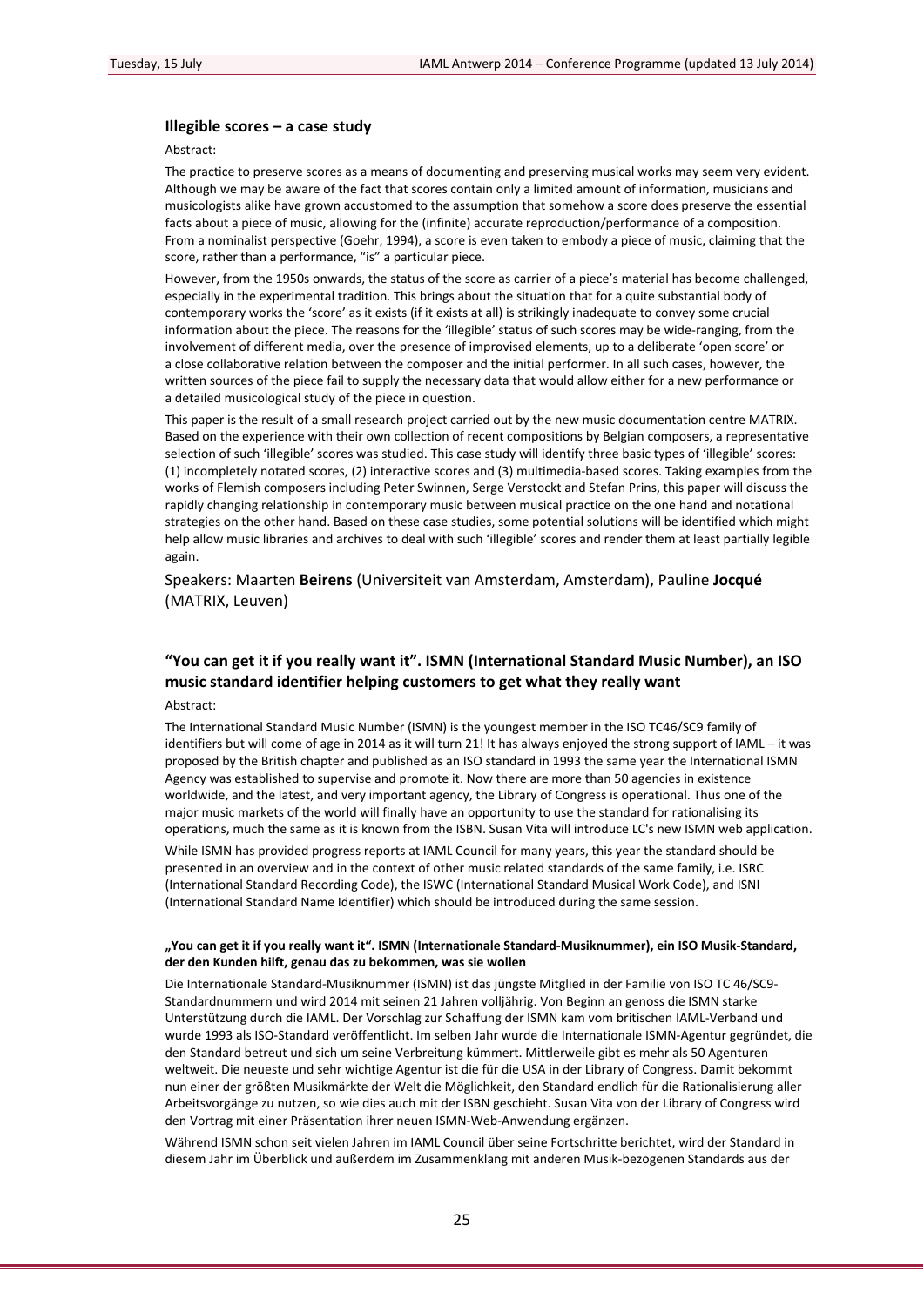### Illegible scores – a case study

Abstract:

The practice to preserve scores as a means of documenting and preserving musical works may seem very evident. Although we may be aware of the fact that scores contain only a limited amount of information, musicians and musicologists alike have grown accustomed to the assumption that somehow a score does preserve the essential facts about a piece of music, allowing for the (infinite) accurate reproduction/performance of a composition. From a nominalist perspective (Goehr, 1994), a score is even taken to embody a piece of music, claiming that the score, rather than a performance, "is" a particular piece.

However, from the 1950s onwards, the status of the score as carrier of a piece's material has become challenged, especially in the experimental tradition. This brings about the situation that for a quite substantial body of contemporary works the 'score' as it exists (if it exists at all) is strikingly inadequate to convey some crucial information about the piece. The reasons for the 'illegible' status of such scores may be wide-ranging, from the involvement of different media, over the presence of improvised elements, up to a deliberate 'open score' or a close collaborative relation between the composer and the initial performer. In all such cases, however, the written sources of the piece fail to supply the necessary data that would allow either for a new performance or a detailed musicological study of the piece in question.

This paper is the result of a small research project carried out by the new music documentation centre MATRIX. Based on the experience with their own collection of recent compositions by Belgian composers, a representative selection of such 'illegible' scores was studied. This case study will identify three basic types of 'illegible' scores: (1) incompletely notated scores, (2) interactive scores and (3) multimedia-based scores. Taking examples from the works of Flemish composers including Peter Swinnen, Serge Verstockt and Stefan Prins, this paper will discuss the rapidly changing relationship in contemporary music between musical practice on the one hand and notational strategies on the other hand. Based on these case studies, some potential solutions will be identified which might help allow music libraries and archives to deal with such 'illegible' scores and render them at least partially legible again.

Speakers: Maarten **Beirens** (Universiteit van Amsterdam, Amsterdam), Pauline **Jocqué** (MATRIX, Leuven)

### "You can get it if you really want it". ISMN (International Standard Music Number), an ISO music standard identifier helping customers to get what they really want

Abstract:

The International Standard Music Number (ISMN) is the youngest member in the ISO TC46/SC9 family of identifiers but will come of age in 2014 as it will turn 21! It has always enjoyed the strong support of IAML – it was proposed by the British chapter and published as an ISO standard in 1993 the same year the International ISMN Agency was established to supervise and promote it. Now there are more than 50 agencies in existence worldwide, and the latest, and very important agency, the Library of Congress is operational. Thus one of the major music markets of the world will finally have an opportunity to use the standard for rationalising its operations, much the same as it is known from the ISBN. Susan Vita will introduce LC's new ISMN web application.

While ISMN has provided progress reports at IAML Council for many years, this year the standard should be presented in an overview and in the context of other music related standards of the same family, i.e. ISRC (International Standard Recording Code), the ISWC (International Standard Musical Work Code), and ISNI (International Standard Name Identifier) which should be introduced during the same session.

#### „You can get it if you really want it". ISMN (Internationale Standard-Musiknummer), ein ISO Musik-Standard, der den Kunden hilft, genau das zu bekommen, was sie wollen

Die Internationale Standard-Musiknummer (ISMN) ist das jüngste Mitglied in der Familie von ISO TC 46/SC9-Standardnummern und wird 2014 mit seinen 21 Jahren volljährig. Von Beginn an genoss die ISMN starke Unterstützung durch die IAML. Der Vorschlag zur Schaffung der ISMN kam vom britischen IAML-Verband und wurde 1993 als ISO-Standard veröffentlicht. Im selben Jahr wurde die Internationale ISMN-Agentur gegründet, die den Standard betreut und sich um seine Verbreitung kümmert. Mittlerweile gibt es mehr als 50 Agenturen weltweit. Die neueste und sehr wichtige Agentur ist die für die USA in der Library of Congress. Damit bekommt nun einer der größten Musikmärkte der Welt die Möglichkeit, den Standard endlich für die Rationalisierung aller Arbeitsvorgänge zu nutzen, so wie dies auch mit der ISBN geschieht. Susan Vita von der Library of Congress wird den Vortrag mit einer Präsentation ihrer neuen ISMN-Web-Anwendung ergänzen.

Während ISMN schon seit vielen Jahren im IAML Council über seine Fortschritte berichtet, wird der Standard in diesem Jahr im Überblick und außerdem im Zusammenklang mit anderen Musik-bezogenen Standards aus der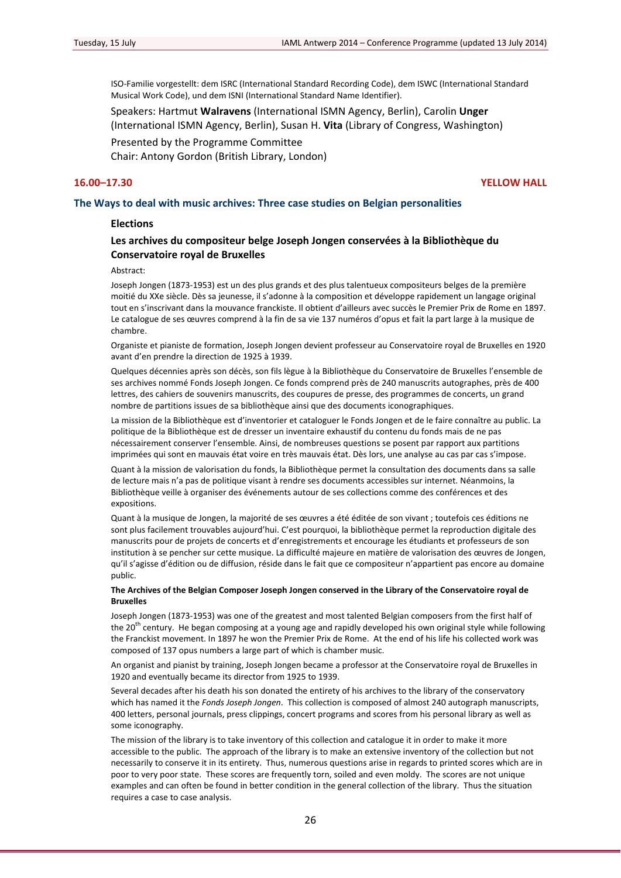ISO-Familie vorgestellt: dem ISRC (International Standard Recording Code), dem ISWC (International Standard Musical Work Code), und dem ISNI (International Standard Name Identifier).

Speakers: Hartmut **Walravens** (International ISMN Agency, Berlin), Carolin **Unger** (International ISMN Agency, Berlin), Susan H. **Vita** (Library of Congress, Washington)

Presented by the Programme Committee
Chair: Antony Gordon (British Library, London)

**16.00–17.30** **YELLOW HALL**

## The Ways to deal with music archives: Three case studies on Belgian personalities

### Elections

### Les archives du compositeur belge Joseph Jongen conservées à la Bibliothèque du Conservatoire royal de Bruxelles

Abstract:

Joseph Jongen (1873-1953) est un des plus grands et des plus talentueux compositeurs belges de la première moitié du XXe siècle. Dès sa jeunesse, il s'adonne à la composition et développe rapidement un langage original tout en s'inscrivant dans la mouvance franckiste. Il obtient d'ailleurs avec succès le Premier Prix de Rome en 1897. Le catalogue de ses œuvres comprend à la fin de sa vie 137 numéros d'opus et fait la part large à la musique de chambre.

Organiste et pianiste de formation, Joseph Jongen devient professeur au Conservatoire royal de Bruxelles en 1920 avant d'en prendre la direction de 1925 à 1939.

Quelques décennies après son décès, son fils lègue à la Bibliothèque du Conservatoire de Bruxelles l'ensemble de ses archives nommé Fonds Joseph Jongen. Ce fonds comprend près de 240 manuscrits autographes, près de 400 lettres, des cahiers de souvenirs manuscrits, des coupures de presse, des programmes de concerts, un grand nombre de partitions issues de sa bibliothèque ainsi que des documents iconographiques.

La mission de la Bibliothèque est d'inventorier et cataloguer le Fonds Jongen et de le faire connaître au public. La politique de la Bibliothèque est de dresser un inventaire exhaustif du contenu du fonds mais de ne pas nécessairement conserver l'ensemble. Ainsi, de nombreuses questions se posent par rapport aux partitions imprimées qui sont en mauvais état voire en très mauvais état. Dès lors, une analyse au cas par cas s'impose.

Quant à la mission de valorisation du fonds, la Bibliothèque permet la consultation des documents dans sa salle de lecture mais n'a pas de politique visant à rendre ses documents accessibles sur internet. Néanmoins, la Bibliothèque veille à organiser des événements autour de ses collections comme des conférences et des expositions.

Quant à la musique de Jongen, la majorité de ses œuvres a été éditée de son vivant ; toutefois ces éditions ne sont plus facilement trouvables aujourd'hui. C'est pourquoi, la bibliothèque permet la reproduction digitale des manuscrits pour de projets de concerts et d'enregistrements et encourage les étudiants et professeurs de son institution à se pencher sur cette musique. La difficulté majeure en matière de valorisation des œuvres de Jongen, qu'il s'agisse d'édition ou de diffusion, réside dans le fait que ce compositeur n'appartient pas encore au domaine public.

**The Archives of the Belgian Composer Joseph Jongen conserved in the Library of the Conservatoire royal de Bruxelles**

Joseph Jongen (1873-1953) was one of the greatest and most talented Belgian composers from the first half of the 20th century. He began composing at a young age and rapidly developed his own original style while following the Franckist movement. In 1897 he won the Premier Prix de Rome. At the end of his life his collected work was composed of 137 opus numbers a large part of which is chamber music.

An organist and pianist by training, Joseph Jongen became a professor at the Conservatoire royal de Bruxelles in 1920 and eventually became its director from 1925 to 1939.

Several decades after his death his son donated the entirety of his archives to the library of the conservatory which has named it the *Fonds Joseph Jongen*. This collection is composed of almost 240 autograph manuscripts, 400 letters, personal journals, press clippings, concert programs and scores from his personal library as well as some iconography.

The mission of the library is to take inventory of this collection and catalogue it in order to make it more accessible to the public. The approach of the library is to make an extensive inventory of the collection but not necessarily to conserve it in its entirety. Thus, numerous questions arise in regards to printed scores which are in poor to very poor state. These scores are frequently torn, soiled and even moldy. The scores are not unique examples and can often be found in better condition in the general collection of the library. Thus the situation requires a case to case analysis.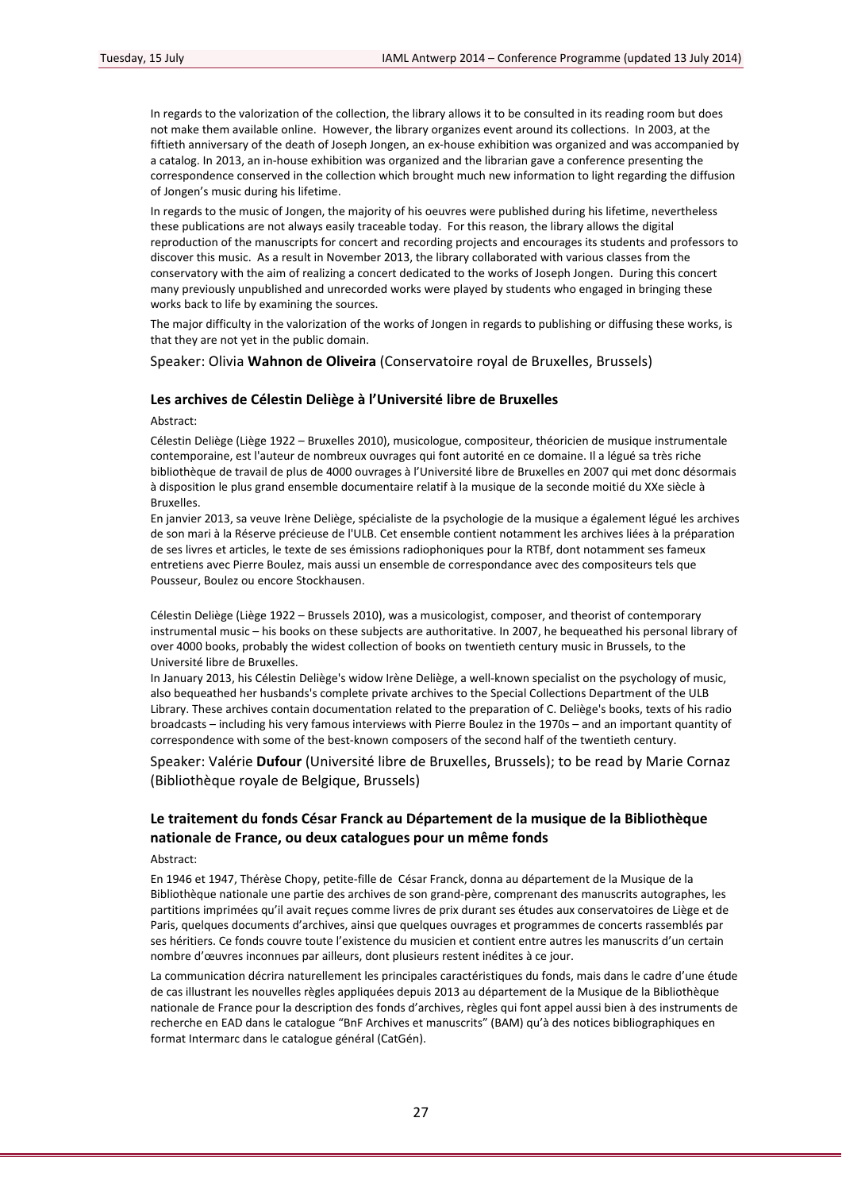In regards to the valorization of the collection, the library allows it to be consulted in its reading room but does not make them available online. However, the library organizes event around its collections. In 2003, at the fiftieth anniversary of the death of Joseph Jongen, an ex-house exhibition was organized and was accompanied by a catalog. In 2013, an in-house exhibition was organized and the librarian gave a conference presenting the correspondence conserved in the collection which brought much new information to light regarding the diffusion of Jongen's music during his lifetime.

In regards to the music of Jongen, the majority of his oeuvres were published during his lifetime, nevertheless these publications are not always easily traceable today. For this reason, the library allows the digital reproduction of the manuscripts for concert and recording projects and encourages its students and professors to discover this music. As a result in November 2013, the library collaborated with various classes from the conservatory with the aim of realizing a concert dedicated to the works of Joseph Jongen. During this concert many previously unpublished and unrecorded works were played by students who engaged in bringing these works back to life by examining the sources.

The major difficulty in the valorization of the works of Jongen in regards to publishing or diffusing these works, is that they are not yet in the public domain.

Speaker: Olivia **Wahnon de Oliveira** (Conservatoire royal de Bruxelles, Brussels)

### Les archives de Célestin Deliège à l'Université libre de Bruxelles

Abstract:

Célestin Deliège (Liège 1922 – Bruxelles 2010), musicologue, compositeur, théoricien de musique instrumentale contemporaine, est l'auteur de nombreux ouvrages qui font autorité en ce domaine. Il a légué sa très riche bibliothèque de travail de plus de 4000 ouvrages à l'Université libre de Bruxelles en 2007 qui met donc désormais à disposition le plus grand ensemble documentaire relatif à la musique de la seconde moitié du XXe siècle à Bruxelles.

En janvier 2013, sa veuve Irène Deliège, spécialiste de la psychologie de la musique a également légué les archives de son mari à la Réserve précieuse de l'ULB. Cet ensemble contient notamment les archives liées à la préparation de ses livres et articles, le texte de ses émissions radiophoniques pour la RTBf, dont notamment ses fameux entretiens avec Pierre Boulez, mais aussi un ensemble de correspondance avec des compositeurs tels que Pousseur, Boulez ou encore Stockhausen.

Célestin Deliège (Liège 1922 – Brussels 2010), was a musicologist, composer, and theorist of contemporary instrumental music – his books on these subjects are authoritative. In 2007, he bequeathed his personal library of over 4000 books, probably the widest collection of books on twentieth century music in Brussels, to the Université libre de Bruxelles.

In January 2013, his Célestin Deliège's widow Irène Deliège, a well-known specialist on the psychology of music, also bequeathed her husbands's complete private archives to the Special Collections Department of the ULB Library. These archives contain documentation related to the preparation of C. Deliège's books, texts of his radio broadcasts – including his very famous interviews with Pierre Boulez in the 1970s – and an important quantity of correspondence with some of the best-known composers of the second half of the twentieth century.

Speaker: Valérie **Dufour** (Université libre de Bruxelles, Brussels); to be read by Marie Cornaz (Bibliothèque royale de Belgique, Brussels)

### Le traitement du fonds César Franck au Département de la musique de la Bibliothèque nationale de France, ou deux catalogues pour un même fonds

Abstract:

En 1946 et 1947, Thérèse Chopy, petite-fille de César Franck, donna au département de la Musique de la Bibliothèque nationale une partie des archives de son grand-père, comprenant des manuscrits autographes, les partitions imprimées qu'il avait reçues comme livres de prix durant ses études aux conservatoires de Liège et de Paris, quelques documents d'archives, ainsi que quelques ouvrages et programmes de concerts rassemblés par ses héritiers. Ce fonds couvre toute l'existence du musicien et contient entre autres les manuscrits d'un certain nombre d'œuvres inconnues par ailleurs, dont plusieurs restent inédites à ce jour.

La communication décrira naturellement les principales caractéristiques du fonds, mais dans le cadre d'une étude de cas illustrant les nouvelles règles appliquées depuis 2013 au département de la Musique de la Bibliothèque nationale de France pour la description des fonds d'archives, règles qui font appel aussi bien à des instruments de recherche en EAD dans le catalogue "BnF Archives et manuscrits" (BAM) qu'à des notices bibliographiques en format Intermarc dans le catalogue général (CatGén).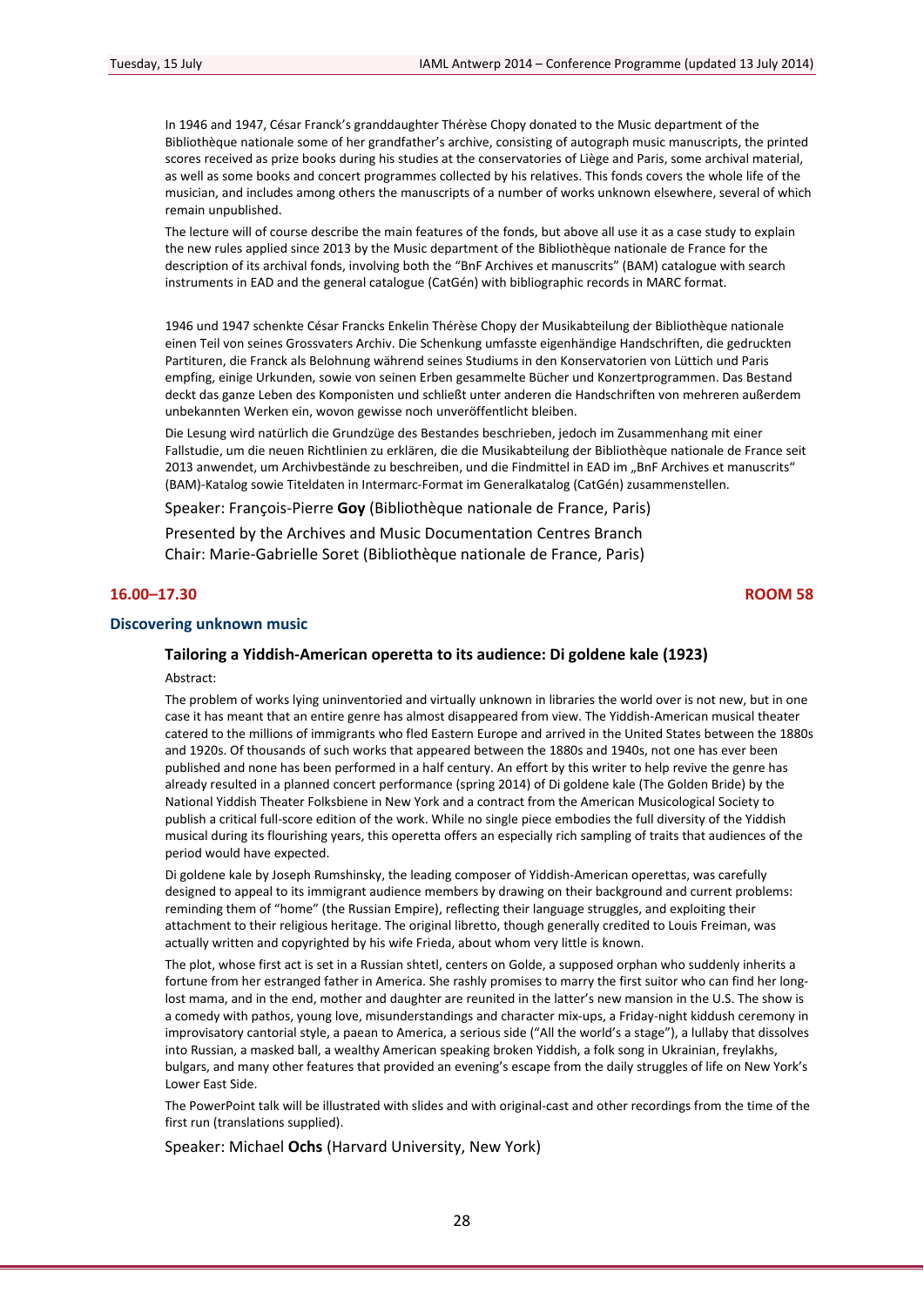In 1946 and 1947, César Franck's granddaughter Thérèse Chopy donated to the Music department of the Bibliothèque nationale some of her grandfather's archive, consisting of autograph music manuscripts, the printed scores received as prize books during his studies at the conservatories of Liège and Paris, some archival material, as well as some books and concert programmes collected by his relatives. This fonds covers the whole life of the musician, and includes among others the manuscripts of a number of works unknown elsewhere, several of which remain unpublished.

The lecture will of course describe the main features of the fonds, but above all use it as a case study to explain the new rules applied since 2013 by the Music department of the Bibliothèque nationale de France for the description of its archival fonds, involving both the "BnF Archives et manuscrits" (BAM) catalogue with search instruments in EAD and the general catalogue (CatGén) with bibliographic records in MARC format.

1946 und 1947 schenkte César Francks Enkelin Thérèse Chopy der Musikabteilung der Bibliothèque nationale einen Teil von seines Grossvaters Archiv. Die Schenkung umfasste eigenhändige Handschriften, die gedruckten Partituren, die Franck als Belohnung während seines Studiums in den Konservatorien von Lüttich und Paris empfing, einige Urkunden, sowie von seinen Erben gesammelte Bücher und Konzertprogrammen. Das Bestand deckt das ganze Leben des Komponisten und schließt unter anderen die Handschriften von mehreren außerdem unbekannten Werken ein, wovon gewisse noch unveröffentlicht bleiben.

Die Lesung wird natürlich die Grundzüge des Bestandes beschrieben, jedoch im Zusammenhang mit einer Fallstudie, um die neuen Richtlinien zu erklären, die die Musikabteilung der Bibliothèque nationale de France seit 2013 anwendet, um Archivbestände zu beschreiben, und die Findmittel in EAD im „BnF Archives et manuscrits" (BAM)-Katalog sowie Titeldaten in Intermarc-Format im Generalkatalog (CatGén) zusammenstellen.

Speaker: François-Pierre **Goy** (Bibliothèque nationale de France, Paris)

Presented by the Archives and Music Documentation Centres Branch
Chair: Marie-Gabrielle Soret (Bibliothèque nationale de France, Paris)

**16.00–17.30** **ROOM 58**

## Discovering unknown music

### Tailoring a Yiddish-American operetta to its audience: Di goldene kale (1923)

Abstract:

The problem of works lying uninventoried and virtually unknown in libraries the world over is not new, but in one case it has meant that an entire genre has almost disappeared from view. The Yiddish-American musical theater catered to the millions of immigrants who fled Eastern Europe and arrived in the United States between the 1880s and 1920s. Of thousands of such works that appeared between the 1880s and 1940s, not one has ever been published and none has been performed in a half century. An effort by this writer to help revive the genre has already resulted in a planned concert performance (spring 2014) of Di goldene kale (The Golden Bride) by the National Yiddish Theater Folksbiene in New York and a contract from the American Musicological Society to publish a critical full-score edition of the work. While no single piece embodies the full diversity of the Yiddish musical during its flourishing years, this operetta offers an especially rich sampling of traits that audiences of the period would have expected.

Di goldene kale by Joseph Rumshinsky, the leading composer of Yiddish-American operettas, was carefully designed to appeal to its immigrant audience members by drawing on their background and current problems: reminding them of "home" (the Russian Empire), reflecting their language struggles, and exploiting their attachment to their religious heritage. The original libretto, though generally credited to Louis Freiman, was actually written and copyrighted by his wife Frieda, about whom very little is known.

The plot, whose first act is set in a Russian shtetl, centers on Golde, a supposed orphan who suddenly inherits a fortune from her estranged father in America. She rashly promises to marry the first suitor who can find her long-lost mama, and in the end, mother and daughter are reunited in the latter's new mansion in the U.S. The show is a comedy with pathos, young love, misunderstandings and character mix-ups, a Friday-night kiddush ceremony in improvisatory cantorial style, a paean to America, a serious side ("All the world's a stage"), a lullaby that dissolves into Russian, a masked ball, a wealthy American speaking broken Yiddish, a folk song in Ukrainian, freylakhs, bulgars, and many other features that provided an evening's escape from the daily struggles of life on New York's Lower East Side.

The PowerPoint talk will be illustrated with slides and with original-cast and other recordings from the time of the first run (translations supplied).

Speaker: Michael **Ochs** (Harvard University, New York)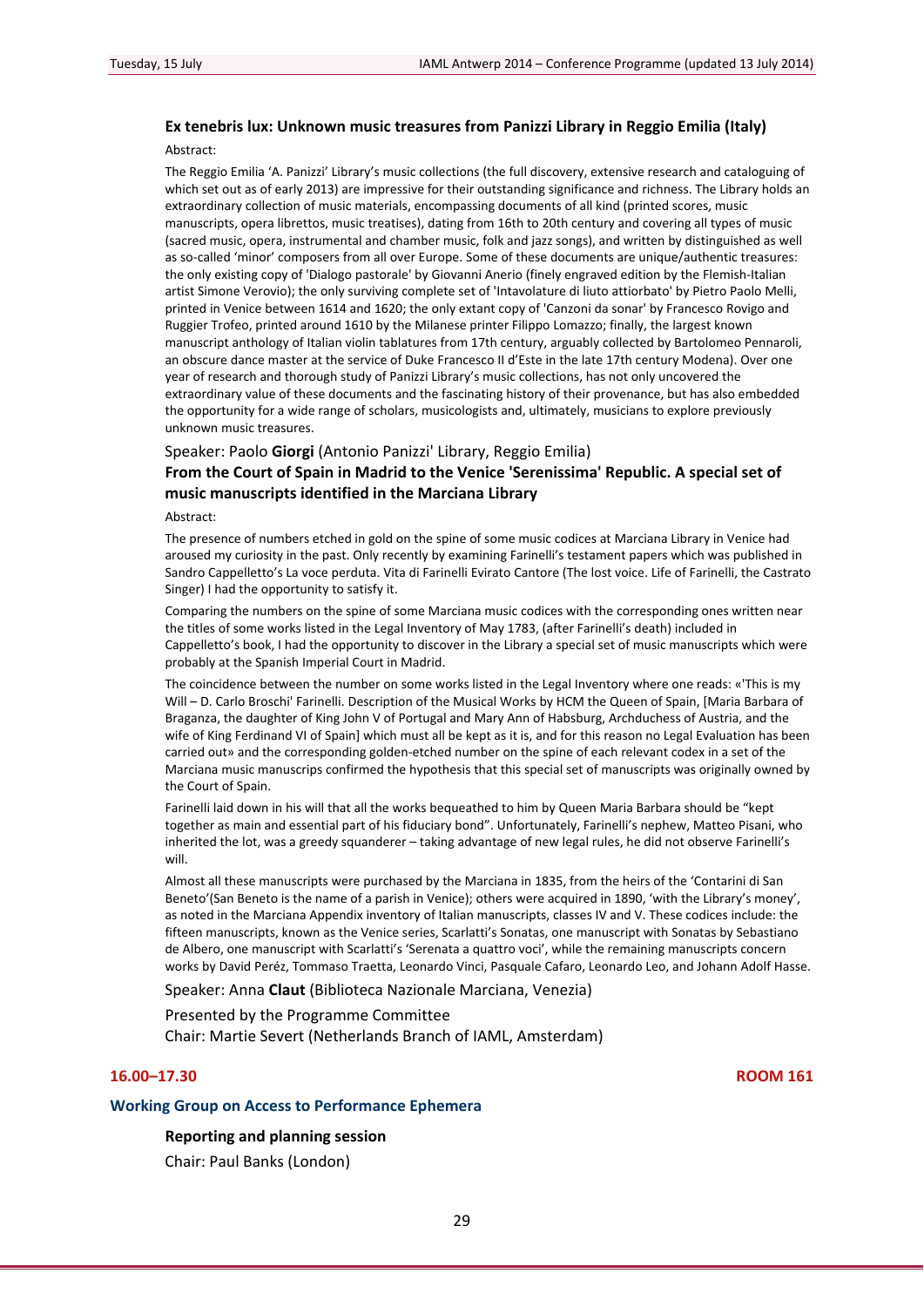**Ex tenebris lux: Unknown music treasures from Panizzi Library in Reggio Emilia (Italy)**

Abstract:

The Reggio Emilia 'A. Panizzi' Library's music collections (the full discovery, extensive research and cataloguing of which set out as of early 2013) are impressive for their outstanding significance and richness. The Library holds an extraordinary collection of music materials, encompassing documents of all kind (printed scores, music manuscripts, opera librettos, music treatises), dating from 16th to 20th century and covering all types of music (sacred music, opera, instrumental and chamber music, folk and jazz songs), and written by distinguished as well as so-called 'minor' composers from all over Europe. Some of these documents are unique/authentic treasures: the only existing copy of 'Dialogo pastorale' by Giovanni Anerio (finely engraved edition by the Flemish-Italian artist Simone Verovio); the only surviving complete set of 'Intavolature di liuto attiorbato' by Pietro Paolo Melli, printed in Venice between 1614 and 1620; the only extant copy of 'Canzoni da sonar' by Francesco Rovigo and Ruggier Trofeo, printed around 1610 by the Milanese printer Filippo Lomazzo; finally, the largest known manuscript anthology of Italian violin tablatures from 17th century, arguably collected by Bartolomeo Pennaroli, an obscure dance master at the service of Duke Francesco II d'Este in the late 17th century Modena). Over one year of research and thorough study of Panizzi Library's music collections, has not only uncovered the extraordinary value of these documents and the fascinating history of their provenance, but has also embedded the opportunity for a wide range of scholars, musicologists and, ultimately, musicians to explore previously unknown music treasures.

Speaker: Paolo **Giorgi** (Antonio Panizzi' Library, Reggio Emilia)

**From the Court of Spain in Madrid to the Venice 'Serenissima' Republic. A special set of music manuscripts identified in the Marciana Library**

Abstract:

The presence of numbers etched in gold on the spine of some music codices at Marciana Library in Venice had aroused my curiosity in the past. Only recently by examining Farinelli's testament papers which was published in Sandro Cappelletto's La voce perduta. Vita di Farinelli Evirato Cantore (The lost voice. Life of Farinelli, the Castrato Singer) I had the opportunity to satisfy it.

Comparing the numbers on the spine of some Marciana music codices with the corresponding ones written near the titles of some works listed in the Legal Inventory of May 1783, (after Farinelli's death) included in Cappelletto's book, I had the opportunity to discover in the Library a special set of music manuscripts which were probably at the Spanish Imperial Court in Madrid.

The coincidence between the number on some works listed in the Legal Inventory where one reads: «'This is my Will – D. Carlo Broschi' Farinelli. Description of the Musical Works by HCM the Queen of Spain, [Maria Barbara of Braganza, the daughter of King John V of Portugal and Mary Ann of Habsburg, Archduchess of Austria, and the wife of King Ferdinand VI of Spain] which must all be kept as it is, and for this reason no Legal Evaluation has been carried out» and the corresponding golden-etched number on the spine of each relevant codex in a set of the Marciana music manuscrips confirmed the hypothesis that this special set of manuscripts was originally owned by the Court of Spain.

Farinelli laid down in his will that all the works bequeathed to him by Queen Maria Barbara should be "kept together as main and essential part of his fiduciary bond". Unfortunately, Farinelli's nephew, Matteo Pisani, who inherited the lot, was a greedy squanderer – taking advantage of new legal rules, he did not observe Farinelli's will.

Almost all these manuscripts were purchased by the Marciana in 1835, from the heirs of the 'Contarini di San Beneto'(San Beneto is the name of a parish in Venice); others were acquired in 1890, 'with the Library's money', as noted in the Marciana Appendix inventory of Italian manuscripts, classes IV and V. These codices include: the fifteen manuscripts, known as the Venice series, Scarlatti's Sonatas, one manuscript with Sonatas by Sebastiano de Albero, one manuscript with Scarlatti's 'Serenata a quattro voci', while the remaining manuscripts concern works by David Peréz, Tommaso Traetta, Leonardo Vinci, Pasquale Cafaro, Leonardo Leo, and Johann Adolf Hasse.

Speaker: Anna **Claut** (Biblioteca Nazionale Marciana, Venezia)

Presented by the Programme Committee
Chair: Martie Severt (Netherlands Branch of IAML, Amsterdam)

**16.00–17.30** **ROOM 161**

### Working Group on Access to Performance Ephemera

**Reporting and planning session**

Chair: Paul Banks (London)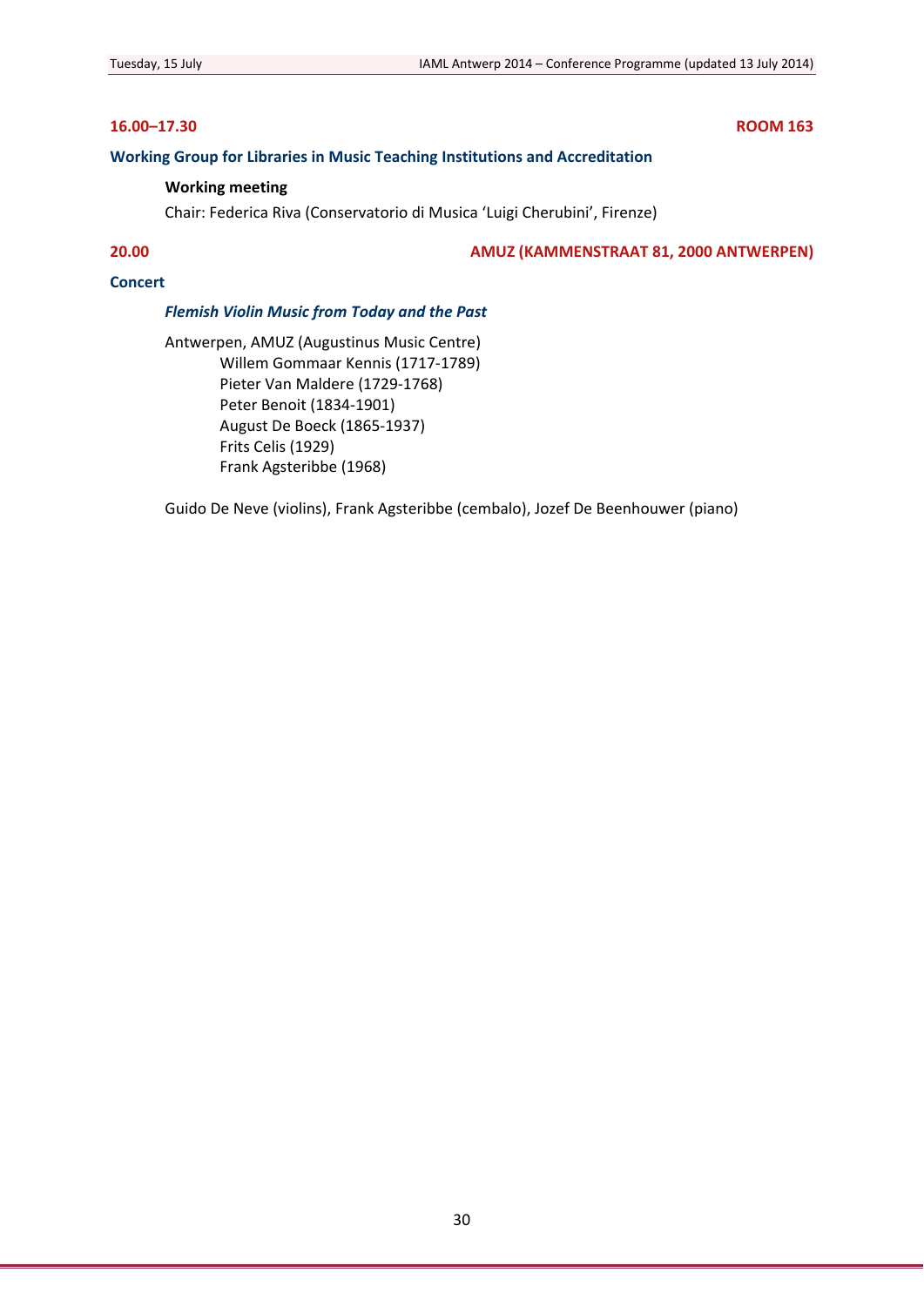**16.00–17.30** **ROOM 163**

### Working Group for Libraries in Music Teaching Institutions and Accreditation

**Working meeting**

Chair: Federica Riva (Conservatorio di Musica 'Luigi Cherubini', Firenze)

**20.00** **AMUZ (KAMMENSTRAAT 81, 2000 ANTWERPEN)**

### Concert

***Flemish Violin Music from Today and the Past***

Antwerpen, AMUZ (Augustinus Music Centre)

- Willem Gommaar Kennis (1717-1789)
- Pieter Van Maldere (1729-1768)
- Peter Benoit (1834-1901)
- August De Boeck (1865-1937)
- Frits Celis (1929)
- Frank Agsteribbe (1968)

Guido De Neve (violins), Frank Agsteribbe (cembalo), Jozef De Beenhouwer (piano)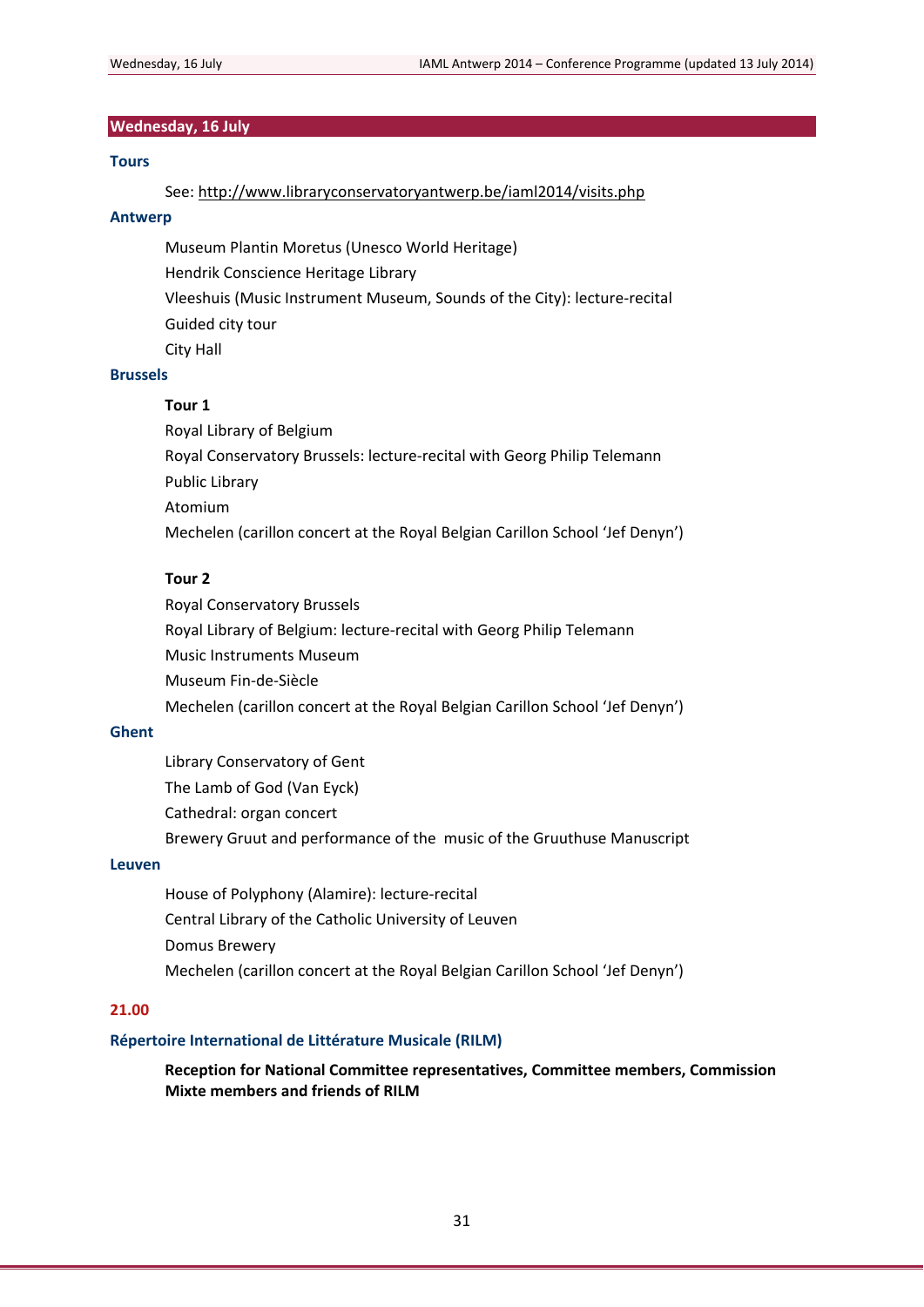## Wednesday, 16 July

### Tours

See: http://www.libraryconservatoryantwerp.be/iaml2014/visits.php

### Antwerp

Museum Plantin Moretus (Unesco World Heritage)
Hendrik Conscience Heritage Library
Vleeshuis (Music Instrument Museum, Sounds of the City): lecture-recital
Guided city tour
City Hall

### Brussels

**Tour 1**

Royal Library of Belgium
Royal Conservatory Brussels: lecture-recital with Georg Philip Telemann
Public Library
Atomium
Mechelen (carillon concert at the Royal Belgian Carillon School 'Jef Denyn')

**Tour 2**

Royal Conservatory Brussels
Royal Library of Belgium: lecture-recital with Georg Philip Telemann
Music Instruments Museum
Museum Fin-de-Siècle
Mechelen (carillon concert at the Royal Belgian Carillon School 'Jef Denyn')

### Ghent

Library Conservatory of Gent
The Lamb of God (Van Eyck)
Cathedral: organ concert
Brewery Gruut and performance of the music of the Gruuthuse Manuscript

### Leuven

House of Polyphony (Alamire): lecture-recital
Central Library of the Catholic University of Leuven
Domus Brewery
Mechelen (carillon concert at the Royal Belgian Carillon School 'Jef Denyn')

**21.00**

### Répertoire International de Littérature Musicale (RILM)

**Reception for National Committee representatives, Committee members, Commission Mixte members and friends of RILM**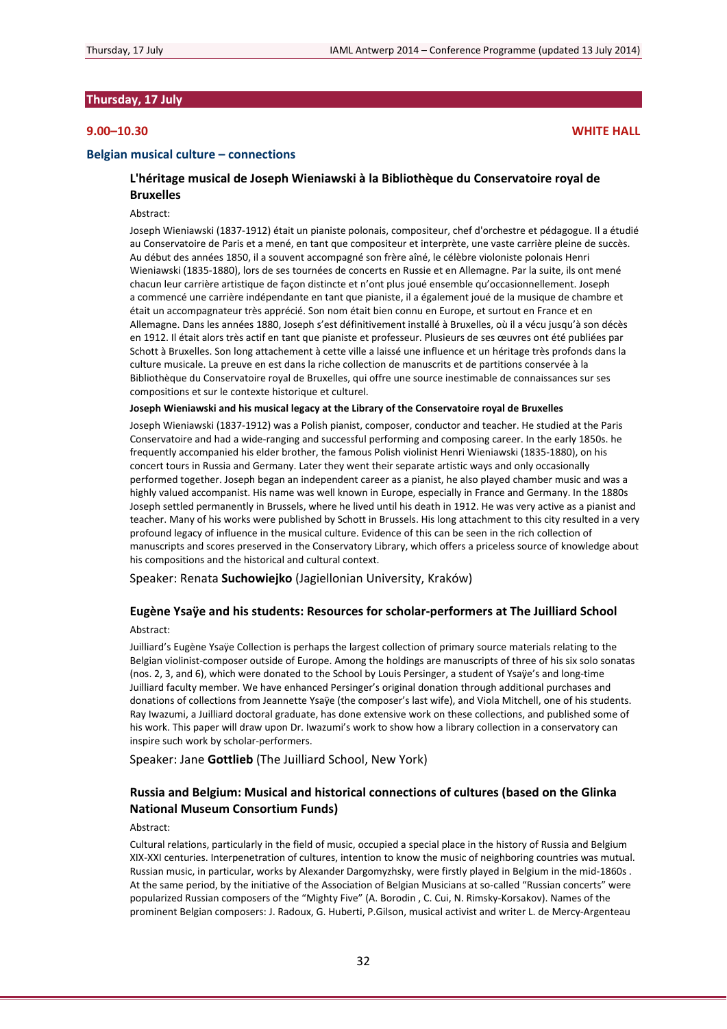## Thursday, 17 July

**9.00–10.30** **WHITE HALL**

### Belgian musical culture – connections

#### L'héritage musical de Joseph Wieniawski à la Bibliothèque du Conservatoire royal de Bruxelles

Abstract:

Joseph Wieniawski (1837-1912) était un pianiste polonais, compositeur, chef d'orchestre et pédagogue. Il a étudié au Conservatoire de Paris et a mené, en tant que compositeur et interprète, une vaste carrière pleine de succès. Au début des années 1850, il a souvent accompagné son frère aîné, le célèbre violoniste polonais Henri Wieniawski (1835-1880), lors de ses tournées de concerts en Russie et en Allemagne. Par la suite, ils ont mené chacun leur carrière artistique de façon distincte et n'ont plus joué ensemble qu'occasionnellement. Joseph a commencé une carrière indépendante en tant que pianiste, il a également joué de la musique de chambre et était un accompagnateur très apprécié. Son nom était bien connu en Europe, et surtout en France et en Allemagne. Dans les années 1880, Joseph s'est définitivement installé à Bruxelles, où il a vécu jusqu'à son décès en 1912. Il était alors très actif en tant que pianiste et professeur. Plusieurs de ses œuvres ont été publiées par Schott à Bruxelles. Son long attachement à cette ville a laissé une influence et un héritage très profonds dans la culture musicale. La preuve en est dans la riche collection de manuscrits et de partitions conservée à la Bibliothèque du Conservatoire royal de Bruxelles, qui offre une source inestimable de connaissances sur ses compositions et sur le contexte historique et culturel.

**Joseph Wieniawski and his musical legacy at the Library of the Conservatoire royal de Bruxelles**

Joseph Wieniawski (1837-1912) was a Polish pianist, composer, conductor and teacher. He studied at the Paris Conservatoire and had a wide-ranging and successful performing and composing career. In the early 1850s. he frequently accompanied his elder brother, the famous Polish violinist Henri Wieniawski (1835-1880), on his concert tours in Russia and Germany. Later they went their separate artistic ways and only occasionally performed together. Joseph began an independent career as a pianist, he also played chamber music and was a highly valued accompanist. His name was well known in Europe, especially in France and Germany. In the 1880s Joseph settled permanently in Brussels, where he lived until his death in 1912. He was very active as a pianist and teacher. Many of his works were published by Schott in Brussels. His long attachment to this city resulted in a very profound legacy of influence in the musical culture. Evidence of this can be seen in the rich collection of manuscripts and scores preserved in the Conservatory Library, which offers a priceless source of knowledge about his compositions and the historical and cultural context.

Speaker: Renata **Suchowiejko** (Jagiellonian University, Kraków)

#### Eugène Ysaÿe and his students: Resources for scholar-performers at The Juilliard School

Abstract:

Juilliard's Eugène Ysaÿe Collection is perhaps the largest collection of primary source materials relating to the Belgian violinist-composer outside of Europe. Among the holdings are manuscripts of three of his six solo sonatas (nos. 2, 3, and 6), which were donated to the School by Louis Persinger, a student of Ysaÿe's and long-time Juilliard faculty member. We have enhanced Persinger's original donation through additional purchases and donations of collections from Jeannette Ysaÿe (the composer's last wife), and Viola Mitchell, one of his students. Ray Iwazumi, a Juilliard doctoral graduate, has done extensive work on these collections, and published some of his work. This paper will draw upon Dr. Iwazumi's work to show how a library collection in a conservatory can inspire such work by scholar-performers.

Speaker: Jane **Gottlieb** (The Juilliard School, New York)

#### Russia and Belgium: Musical and historical connections of cultures (based on the Glinka National Museum Consortium Funds)

Abstract:

Cultural relations, particularly in the field of music, occupied a special place in the history of Russia and Belgium XIX-XXI centuries. Interpenetration of cultures, intention to know the music of neighboring countries was mutual. Russian music, in particular, works by Alexander Dargomyzhsky, were firstly played in Belgium in the mid-1860s . At the same period, by the initiative of the Association of Belgian Musicians at so-called "Russian concerts" were popularized Russian composers of the "Mighty Five" (A. Borodin , C. Cui, N. Rimsky-Korsakov). Names of the prominent Belgian composers: J. Radoux, G. Huberti, P.Gilson, musical activist and writer L. de Mercy-Argenteau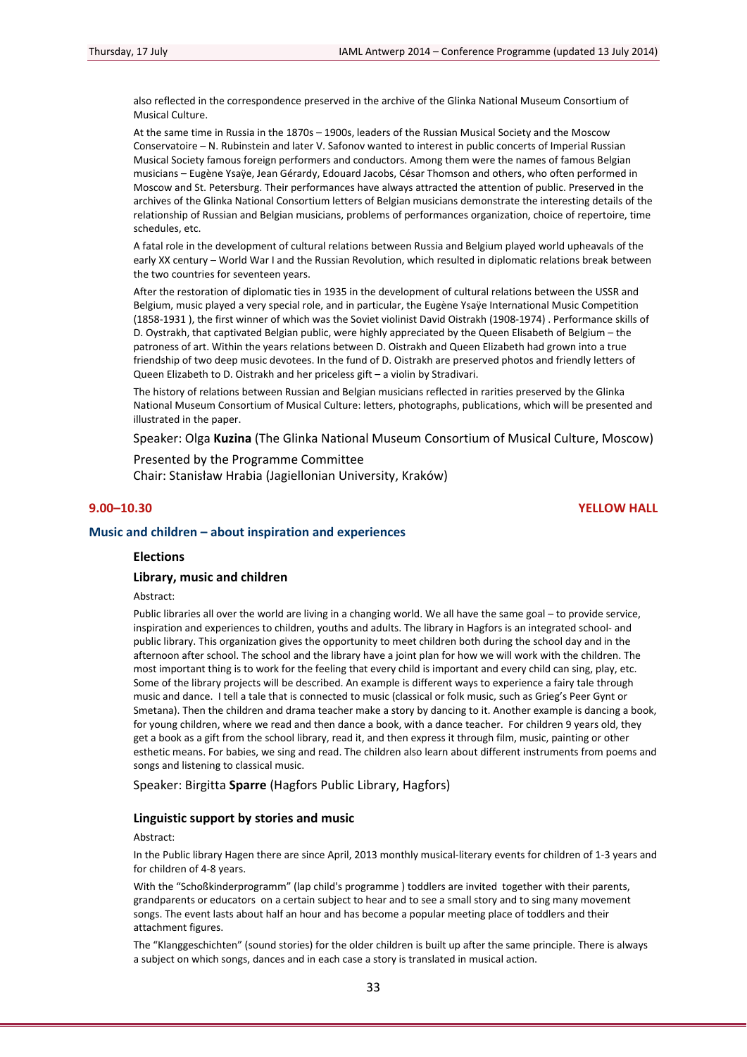also reflected in the correspondence preserved in the archive of the Glinka National Museum Consortium of Musical Culture.

At the same time in Russia in the 1870s – 1900s, leaders of the Russian Musical Society and the Moscow Conservatoire – N. Rubinstein and later V. Safonov wanted to interest in public concerts of Imperial Russian Musical Society famous foreign performers and conductors. Among them were the names of famous Belgian musicians – Eugène Ysaÿe, Jean Gérardy, Edouard Jacobs, César Thomson and others, who often performed in Moscow and St. Petersburg. Their performances have always attracted the attention of public. Preserved in the archives of the Glinka National Consortium letters of Belgian musicians demonstrate the interesting details of the relationship of Russian and Belgian musicians, problems of performances organization, choice of repertoire, time schedules, etc.

A fatal role in the development of cultural relations between Russia and Belgium played world upheavals of the early XX century – World War I and the Russian Revolution, which resulted in diplomatic relations break between the two countries for seventeen years.

After the restoration of diplomatic ties in 1935 in the development of cultural relations between the USSR and Belgium, music played a very special role, and in particular, the Eugène Ysaÿe International Music Competition (1858-1931 ), the first winner of which was the Soviet violinist David Oistrakh (1908-1974) . Performance skills of D. Oystrakh, that captivated Belgian public, were highly appreciated by the Queen Elisabeth of Belgium – the patroness of art. Within the years relations between D. Oistrakh and Queen Elizabeth had grown into a true friendship of two deep music devotees. In the fund of D. Oistrakh are preserved photos and friendly letters of Queen Elizabeth to D. Oistrakh and her priceless gift – a violin by Stradivari.

The history of relations between Russian and Belgian musicians reflected in rarities preserved by the Glinka National Museum Consortium of Musical Culture: letters, photographs, publications, which will be presented and illustrated in the paper.

Speaker: Olga **Kuzina** (The Glinka National Museum Consortium of Musical Culture, Moscow)

Presented by the Programme Committee
Chair: Stanisław Hrabia (Jagiellonian University, Kraków)

**9.00–10.30** **YELLOW HALL**

## Music and children – about inspiration and experiences

### Elections

### Library, music and children

Abstract:

Public libraries all over the world are living in a changing world. We all have the same goal – to provide service, inspiration and experiences to children, youths and adults. The library in Hagfors is an integrated school- and public library. This organization gives the opportunity to meet children both during the school day and in the afternoon after school. The school and the library have a joint plan for how we will work with the children. The most important thing is to work for the feeling that every child is important and every child can sing, play, etc. Some of the library projects will be described. An example is different ways to experience a fairy tale through music and dance. I tell a tale that is connected to music (classical or folk music, such as Grieg's Peer Gynt or Smetana). Then the children and drama teacher make a story by dancing to it. Another example is dancing a book, for young children, where we read and then dance a book, with a dance teacher. For children 9 years old, they get a book as a gift from the school library, read it, and then express it through film, music, painting or other esthetic means. For babies, we sing and read. The children also learn about different instruments from poems and songs and listening to classical music.

Speaker: Birgitta **Sparre** (Hagfors Public Library, Hagfors)

### Linguistic support by stories and music

Abstract:

In the Public library Hagen there are since April, 2013 monthly musical-literary events for children of 1-3 years and for children of 4-8 years.

With the "Schoßkinderprogramm" (lap child's programme ) toddlers are invited together with their parents, grandparents or educators on a certain subject to hear and to see a small story and to sing many movement songs. The event lasts about half an hour and has become a popular meeting place of toddlers and their attachment figures.

The "Klanggeschichten" (sound stories) for the older children is built up after the same principle. There is always a subject on which songs, dances and in each case a story is translated in musical action.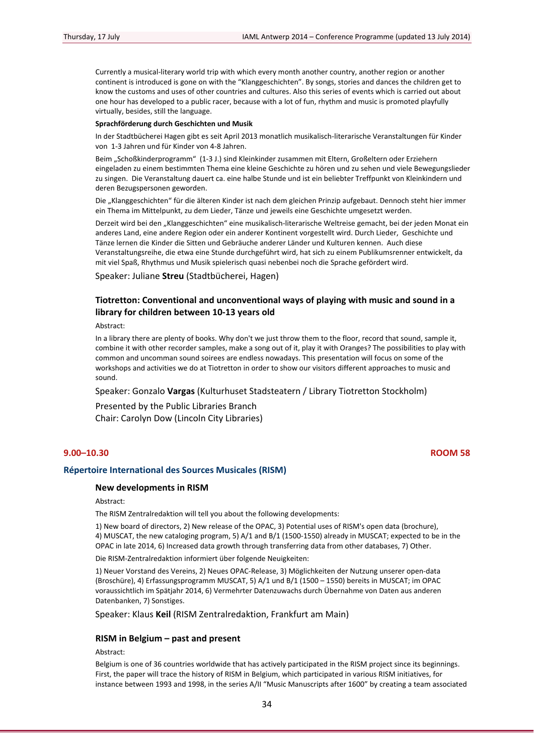Currently a musical-literary world trip with which every month another country, another region or another continent is introduced is gone on with the "Klanggeschichten". By songs, stories and dances the children get to know the customs and uses of other countries and cultures. Also this series of events which is carried out about one hour has developed to a public racer, because with a lot of fun, rhythm and music is promoted playfully virtually, besides, still the language.

**Sprachförderung durch Geschichten und Musik**

In der Stadtbücherei Hagen gibt es seit April 2013 monatlich musikalisch-literarische Veranstaltungen für Kinder von 1-3 Jahren und für Kinder von 4-8 Jahren.

Beim „Schoßkinderprogramm" (1-3 J.) sind Kleinkinder zusammen mit Eltern, Großeltern oder Erziehern eingeladen zu einem bestimmten Thema eine kleine Geschichte zu hören und zu sehen und viele Bewegungslieder zu singen. Die Veranstaltung dauert ca. eine halbe Stunde und ist ein beliebter Treffpunkt von Kleinkindern und deren Bezugspersonen geworden.

Die „Klanggeschichten" für die älteren Kinder ist nach dem gleichen Prinzip aufgebaut. Dennoch steht hier immer ein Thema im Mittelpunkt, zu dem Lieder, Tänze und jeweils eine Geschichte umgesetzt werden.

Derzeit wird bei den „Klanggeschichten" eine musikalisch-literarische Weltreise gemacht, bei der jeden Monat ein anderes Land, eine andere Region oder ein anderer Kontinent vorgestellt wird. Durch Lieder, Geschichte und Tänze lernen die Kinder die Sitten und Gebräuche anderer Länder und Kulturen kennen. Auch diese Veranstaltungsreihe, die etwa eine Stunde durchgeführt wird, hat sich zu einem Publikumsrenner entwickelt, da mit viel Spaß, Rhythmus und Musik spielerisch quasi nebenbei noch die Sprache gefördert wird.

Speaker: Juliane **Streu** (Stadtbücherei, Hagen)

### Tiotretton: Conventional and unconventional ways of playing with music and sound in a library for children between 10-13 years old

Abstract:

In a library there are plenty of books. Why don't we just throw them to the floor, record that sound, sample it, combine it with other recorder samples, make a song out of it, play it with Oranges? The possibilities to play with common and uncomman sound soirees are endless nowadays. This presentation will focus on some of the workshops and activities we do at Tiotretton in order to show our visitors different approaches to music and sound.

Speaker: Gonzalo **Vargas** (Kulturhuset Stadsteatern / Library Tiotretton Stockholm)

Presented by the Public Libraries Branch
Chair: Carolyn Dow (Lincoln City Libraries)

**9.00–10.30** **ROOM 58**

## Répertoire International des Sources Musicales (RISM)

### New developments in RISM

Abstract:

The RISM Zentralredaktion will tell you about the following developments:

1) New board of directors, 2) New release of the OPAC, 3) Potential uses of RISM's open data (brochure), 4) MUSCAT, the new cataloging program, 5) A/1 and B/1 (1500-1550) already in MUSCAT; expected to be in the OPAC in late 2014, 6) Increased data growth through transferring data from other databases, 7) Other.

Die RISM-Zentralredaktion informiert über folgende Neuigkeiten:

1) Neuer Vorstand des Vereins, 2) Neues OPAC-Release, 3) Möglichkeiten der Nutzung unserer open-data (Broschüre), 4) Erfassungsprogramm MUSCAT, 5) A/1 und B/1 (1500 – 1550) bereits in MUSCAT; im OPAC voraussichtlich im Spätjahr 2014, 6) Vermehrter Datenzuwachs durch Übernahme von Daten aus anderen Datenbanken, 7) Sonstiges.

Speaker: Klaus **Keil** (RISM Zentralredaktion, Frankfurt am Main)

### RISM in Belgium – past and present

Abstract:

Belgium is one of 36 countries worldwide that has actively participated in the RISM project since its beginnings. First, the paper will trace the history of RISM in Belgium, which participated in various RISM initiatives, for instance between 1993 and 1998, in the series A/II "Music Manuscripts after 1600" by creating a team associated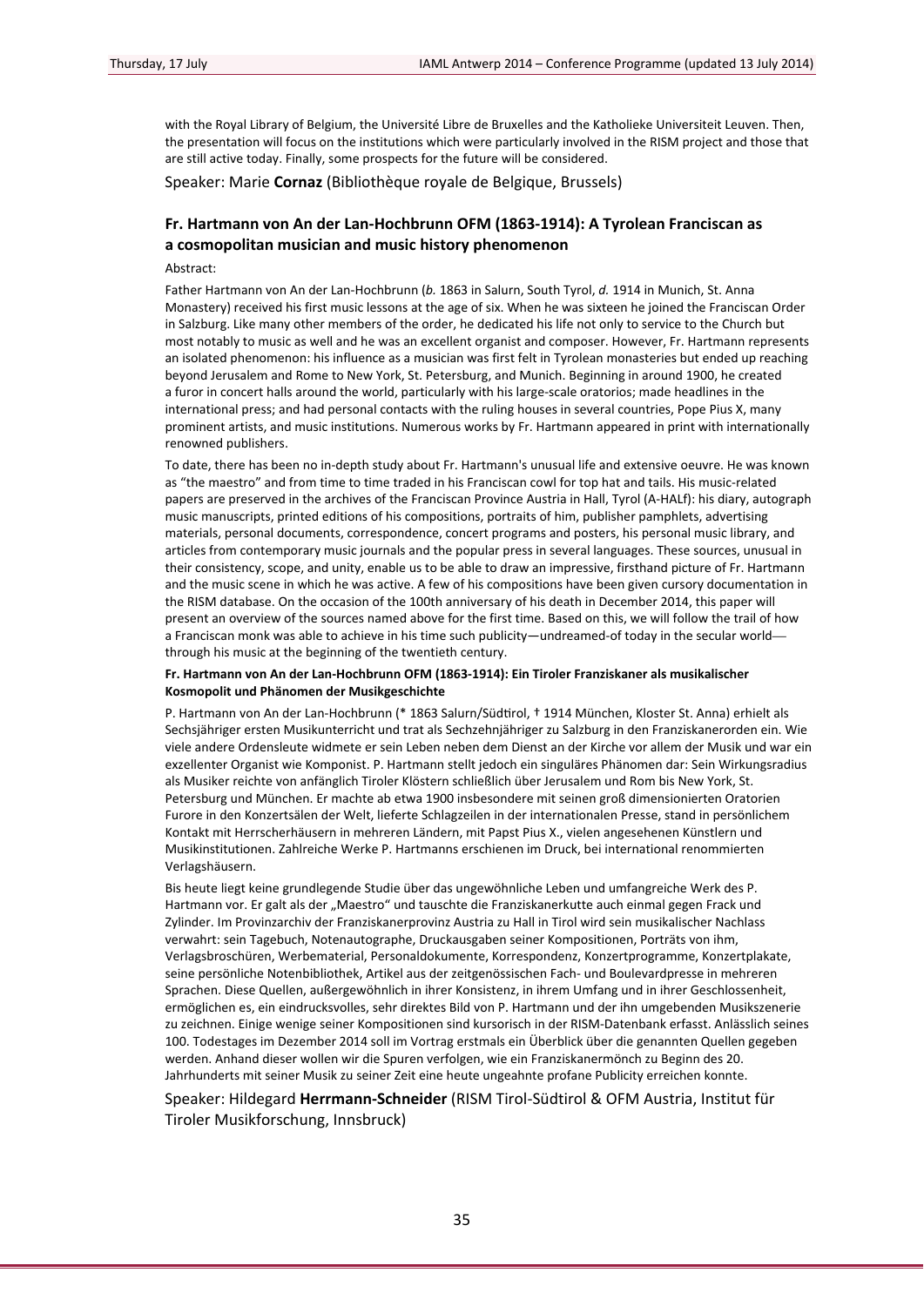with the Royal Library of Belgium, the Université Libre de Bruxelles and the Katholieke Universiteit Leuven. Then, the presentation will focus on the institutions which were particularly involved in the RISM project and those that are still active today. Finally, some prospects for the future will be considered.

Speaker: Marie **Cornaz** (Bibliothèque royale de Belgique, Brussels)

### Fr. Hartmann von An der Lan-Hochbrunn OFM (1863-1914): A Tyrolean Franciscan as a cosmopolitan musician and music history phenomenon

Abstract:

Father Hartmann von An der Lan-Hochbrunn (*b.* 1863 in Salurn, South Tyrol, *d.* 1914 in Munich, St. Anna Monastery) received his first music lessons at the age of six. When he was sixteen he joined the Franciscan Order in Salzburg. Like many other members of the order, he dedicated his life not only to service to the Church but most notably to music as well and he was an excellent organist and composer. However, Fr. Hartmann represents an isolated phenomenon: his influence as a musician was first felt in Tyrolean monasteries but ended up reaching beyond Jerusalem and Rome to New York, St. Petersburg, and Munich. Beginning in around 1900, he created a furor in concert halls around the world, particularly with his large-scale oratorios; made headlines in the international press; and had personal contacts with the ruling houses in several countries, Pope Pius X, many prominent artists, and music institutions. Numerous works by Fr. Hartmann appeared in print with internationally renowned publishers.

To date, there has been no in-depth study about Fr. Hartmann's unusual life and extensive oeuvre. He was known as "the maestro" and from time to time traded in his Franciscan cowl for top hat and tails. His music-related papers are preserved in the archives of the Franciscan Province Austria in Hall, Tyrol (A-HALf): his diary, autograph music manuscripts, printed editions of his compositions, portraits of him, publisher pamphlets, advertising materials, personal documents, correspondence, concert programs and posters, his personal music library, and articles from contemporary music journals and the popular press in several languages. These sources, unusual in their consistency, scope, and unity, enable us to be able to draw an impressive, firsthand picture of Fr. Hartmann and the music scene in which he was active. A few of his compositions have been given cursory documentation in the RISM database. On the occasion of the 100th anniversary of his death in December 2014, this paper will present an overview of the sources named above for the first time. Based on this, we will follow the trail of how a Franciscan monk was able to achieve in his time such publicity—undreamed-of today in the secular world—through his music at the beginning of the twentieth century.

**Fr. Hartmann von An der Lan-Hochbrunn OFM (1863-1914): Ein Tiroler Franziskaner als musikalischer Kosmopolit und Phänomen der Musikgeschichte**

P. Hartmann von An der Lan-Hochbrunn (* 1863 Salurn/Südtirol, † 1914 München, Kloster St. Anna) erhielt als Sechsjähriger ersten Musikunterricht und trat als Sechzehnjähriger zu Salzburg in den Franziskanerorden ein. Wie viele andere Ordensleute widmete er sein Leben neben dem Dienst an der Kirche vor allem der Musik und war ein exzellenter Organist wie Komponist. P. Hartmann stellt jedoch ein singuläres Phänomen dar: Sein Wirkungsradius als Musiker reichte von anfänglich Tiroler Klöstern schließlich über Jerusalem und Rom bis New York, St. Petersburg und München. Er machte ab etwa 1900 insbesondere mit seinen groß dimensionierten Oratorien Furore in den Konzertsälen der Welt, lieferte Schlagzeilen in der internationalen Presse, stand in persönlichem Kontakt mit Herrscherhäusern in mehreren Ländern, mit Papst Pius X., vielen angesehenen Künstlern und Musikinstitutionen. Zahlreiche Werke P. Hartmanns erschienen im Druck, bei international renommierten Verlagshäusern.

Bis heute liegt keine grundlegende Studie über das ungewöhnliche Leben und umfangreiche Werk des P. Hartmann vor. Er galt als der „Maestro" und tauschte die Franziskanerkutte auch einmal gegen Frack und Zylinder. Im Provinzarchiv der Franziskanerprovinz Austria zu Hall in Tirol wird sein musikalischer Nachlass verwahrt: sein Tagebuch, Notenautographe, Druckausgaben seiner Kompositionen, Porträts von ihm, Verlagsbroschüren, Werbematerial, Personaldokumente, Korrespondenz, Konzertprogramme, Konzertplakate, seine persönliche Notenbibliothek, Artikel aus der zeitgenössischen Fach- und Boulevardpresse in mehreren Sprachen. Diese Quellen, außergewöhnlich in ihrer Konsistenz, in ihrem Umfang und in ihrer Geschlossenheit, ermöglichen es, ein eindrucksvolles, sehr direktes Bild von P. Hartmann und der ihn umgebenden Musikszenerie zu zeichnen. Einige wenige seiner Kompositionen sind kursorisch in der RISM-Datenbank erfasst. Anlässlich seines 100. Todestages im Dezember 2014 soll im Vortrag erstmals ein Überblick über die genannten Quellen gegeben werden. Anhand dieser wollen wir die Spuren verfolgen, wie ein Franziskanermönch zu Beginn des 20. Jahrhunderts mit seiner Musik zu seiner Zeit eine heute ungeahnte profane Publicity erreichen konnte.

Speaker: Hildegard **Herrmann-Schneider** (RISM Tirol-Südtirol & OFM Austria, Institut für Tiroler Musikforschung, Innsbruck)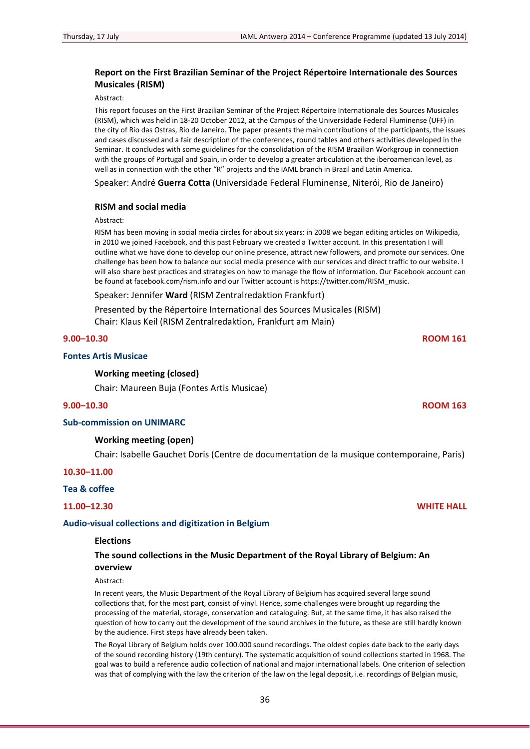**Report on the First Brazilian Seminar of the Project Répertoire Internationale des Sources Musicales (RISM)**

Abstract:

This report focuses on the First Brazilian Seminar of the Project Répertoire Internationale des Sources Musicales (RISM), which was held in 18-20 October 2012, at the Campus of the Universidade Federal Fluminense (UFF) in the city of Rio das Ostras, Rio de Janeiro. The paper presents the main contributions of the participants, the issues and cases discussed and a fair description of the conferences, round tables and others activities developed in the Seminar. It concludes with some guidelines for the consolidation of the RISM Brazilian Workgroup in connection with the groups of Portugal and Spain, in order to develop a greater articulation at the iberoamerican level, as well as in connection with the other "R" projects and the IAML branch in Brazil and Latin America.

Speaker: André **Guerra Cotta** (Universidade Federal Fluminense, Niterói, Rio de Janeiro)

**RISM and social media**

Abstract:

RISM has been moving in social media circles for about six years: in 2008 we began editing articles on Wikipedia, in 2010 we joined Facebook, and this past February we created a Twitter account. In this presentation I will outline what we have done to develop our online presence, attract new followers, and promote our services. One challenge has been how to balance our social media presence with our services and direct traffic to our website. I will also share best practices and strategies on how to manage the flow of information. Our Facebook account can be found at facebook.com/rism.info and our Twitter account is https://twitter.com/RISM_music.

Speaker: Jennifer **Ward** (RISM Zentralredaktion Frankfurt)

Presented by the Répertoire International des Sources Musicales (RISM)
Chair: Klaus Keil (RISM Zentralredaktion, Frankfurt am Main)

**9.00–10.30** **ROOM 161**

**Fontes Artis Musicae**

**Working meeting (closed)**

Chair: Maureen Buja (Fontes Artis Musicae)

**9.00–10.30** **ROOM 163**

**Sub-commission on UNIMARC**

**Working meeting (open)**

Chair: Isabelle Gauchet Doris (Centre de documentation de la musique contemporaine, Paris)

**10.30–11.00**

**Tea & coffee**

**11.00–12.30** **WHITE HALL**

**Audio-visual collections and digitization in Belgium**

**Elections**

**The sound collections in the Music Department of the Royal Library of Belgium: An overview**

Abstract:

In recent years, the Music Department of the Royal Library of Belgium has acquired several large sound collections that, for the most part, consist of vinyl. Hence, some challenges were brought up regarding the processing of the material, storage, conservation and cataloguing. But, at the same time, it has also raised the question of how to carry out the development of the sound archives in the future, as these are still hardly known by the audience. First steps have already been taken.

The Royal Library of Belgium holds over 100.000 sound recordings. The oldest copies date back to the early days of the sound recording history (19th century). The systematic acquisition of sound collections started in 1968. The goal was to build a reference audio collection of national and major international labels. One criterion of selection was that of complying with the law the criterion of the law on the legal deposit, i.e. recordings of Belgian music,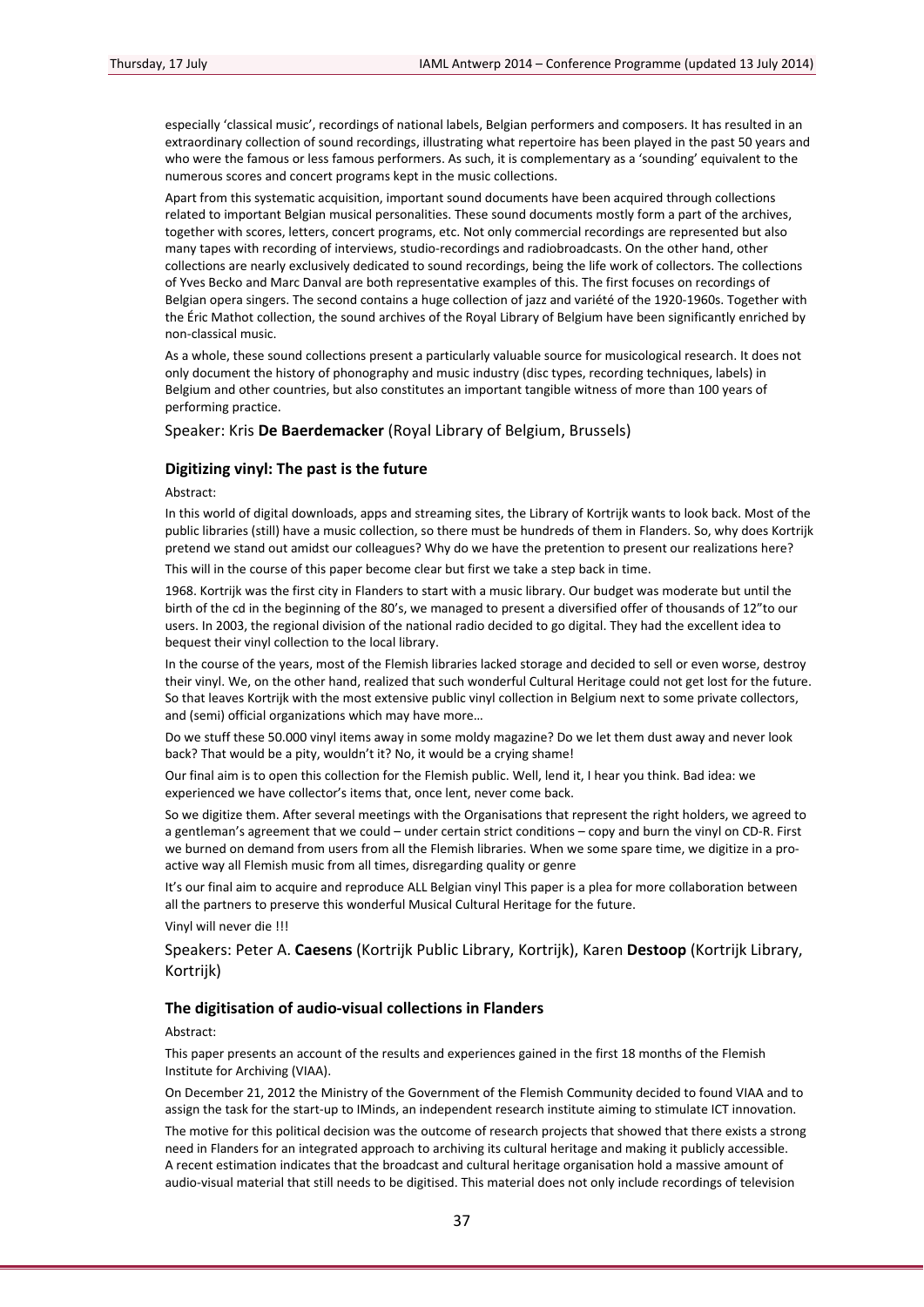especially 'classical music', recordings of national labels, Belgian performers and composers. It has resulted in an extraordinary collection of sound recordings, illustrating what repertoire has been played in the past 50 years and who were the famous or less famous performers. As such, it is complementary as a 'sounding' equivalent to the numerous scores and concert programs kept in the music collections.

Apart from this systematic acquisition, important sound documents have been acquired through collections related to important Belgian musical personalities. These sound documents mostly form a part of the archives, together with scores, letters, concert programs, etc. Not only commercial recordings are represented but also many tapes with recording of interviews, studio-recordings and radiobroadcasts. On the other hand, other collections are nearly exclusively dedicated to sound recordings, being the life work of collectors. The collections of Yves Becko and Marc Danval are both representative examples of this. The first focuses on recordings of Belgian opera singers. The second contains a huge collection of jazz and variété of the 1920-1960s. Together with the Éric Mathot collection, the sound archives of the Royal Library of Belgium have been significantly enriched by non-classical music.

As a whole, these sound collections present a particularly valuable source for musicological research. It does not only document the history of phonography and music industry (disc types, recording techniques, labels) in Belgium and other countries, but also constitutes an important tangible witness of more than 100 years of performing practice.

Speaker: Kris **De Baerdemacker** (Royal Library of Belgium, Brussels)

### Digitizing vinyl: The past is the future

Abstract:

In this world of digital downloads, apps and streaming sites, the Library of Kortrijk wants to look back. Most of the public libraries (still) have a music collection, so there must be hundreds of them in Flanders. So, why does Kortrijk pretend we stand out amidst our colleagues? Why do we have the pretention to present our realizations here?

This will in the course of this paper become clear but first we take a step back in time.

1968. Kortrijk was the first city in Flanders to start with a music library. Our budget was moderate but until the birth of the cd in the beginning of the 80's, we managed to present a diversified offer of thousands of 12"to our users. In 2003, the regional division of the national radio decided to go digital. They had the excellent idea to bequest their vinyl collection to the local library.

In the course of the years, most of the Flemish libraries lacked storage and decided to sell or even worse, destroy their vinyl. We, on the other hand, realized that such wonderful Cultural Heritage could not get lost for the future. So that leaves Kortrijk with the most extensive public vinyl collection in Belgium next to some private collectors, and (semi) official organizations which may have more…

Do we stuff these 50.000 vinyl items away in some moldy magazine? Do we let them dust away and never look back? That would be a pity, wouldn't it? No, it would be a crying shame!

Our final aim is to open this collection for the Flemish public. Well, lend it, I hear you think. Bad idea: we experienced we have collector's items that, once lent, never come back.

So we digitize them. After several meetings with the Organisations that represent the right holders, we agreed to a gentleman's agreement that we could – under certain strict conditions – copy and burn the vinyl on CD-R. First we burned on demand from users from all the Flemish libraries. When we some spare time, we digitize in a pro-active way all Flemish music from all times, disregarding quality or genre

It's our final aim to acquire and reproduce ALL Belgian vinyl This paper is a plea for more collaboration between all the partners to preserve this wonderful Musical Cultural Heritage for the future.

Vinyl will never die !!!

Speakers: Peter A. **Caesens** (Kortrijk Public Library, Kortrijk), Karen **Destoop** (Kortrijk Library, Kortrijk)

### The digitisation of audio-visual collections in Flanders

Abstract:

This paper presents an account of the results and experiences gained in the first 18 months of the Flemish Institute for Archiving (VIAA).

On December 21, 2012 the Ministry of the Government of the Flemish Community decided to found VIAA and to assign the task for the start-up to IMinds, an independent research institute aiming to stimulate ICT innovation.

The motive for this political decision was the outcome of research projects that showed that there exists a strong need in Flanders for an integrated approach to archiving its cultural heritage and making it publicly accessible. A recent estimation indicates that the broadcast and cultural heritage organisation hold a massive amount of audio-visual material that still needs to be digitised. This material does not only include recordings of television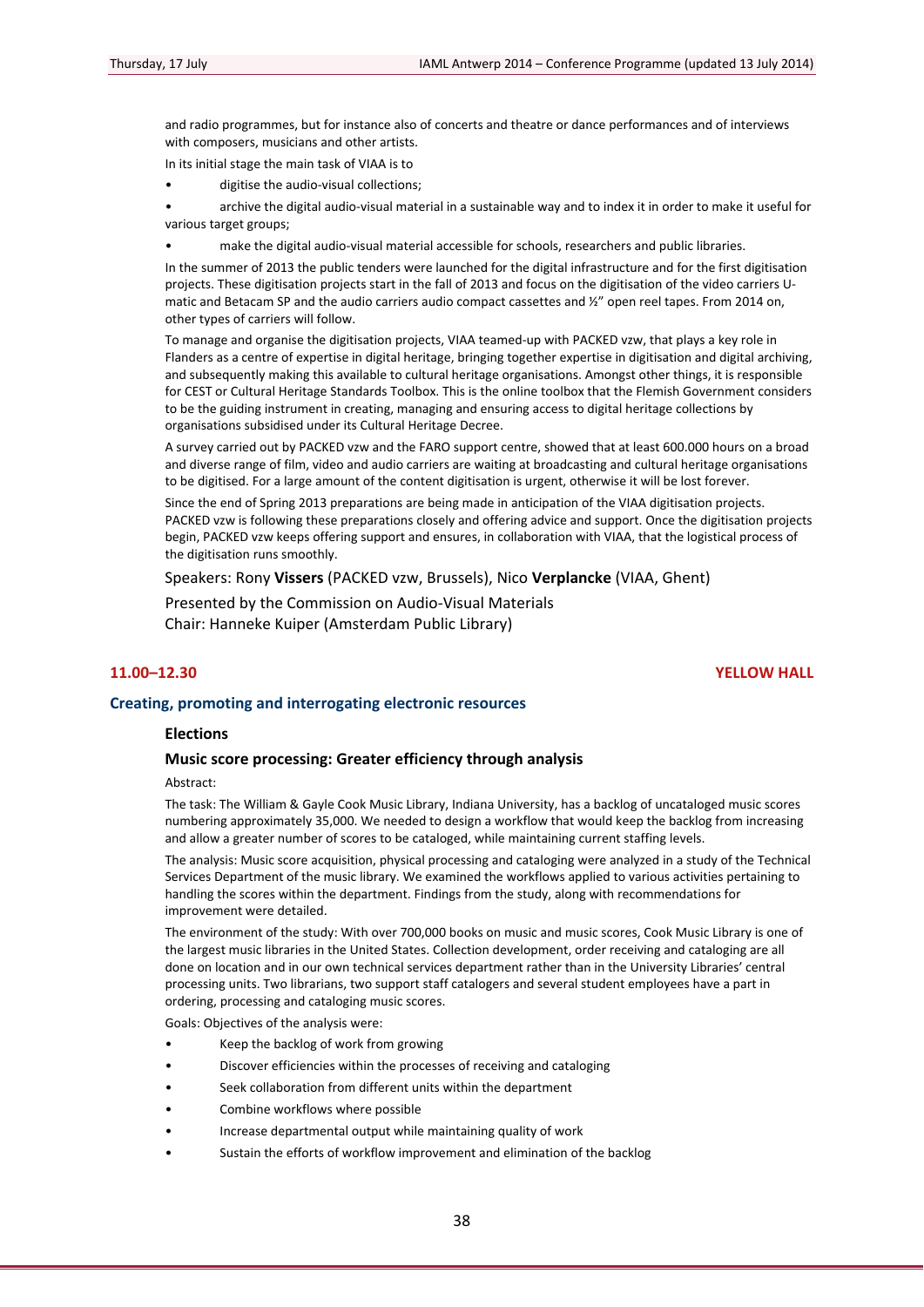and radio programmes, but for instance also of concerts and theatre or dance performances and of interviews with composers, musicians and other artists.

In its initial stage the main task of VIAA is to

- digitise the audio-visual collections;
- archive the digital audio-visual material in a sustainable way and to index it in order to make it useful for various target groups;
- make the digital audio-visual material accessible for schools, researchers and public libraries.

In the summer of 2013 the public tenders were launched for the digital infrastructure and for the first digitisation projects. These digitisation projects start in the fall of 2013 and focus on the digitisation of the video carriers U-matic and Betacam SP and the audio carriers audio compact cassettes and ½" open reel tapes. From 2014 on, other types of carriers will follow.

To manage and organise the digitisation projects, VIAA teamed-up with PACKED vzw, that plays a key role in Flanders as a centre of expertise in digital heritage, bringing together expertise in digitisation and digital archiving, and subsequently making this available to cultural heritage organisations. Amongst other things, it is responsible for CEST or Cultural Heritage Standards Toolbox. This is the online toolbox that the Flemish Government considers to be the guiding instrument in creating, managing and ensuring access to digital heritage collections by organisations subsidised under its Cultural Heritage Decree.

A survey carried out by PACKED vzw and the FARO support centre, showed that at least 600.000 hours on a broad and diverse range of film, video and audio carriers are waiting at broadcasting and cultural heritage organisations to be digitised. For a large amount of the content digitisation is urgent, otherwise it will be lost forever.

Since the end of Spring 2013 preparations are being made in anticipation of the VIAA digitisation projects. PACKED vzw is following these preparations closely and offering advice and support. Once the digitisation projects begin, PACKED vzw keeps offering support and ensures, in collaboration with VIAA, that the logistical process of the digitisation runs smoothly.

Speakers: Rony **Vissers** (PACKED vzw, Brussels), Nico **Verplancke** (VIAA, Ghent)

Presented by the Commission on Audio-Visual Materials
Chair: Hanneke Kuiper (Amsterdam Public Library)

**11.00–12.30** **YELLOW HALL**

## Creating, promoting and interrogating electronic resources

### Elections

### Music score processing: Greater efficiency through analysis

Abstract:

The task: The William & Gayle Cook Music Library, Indiana University, has a backlog of uncataloged music scores numbering approximately 35,000. We needed to design a workflow that would keep the backlog from increasing and allow a greater number of scores to be cataloged, while maintaining current staffing levels.

The analysis: Music score acquisition, physical processing and cataloging were analyzed in a study of the Technical Services Department of the music library. We examined the workflows applied to various activities pertaining to handling the scores within the department. Findings from the study, along with recommendations for improvement were detailed.

The environment of the study: With over 700,000 books on music and music scores, Cook Music Library is one of the largest music libraries in the United States. Collection development, order receiving and cataloging are all done on location and in our own technical services department rather than in the University Libraries' central processing units. Two librarians, two support staff catalogers and several student employees have a part in ordering, processing and cataloging music scores.

Goals: Objectives of the analysis were:

- Keep the backlog of work from growing
- Discover efficiencies within the processes of receiving and cataloging
- Seek collaboration from different units within the department
- Combine workflows where possible
- Increase departmental output while maintaining quality of work
- Sustain the efforts of workflow improvement and elimination of the backlog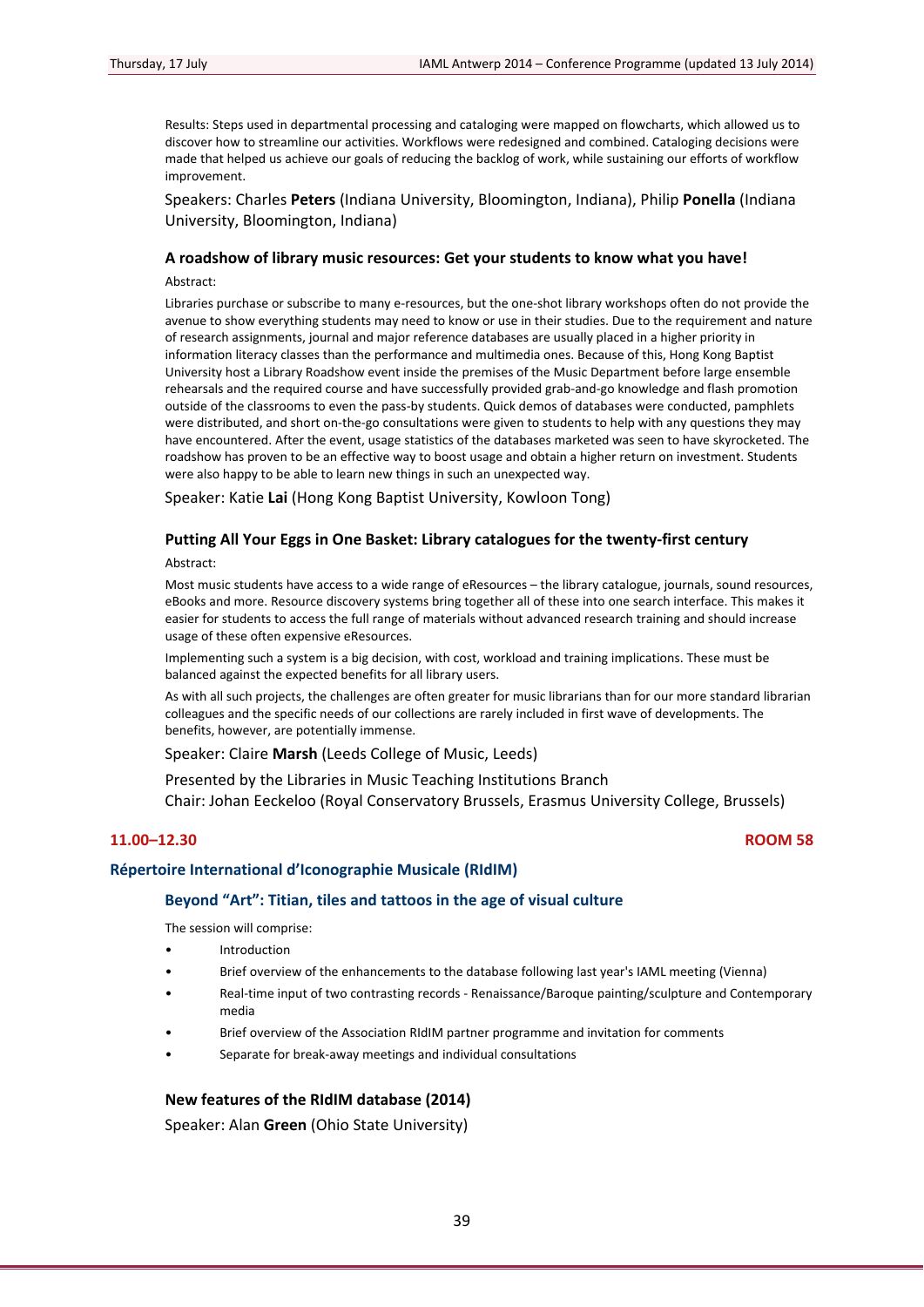Results: Steps used in departmental processing and cataloging were mapped on flowcharts, which allowed us to discover how to streamline our activities. Workflows were redesigned and combined. Cataloging decisions were made that helped us achieve our goals of reducing the backlog of work, while sustaining our efforts of workflow improvement.

Speakers: Charles **Peters** (Indiana University, Bloomington, Indiana), Philip **Ponella** (Indiana University, Bloomington, Indiana)

#### A roadshow of library music resources: Get your students to know what you have!

Abstract:

Libraries purchase or subscribe to many e-resources, but the one-shot library workshops often do not provide the avenue to show everything students may need to know or use in their studies. Due to the requirement and nature of research assignments, journal and major reference databases are usually placed in a higher priority in information literacy classes than the performance and multimedia ones. Because of this, Hong Kong Baptist University host a Library Roadshow event inside the premises of the Music Department before large ensemble rehearsals and the required course and have successfully provided grab-and-go knowledge and flash promotion outside of the classrooms to even the pass-by students. Quick demos of databases were conducted, pamphlets were distributed, and short on-the-go consultations were given to students to help with any questions they may have encountered. After the event, usage statistics of the databases marketed was seen to have skyrocketed. The roadshow has proven to be an effective way to boost usage and obtain a higher return on investment. Students were also happy to be able to learn new things in such an unexpected way.

Speaker: Katie **Lai** (Hong Kong Baptist University, Kowloon Tong)

#### Putting All Your Eggs in One Basket: Library catalogues for the twenty-first century

Abstract:

Most music students have access to a wide range of eResources – the library catalogue, journals, sound resources, eBooks and more. Resource discovery systems bring together all of these into one search interface. This makes it easier for students to access the full range of materials without advanced research training and should increase usage of these often expensive eResources.

Implementing such a system is a big decision, with cost, workload and training implications. These must be balanced against the expected benefits for all library users.

As with all such projects, the challenges are often greater for music librarians than for our more standard librarian colleagues and the specific needs of our collections are rarely included in first wave of developments. The benefits, however, are potentially immense.

Speaker: Claire **Marsh** (Leeds College of Music, Leeds)

Presented by the Libraries in Music Teaching Institutions Branch
Chair: Johan Eeckeloo (Royal Conservatory Brussels, Erasmus University College, Brussels)

**11.00–12.30** **ROOM 58**

### Répertoire International d'Iconographie Musicale (RIdIM)

#### Beyond "Art": Titian, tiles and tattoos in the age of visual culture

The session will comprise:

- Introduction
- Brief overview of the enhancements to the database following last year's IAML meeting (Vienna)
- Real-time input of two contrasting records - Renaissance/Baroque painting/sculpture and Contemporary media
- Brief overview of the Association RIdIM partner programme and invitation for comments
- Separate for break-away meetings and individual consultations

#### New features of the RIdIM database (2014)

Speaker: Alan **Green** (Ohio State University)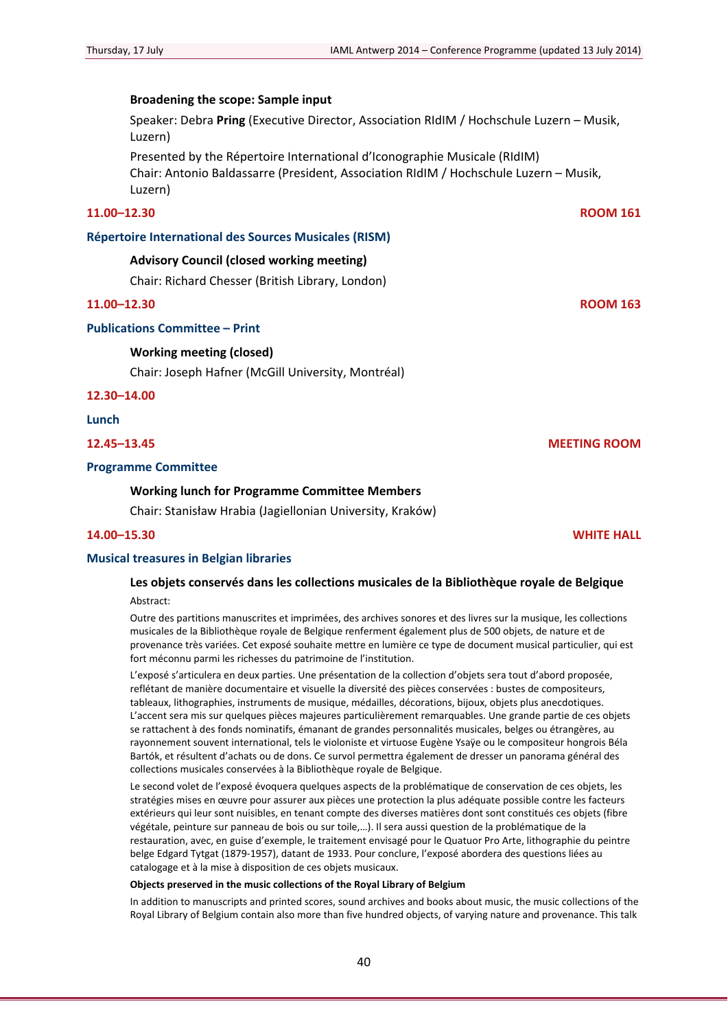**Broadening the scope: Sample input**

Speaker: Debra **Pring** (Executive Director, Association RIdIM / Hochschule Luzern – Musik, Luzern)

Presented by the Répertoire International d'Iconographie Musicale (RIdIM)
Chair: Antonio Baldassarre (President, Association RIdIM / Hochschule Luzern – Musik, Luzern)

**11.00–12.30** **ROOM 161**

### Répertoire International des Sources Musicales (RISM)

**Advisory Council (closed working meeting)**

Chair: Richard Chesser (British Library, London)

**11.00–12.30** **ROOM 163**

### Publications Committee – Print

**Working meeting (closed)**

Chair: Joseph Hafner (McGill University, Montréal)

**12.30–14.00**

### Lunch

**12.45–13.45** **MEETING ROOM**

### Programme Committee

**Working lunch for Programme Committee Members**

Chair: Stanisław Hrabia (Jagiellonian University, Kraków)

**14.00–15.30** **WHITE HALL**

### Musical treasures in Belgian libraries

**Les objets conservés dans les collections musicales de la Bibliothèque royale de Belgique**

Abstract:

Outre des partitions manuscrites et imprimées, des archives sonores et des livres sur la musique, les collections musicales de la Bibliothèque royale de Belgique renferment également plus de 500 objets, de nature et de provenance très variées. Cet exposé souhaite mettre en lumière ce type de document musical particulier, qui est fort méconnu parmi les richesses du patrimoine de l'institution.

L'exposé s'articulera en deux parties. Une présentation de la collection d'objets sera tout d'abord proposée, reflétant de manière documentaire et visuelle la diversité des pièces conservées : bustes de compositeurs, tableaux, lithographies, instruments de musique, médailles, décorations, bijoux, objets plus anecdotiques. L'accent sera mis sur quelques pièces majeures particulièrement remarquables. Une grande partie de ces objets se rattachent à des fonds nominatifs, émanant de grandes personnalités musicales, belges ou étrangères, au rayonnement souvent international, tels le violoniste et virtuose Eugène Ysaÿe ou le compositeur hongrois Béla Bartók, et résultent d'achats ou de dons. Ce survol permettra également de dresser un panorama général des collections musicales conservées à la Bibliothèque royale de Belgique.

Le second volet de l'exposé évoquera quelques aspects de la problématique de conservation de ces objets, les stratégies mises en œuvre pour assurer aux pièces une protection la plus adéquate possible contre les facteurs extérieurs qui leur sont nuisibles, en tenant compte des diverses matières dont sont constitués ces objets (fibre végétale, peinture sur panneau de bois ou sur toile,…). Il sera aussi question de la problématique de la restauration, avec, en guise d'exemple, le traitement envisagé pour le Quatuor Pro Arte, lithographie du peintre belge Edgard Tytgat (1879-1957), datant de 1933. Pour conclure, l'exposé abordera des questions liées au catalogage et à la mise à disposition de ces objets musicaux.

**Objects preserved in the music collections of the Royal Library of Belgium**

In addition to manuscripts and printed scores, sound archives and books about music, the music collections of the Royal Library of Belgium contain also more than five hundred objects, of varying nature and provenance. This talk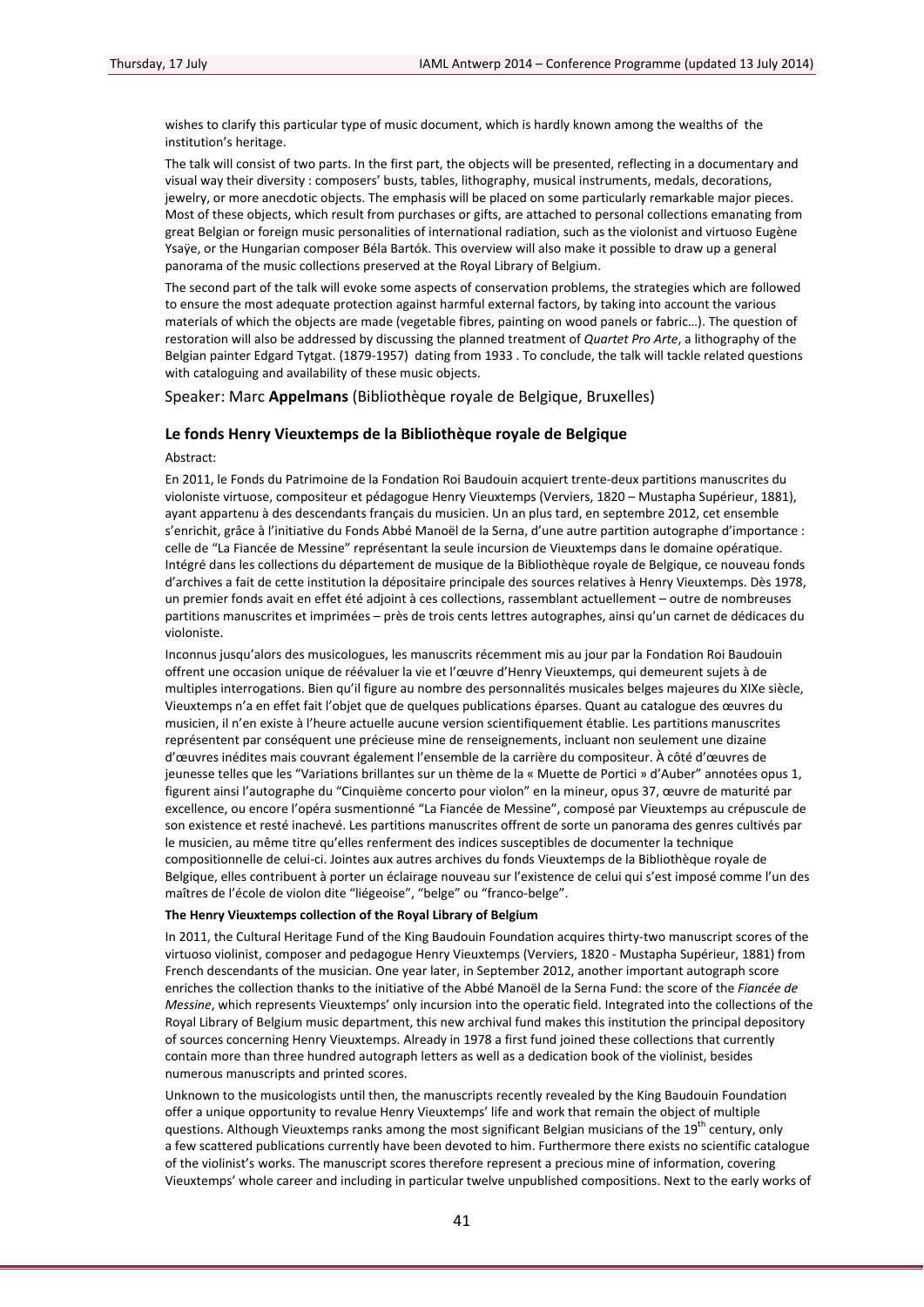wishes to clarify this particular type of music document, which is hardly known among the wealths of the institution's heritage.

The talk will consist of two parts. In the first part, the objects will be presented, reflecting in a documentary and visual way their diversity : composers' busts, tables, lithography, musical instruments, medals, decorations, jewelry, or more anecdotic objects. The emphasis will be placed on some particularly remarkable major pieces. Most of these objects, which result from purchases or gifts, are attached to personal collections emanating from great Belgian or foreign music personalities of international radiation, such as the violonist and virtuoso Eugène Ysaÿe, or the Hungarian composer Béla Bartók. This overview will also make it possible to draw up a general panorama of the music collections preserved at the Royal Library of Belgium.

The second part of the talk will evoke some aspects of conservation problems, the strategies which are followed to ensure the most adequate protection against harmful external factors, by taking into account the various materials of which the objects are made (vegetable fibres, painting on wood panels or fabric…). The question of restoration will also be addressed by discussing the planned treatment of *Quartet Pro Arte*, a lithography of the Belgian painter Edgard Tytgat. (1879-1957) dating from 1933 . To conclude, the talk will tackle related questions with cataloguing and availability of these music objects.

Speaker: Marc **Appelmans** (Bibliothèque royale de Belgique, Bruxelles)

### Le fonds Henry Vieuxtemps de la Bibliothèque royale de Belgique

Abstract:

En 2011, le Fonds du Patrimoine de la Fondation Roi Baudouin acquiert trente-deux partitions manuscrites du violoniste virtuose, compositeur et pédagogue Henry Vieuxtemps (Verviers, 1820 – Mustapha Supérieur, 1881), ayant appartenu à des descendants français du musicien. Un an plus tard, en septembre 2012, cet ensemble s'enrichit, grâce à l'initiative du Fonds Abbé Manoël de la Serna, d'une autre partition autographe d'importance : celle de "La Fiancée de Messine" représentant la seule incursion de Vieuxtemps dans le domaine opératique. Intégré dans les collections du département de musique de la Bibliothèque royale de Belgique, ce nouveau fonds d'archives a fait de cette institution la dépositaire principale des sources relatives à Henry Vieuxtemps. Dès 1978, un premier fonds avait en effet été adjoint à ces collections, rassemblant actuellement – outre de nombreuses partitions manuscrites et imprimées – près de trois cents lettres autographes, ainsi qu'un carnet de dédicaces du violoniste.

Inconnus jusqu'alors des musicologues, les manuscrits récemment mis au jour par la Fondation Roi Baudouin offrent une occasion unique de réévaluer la vie et l'œuvre d'Henry Vieuxtemps, qui demeurent sujets à de multiples interrogations. Bien qu'il figure au nombre des personnalités musicales belges majeures du XIXe siècle, Vieuxtemps n'a en effet fait l'objet que de quelques publications éparses. Quant au catalogue des œuvres du musicien, il n'en existe à l'heure actuelle aucune version scientifiquement établie. Les partitions manuscrites représentent par conséquent une précieuse mine de renseignements, incluant non seulement une dizaine d'œuvres inédites mais couvrant également l'ensemble de la carrière du compositeur. À côté d'œuvres de jeunesse telles que les "Variations brillantes sur un thème de la « Muette de Portici » d'Auber" annotées opus 1, figurent ainsi l'autographe du "Cinquième concerto pour violon" en la mineur, opus 37, œuvre de maturité par excellence, ou encore l'opéra susmentionné "La Fiancée de Messine", composé par Vieuxtemps au crépuscule de son existence et resté inachevé. Les partitions manuscrites offrent de sorte un panorama des genres cultivés par le musicien, au même titre qu'elles renferment des indices susceptibles de documenter la technique compositionnelle de celui-ci. Jointes aux autres archives du fonds Vieuxtemps de la Bibliothèque royale de Belgique, elles contribuent à porter un éclairage nouveau sur l'existence de celui qui s'est imposé comme l'un des maîtres de l'école de violon dite "liégeoise", "belge" ou "franco-belge".

**The Henry Vieuxtemps collection of the Royal Library of Belgium**

In 2011, the Cultural Heritage Fund of the King Baudouin Foundation acquires thirty-two manuscript scores of the virtuoso violinist, composer and pedagogue Henry Vieuxtemps (Verviers, 1820 - Mustapha Supérieur, 1881) from French descendants of the musician. One year later, in September 2012, another important autograph score enriches the collection thanks to the initiative of the Abbé Manoël de la Serna Fund: the score of the *Fiancée de Messine*, which represents Vieuxtemps' only incursion into the operatic field. Integrated into the collections of the Royal Library of Belgium music department, this new archival fund makes this institution the principal depository of sources concerning Henry Vieuxtemps. Already in 1978 a first fund joined these collections that currently contain more than three hundred autograph letters as well as a dedication book of the violinist, besides numerous manuscripts and printed scores.

Unknown to the musicologists until then, the manuscripts recently revealed by the King Baudouin Foundation offer a unique opportunity to revalue Henry Vieuxtemps' life and work that remain the object of multiple questions. Although Vieuxtemps ranks among the most significant Belgian musicians of the 19th century, only a few scattered publications currently have been devoted to him. Furthermore there exists no scientific catalogue of the violinist's works. The manuscript scores therefore represent a precious mine of information, covering Vieuxtemps' whole career and including in particular twelve unpublished compositions. Next to the early works of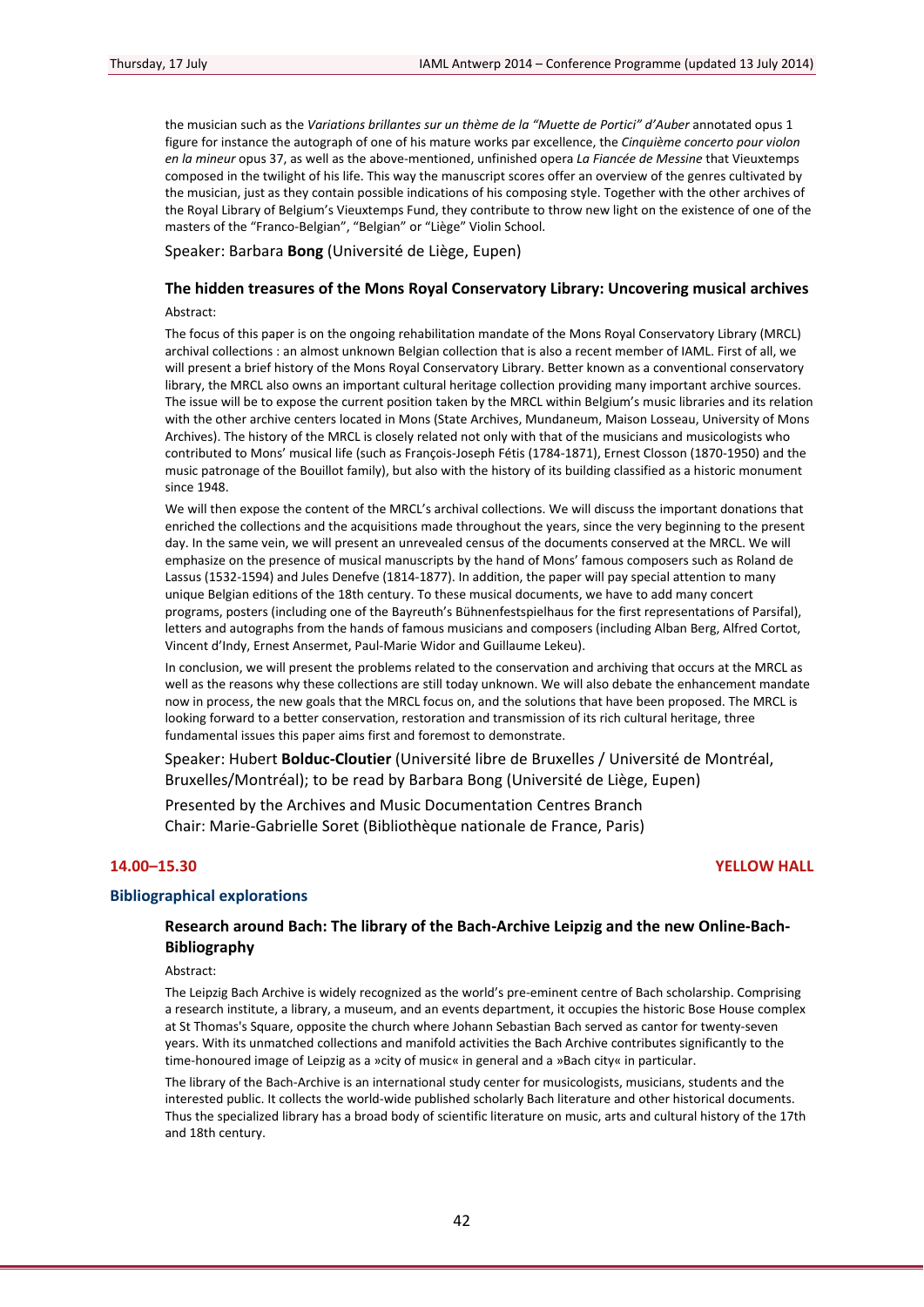the musician such as the *Variations brillantes sur un thème de la "Muette de Portici" d'Auber* annotated opus 1 figure for instance the autograph of one of his mature works par excellence, the *Cinquième concerto pour violon en la mineur* opus 37, as well as the above-mentioned, unfinished opera *La Fiancée de Messine* that Vieuxtemps composed in the twilight of his life. This way the manuscript scores offer an overview of the genres cultivated by the musician, just as they contain possible indications of his composing style. Together with the other archives of the Royal Library of Belgium's Vieuxtemps Fund, they contribute to throw new light on the existence of one of the masters of the "Franco-Belgian", "Belgian" or "Liège" Violin School.

Speaker: Barbara **Bong** (Université de Liège, Eupen)

### The hidden treasures of the Mons Royal Conservatory Library: Uncovering musical archives

Abstract:

The focus of this paper is on the ongoing rehabilitation mandate of the Mons Royal Conservatory Library (MRCL) archival collections : an almost unknown Belgian collection that is also a recent member of IAML. First of all, we will present a brief history of the Mons Royal Conservatory Library. Better known as a conventional conservatory library, the MRCL also owns an important cultural heritage collection providing many important archive sources. The issue will be to expose the current position taken by the MRCL within Belgium's music libraries and its relation with the other archive centers located in Mons (State Archives, Mundaneum, Maison Losseau, University of Mons Archives). The history of the MRCL is closely related not only with that of the musicians and musicologists who contributed to Mons' musical life (such as François-Joseph Fétis (1784-1871), Ernest Closson (1870-1950) and the music patronage of the Bouillot family), but also with the history of its building classified as a historic monument since 1948.

We will then expose the content of the MRCL's archival collections. We will discuss the important donations that enriched the collections and the acquisitions made throughout the years, since the very beginning to the present day. In the same vein, we will present an unrevealed census of the documents conserved at the MRCL. We will emphasize on the presence of musical manuscripts by the hand of Mons' famous composers such as Roland de Lassus (1532-1594) and Jules Denefve (1814-1877). In addition, the paper will pay special attention to many unique Belgian editions of the 18th century. To these musical documents, we have to add many concert programs, posters (including one of the Bayreuth's Bühnenfestspielhaus for the first representations of Parsifal), letters and autographs from the hands of famous musicians and composers (including Alban Berg, Alfred Cortot, Vincent d'Indy, Ernest Ansermet, Paul-Marie Widor and Guillaume Lekeu).

In conclusion, we will present the problems related to the conservation and archiving that occurs at the MRCL as well as the reasons why these collections are still today unknown. We will also debate the enhancement mandate now in process, the new goals that the MRCL focus on, and the solutions that have been proposed. The MRCL is looking forward to a better conservation, restoration and transmission of its rich cultural heritage, three fundamental issues this paper aims first and foremost to demonstrate.

Speaker: Hubert **Bolduc-Cloutier** (Université libre de Bruxelles / Université de Montréal, Bruxelles/Montréal); to be read by Barbara Bong (Université de Liège, Eupen)

Presented by the Archives and Music Documentation Centres Branch
Chair: Marie-Gabrielle Soret (Bibliothèque nationale de France, Paris)

**14.00–15.30** **YELLOW HALL**

## Bibliographical explorations

### Research around Bach: The library of the Bach-Archive Leipzig and the new Online-Bach-Bibliography

Abstract:

The Leipzig Bach Archive is widely recognized as the world's pre-eminent centre of Bach scholarship. Comprising a research institute, a library, a museum, and an events department, it occupies the historic Bose House complex at St Thomas's Square, opposite the church where Johann Sebastian Bach served as cantor for twenty-seven years. With its unmatched collections and manifold activities the Bach Archive contributes significantly to the time-honoured image of Leipzig as a »city of music« in general and a »Bach city« in particular.

The library of the Bach-Archive is an international study center for musicologists, musicians, students and the interested public. It collects the world-wide published scholarly Bach literature and other historical documents. Thus the specialized library has a broad body of scientific literature on music, arts and cultural history of the 17th and 18th century.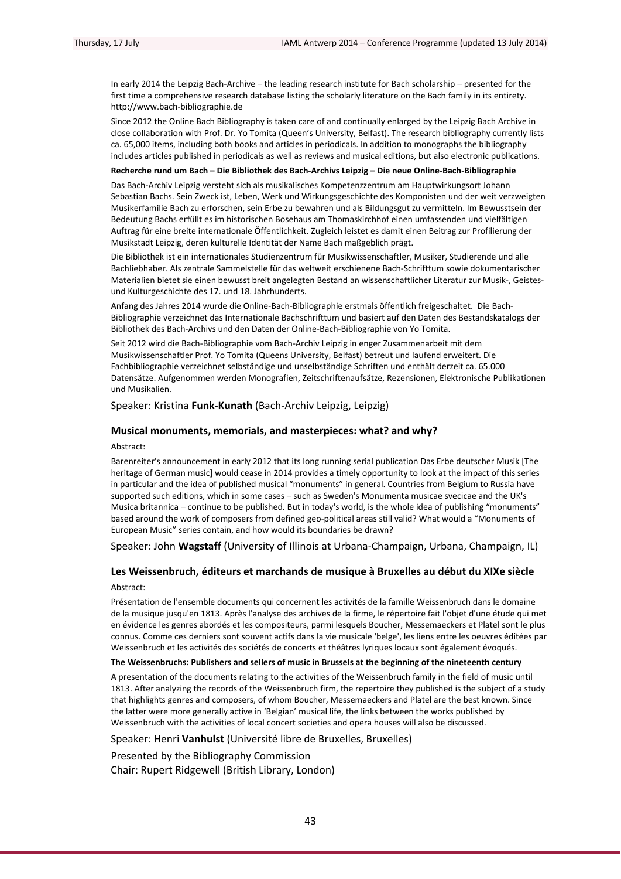In early 2014 the Leipzig Bach-Archive – the leading research institute for Bach scholarship – presented for the first time a comprehensive research database listing the scholarly literature on the Bach family in its entirety. http://www.bach-bibliographie.de

Since 2012 the Online Bach Bibliography is taken care of and continually enlarged by the Leipzig Bach Archive in close collaboration with Prof. Dr. Yo Tomita (Queen's University, Belfast). The research bibliography currently lists ca. 65,000 items, including both books and articles in periodicals. In addition to monographs the bibliography includes articles published in periodicals as well as reviews and musical editions, but also electronic publications.

**Recherche rund um Bach – Die Bibliothek des Bach-Archivs Leipzig – Die neue Online-Bach-Bibliographie**

Das Bach-Archiv Leipzig versteht sich als musikalisches Kompetenzzentrum am Hauptwirkungsort Johann Sebastian Bachs. Sein Zweck ist, Leben, Werk und Wirkungsgeschichte des Komponisten und der weit verzweigten Musikerfamilie Bach zu erforschen, sein Erbe zu bewahren und als Bildungsgut zu vermitteln. Im Bewusstsein der Bedeutung Bachs erfüllt es im historischen Bosehaus am Thomaskirchhof einen umfassenden und vielfältigen Auftrag für eine breite internationale Öffentlichkeit. Zugleich leistet es damit einen Beitrag zur Profilierung der Musikstadt Leipzig, deren kulturelle Identität der Name Bach maßgeblich prägt.

Die Bibliothek ist ein internationales Studienzentrum für Musikwissenschaftler, Musiker, Studierende und alle Bachliebhaber. Als zentrale Sammelstelle für das weltweit erschienene Bach-Schrifttum sowie dokumentarischer Materialien bietet sie einen bewusst breit angelegten Bestand an wissenschaftlicher Literatur zur Musik-, Geistes- und Kulturgeschichte des 17. und 18. Jahrhunderts.

Anfang des Jahres 2014 wurde die Online-Bach-Bibliographie erstmals öffentlich freigeschaltet. Die Bach-Bibliographie verzeichnet das Internationale Bachschrifttum und basiert auf den Daten des Bestandskatalogs der Bibliothek des Bach-Archivs und den Daten der Online-Bach-Bibliographie von Yo Tomita.

Seit 2012 wird die Bach-Bibliographie vom Bach-Archiv Leipzig in enger Zusammenarbeit mit dem Musikwissenschaftler Prof. Yo Tomita (Queens University, Belfast) betreut und laufend erweitert. Die Fachbibliographie verzeichnet selbständige und unselbständige Schriften und enthält derzeit ca. 65.000 Datensätze. Aufgenommen werden Monografien, Zeitschriftenaufsätze, Rezensionen, Elektronische Publikationen und Musikalien.

Speaker: Kristina **Funk-Kunath** (Bach-Archiv Leipzig, Leipzig)

### Musical monuments, memorials, and masterpieces: what? and why?

Abstract:

Barenreiter's announcement in early 2012 that its long running serial publication Das Erbe deutscher Musik [The heritage of German music] would cease in 2014 provides a timely opportunity to look at the impact of this series in particular and the idea of published musical "monuments" in general. Countries from Belgium to Russia have supported such editions, which in some cases – such as Sweden's Monumenta musicae svecicae and the UK's Musica britannica – continue to be published. But in today's world, is the whole idea of publishing "monuments" based around the work of composers from defined geo-political areas still valid? What would a "Monuments of European Music" series contain, and how would its boundaries be drawn?

Speaker: John **Wagstaff** (University of Illinois at Urbana-Champaign, Urbana, Champaign, IL)

### Les Weissenbruch, éditeurs et marchands de musique à Bruxelles au début du XIXe siècle

Abstract:

Présentation de l'ensemble documents qui concernent les activités de la famille Weissenbruch dans le domaine de la musique jusqu'en 1813. Après l'analyse des archives de la firme, le répertoire fait l'objet d'une étude qui met en évidence les genres abordés et les compositeurs, parmi lesquels Boucher, Messemaeckers et Platel sont le plus connus. Comme ces derniers sont souvent actifs dans la vie musicale 'belge', les liens entre les oeuvres éditées par Weissenbruch et les activités des sociétés de concerts et théâtres lyriques locaux sont également évoqués.

**The Weissenbruchs: Publishers and sellers of music in Brussels at the beginning of the nineteenth century**

A presentation of the documents relating to the activities of the Weissenbruch family in the field of music until 1813. After analyzing the records of the Weissenbruch firm, the repertoire they published is the subject of a study that highlights genres and composers, of whom Boucher, Messemaeckers and Platel are the best known. Since the latter were more generally active in 'Belgian' musical life, the links between the works published by Weissenbruch with the activities of local concert societies and opera houses will also be discussed.

Speaker: Henri **Vanhulst** (Université libre de Bruxelles, Bruxelles)

Presented by the Bibliography Commission
Chair: Rupert Ridgewell (British Library, London)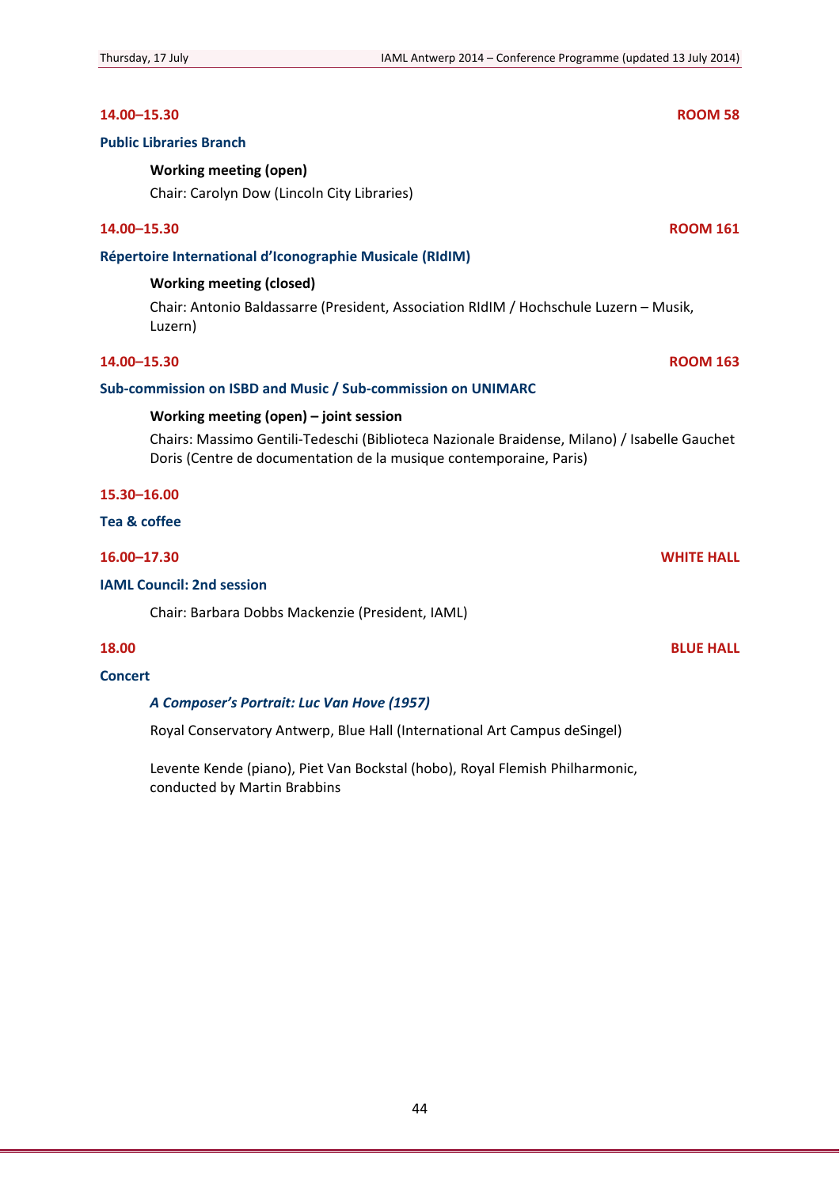**14.00–15.30** **ROOM 58**

**Public Libraries Branch**

**Working meeting (open)**

Chair: Carolyn Dow (Lincoln City Libraries)

**14.00–15.30** **ROOM 161**

**Répertoire International d'Iconographie Musicale (RIdIM)**

**Working meeting (closed)**

Chair: Antonio Baldassarre (President, Association RIdIM / Hochschule Luzern – Musik, Luzern)

**14.00–15.30** **ROOM 163**

**Sub-commission on ISBD and Music / Sub-commission on UNIMARC**

**Working meeting (open) – joint session**

Chairs: Massimo Gentili-Tedeschi (Biblioteca Nazionale Braidense, Milano) / Isabelle Gauchet Doris (Centre de documentation de la musique contemporaine, Paris)

**15.30–16.00**

**Tea & coffee**

**16.00–17.30** **WHITE HALL**

**IAML Council: 2nd session**

Chair: Barbara Dobbs Mackenzie (President, IAML)

**18.00** **BLUE HALL**

**Concert**

***A Composer's Portrait: Luc Van Hove (1957)***

Royal Conservatory Antwerp, Blue Hall (International Art Campus deSingel)

Levente Kende (piano), Piet Van Bockstal (hobo), Royal Flemish Philharmonic, conducted by Martin Brabbins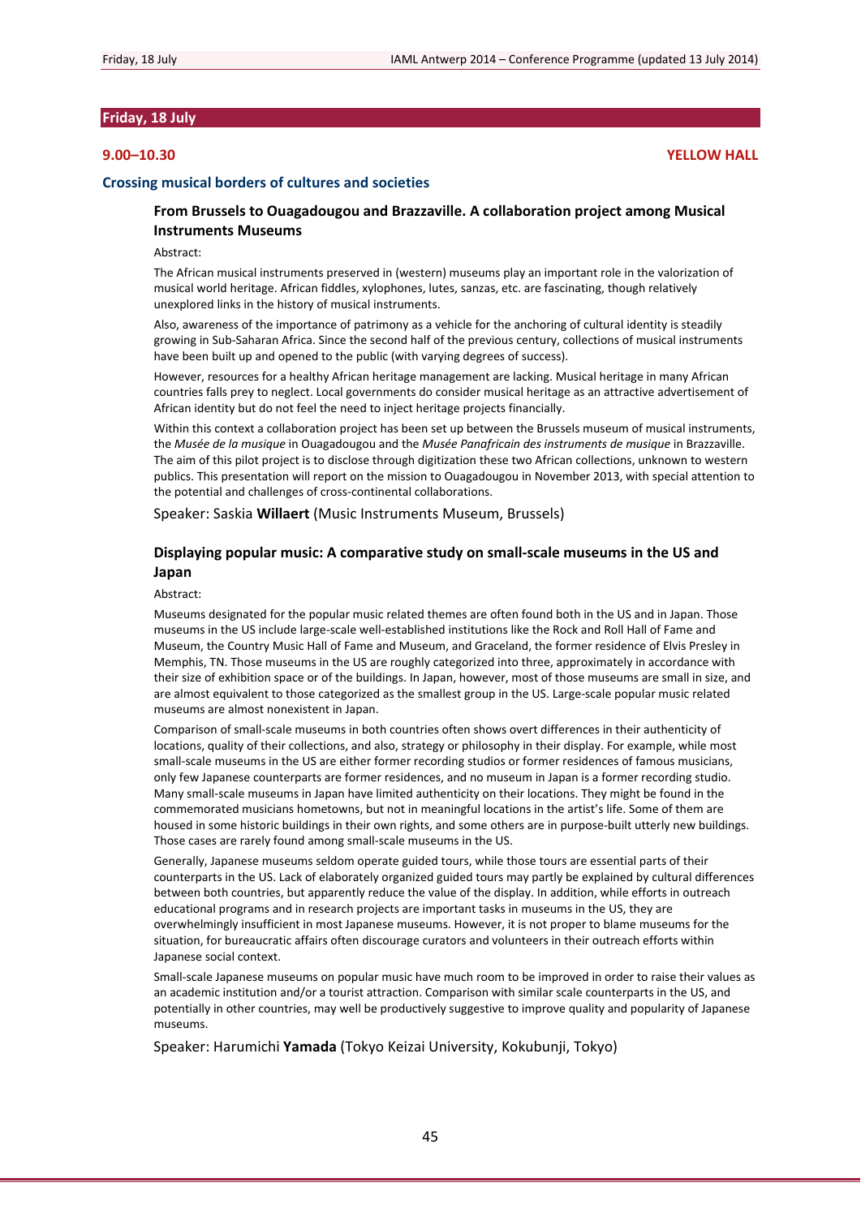## Friday, 18 July

**9.00–10.30** **YELLOW HALL**

### Crossing musical borders of cultures and societies

#### From Brussels to Ouagadougou and Brazzaville. A collaboration project among Musical Instruments Museums

Abstract:

The African musical instruments preserved in (western) museums play an important role in the valorization of musical world heritage. African fiddles, xylophones, lutes, sanzas, etc. are fascinating, though relatively unexplored links in the history of musical instruments.

Also, awareness of the importance of patrimony as a vehicle for the anchoring of cultural identity is steadily growing in Sub-Saharan Africa. Since the second half of the previous century, collections of musical instruments have been built up and opened to the public (with varying degrees of success).

However, resources for a healthy African heritage management are lacking. Musical heritage in many African countries falls prey to neglect. Local governments do consider musical heritage as an attractive advertisement of African identity but do not feel the need to inject heritage projects financially.

Within this context a collaboration project has been set up between the Brussels museum of musical instruments, the *Musée de la musique* in Ouagadougou and the *Musée Panafricain des instruments de musique* in Brazzaville. The aim of this pilot project is to disclose through digitization these two African collections, unknown to western publics. This presentation will report on the mission to Ouagadougou in November 2013, with special attention to the potential and challenges of cross-continental collaborations.

Speaker: Saskia **Willaert** (Music Instruments Museum, Brussels)

#### Displaying popular music: A comparative study on small-scale museums in the US and Japan

Abstract:

Museums designated for the popular music related themes are often found both in the US and in Japan. Those museums in the US include large-scale well-established institutions like the Rock and Roll Hall of Fame and Museum, the Country Music Hall of Fame and Museum, and Graceland, the former residence of Elvis Presley in Memphis, TN. Those museums in the US are roughly categorized into three, approximately in accordance with their size of exhibition space or of the buildings. In Japan, however, most of those museums are small in size, and are almost equivalent to those categorized as the smallest group in the US. Large-scale popular music related museums are almost nonexistent in Japan.

Comparison of small-scale museums in both countries often shows overt differences in their authenticity of locations, quality of their collections, and also, strategy or philosophy in their display. For example, while most small-scale museums in the US are either former recording studios or former residences of famous musicians, only few Japanese counterparts are former residences, and no museum in Japan is a former recording studio. Many small-scale museums in Japan have limited authenticity on their locations. They might be found in the commemorated musicians hometowns, but not in meaningful locations in the artist's life. Some of them are housed in some historic buildings in their own rights, and some others are in purpose-built utterly new buildings. Those cases are rarely found among small-scale museums in the US.

Generally, Japanese museums seldom operate guided tours, while those tours are essential parts of their counterparts in the US. Lack of elaborately organized guided tours may partly be explained by cultural differences between both countries, but apparently reduce the value of the display. In addition, while efforts in outreach educational programs and in research projects are important tasks in museums in the US, they are overwhelmingly insufficient in most Japanese museums. However, it is not proper to blame museums for the situation, for bureaucratic affairs often discourage curators and volunteers in their outreach efforts within Japanese social context.

Small-scale Japanese museums on popular music have much room to be improved in order to raise their values as an academic institution and/or a tourist attraction. Comparison with similar scale counterparts in the US, and potentially in other countries, may well be productively suggestive to improve quality and popularity of Japanese museums.

Speaker: Harumichi **Yamada** (Tokyo Keizai University, Kokubunji, Tokyo)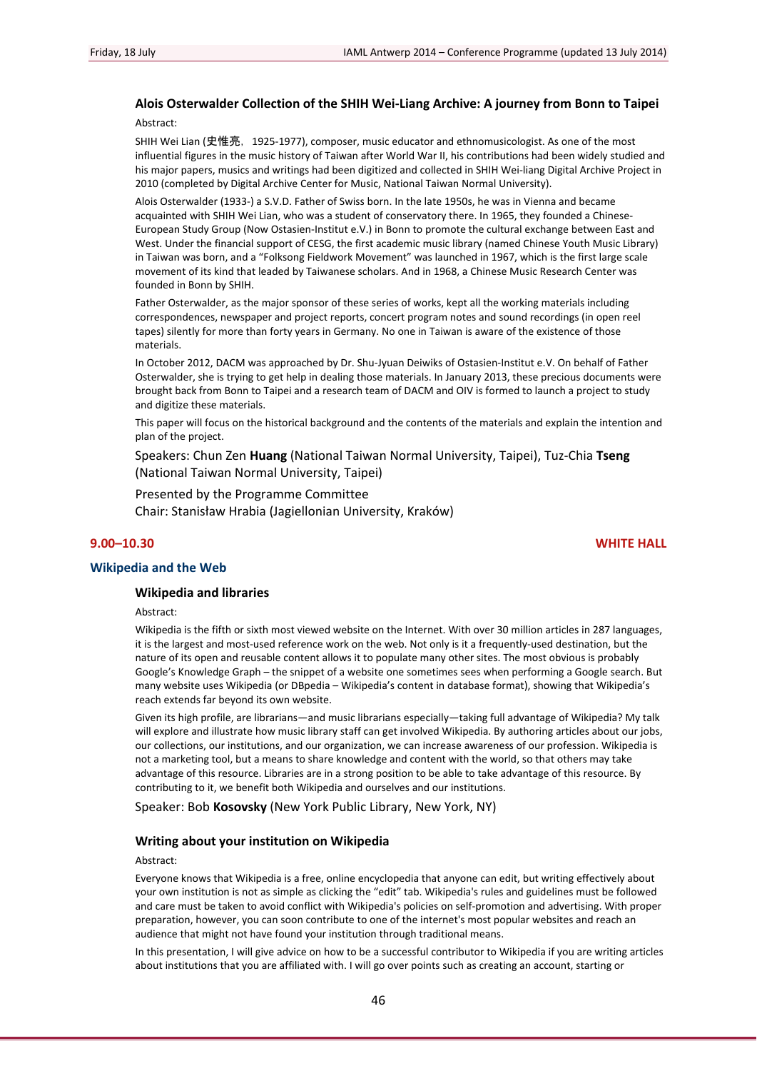### Alois Osterwalder Collection of the SHIH Wei-Liang Archive: A journey from Bonn to Taipei

Abstract:

SHIH Wei Lian (史惟亮, 1925-1977), composer, music educator and ethnomusicologist. As one of the most influential figures in the music history of Taiwan after World War II, his contributions had been widely studied and his major papers, musics and writings had been digitized and collected in SHIH Wei-liang Digital Archive Project in 2010 (completed by Digital Archive Center for Music, National Taiwan Normal University).

Alois Osterwalder (1933-) a S.V.D. Father of Swiss born. In the late 1950s, he was in Vienna and became acquainted with SHIH Wei Lian, who was a student of conservatory there. In 1965, they founded a Chinese-European Study Group (Now Ostasien-Institut e.V.) in Bonn to promote the cultural exchange between East and West. Under the financial support of CESG, the first academic music library (named Chinese Youth Music Library) in Taiwan was born, and a "Folksong Fieldwork Movement" was launched in 1967, which is the first large scale movement of its kind that leaded by Taiwanese scholars. And in 1968, a Chinese Music Research Center was founded in Bonn by SHIH.

Father Osterwalder, as the major sponsor of these series of works, kept all the working materials including correspondences, newspaper and project reports, concert program notes and sound recordings (in open reel tapes) silently for more than forty years in Germany. No one in Taiwan is aware of the existence of those materials.

In October 2012, DACM was approached by Dr. Shu-Jyuan Deiwiks of Ostasien-Institut e.V. On behalf of Father Osterwalder, she is trying to get help in dealing those materials. In January 2013, these precious documents were brought back from Bonn to Taipei and a research team of DACM and OIV is formed to launch a project to study and digitize these materials.

This paper will focus on the historical background and the contents of the materials and explain the intention and plan of the project.

Speakers: Chun Zen **Huang** (National Taiwan Normal University, Taipei), Tuz-Chia **Tseng** (National Taiwan Normal University, Taipei)

Presented by the Programme Committee
Chair: Stanisław Hrabia (Jagiellonian University, Kraków)

**9.00–10.30** **WHITE HALL**

## Wikipedia and the Web

### Wikipedia and libraries

Abstract:

Wikipedia is the fifth or sixth most viewed website on the Internet. With over 30 million articles in 287 languages, it is the largest and most-used reference work on the web. Not only is it a frequently-used destination, but the nature of its open and reusable content allows it to populate many other sites. The most obvious is probably Google's Knowledge Graph – the snippet of a website one sometimes sees when performing a Google search. But many website uses Wikipedia (or DBpedia – Wikipedia's content in database format), showing that Wikipedia's reach extends far beyond its own website.

Given its high profile, are librarians—and music librarians especially—taking full advantage of Wikipedia? My talk will explore and illustrate how music library staff can get involved Wikipedia. By authoring articles about our jobs, our collections, our institutions, and our organization, we can increase awareness of our profession. Wikipedia is not a marketing tool, but a means to share knowledge and content with the world, so that others may take advantage of this resource. Libraries are in a strong position to be able to take advantage of this resource. By contributing to it, we benefit both Wikipedia and ourselves and our institutions.

Speaker: Bob **Kosovsky** (New York Public Library, New York, NY)

### Writing about your institution on Wikipedia

Abstract:

Everyone knows that Wikipedia is a free, online encyclopedia that anyone can edit, but writing effectively about your own institution is not as simple as clicking the "edit" tab. Wikipedia's rules and guidelines must be followed and care must be taken to avoid conflict with Wikipedia's policies on self-promotion and advertising. With proper preparation, however, you can soon contribute to one of the internet's most popular websites and reach an audience that might not have found your institution through traditional means.

In this presentation, I will give advice on how to be a successful contributor to Wikipedia if you are writing articles about institutions that you are affiliated with. I will go over points such as creating an account, starting or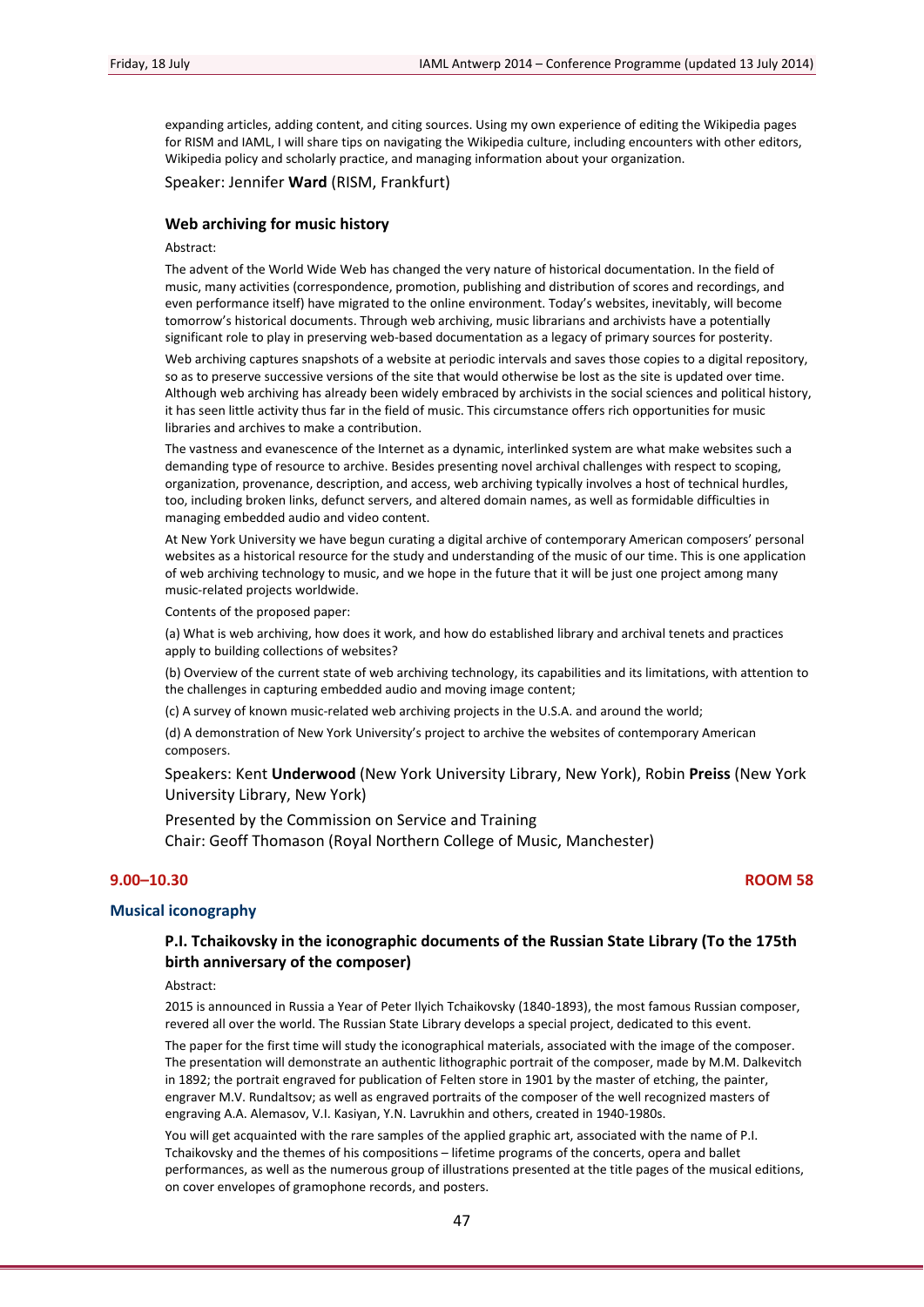expanding articles, adding content, and citing sources. Using my own experience of editing the Wikipedia pages for RISM and IAML, I will share tips on navigating the Wikipedia culture, including encounters with other editors, Wikipedia policy and scholarly practice, and managing information about your organization.

Speaker: Jennifer **Ward** (RISM, Frankfurt)

### Web archiving for music history

Abstract:

The advent of the World Wide Web has changed the very nature of historical documentation. In the field of music, many activities (correspondence, promotion, publishing and distribution of scores and recordings, and even performance itself) have migrated to the online environment. Today's websites, inevitably, will become tomorrow's historical documents. Through web archiving, music librarians and archivists have a potentially significant role to play in preserving web-based documentation as a legacy of primary sources for posterity.

Web archiving captures snapshots of a website at periodic intervals and saves those copies to a digital repository, so as to preserve successive versions of the site that would otherwise be lost as the site is updated over time. Although web archiving has already been widely embraced by archivists in the social sciences and political history, it has seen little activity thus far in the field of music. This circumstance offers rich opportunities for music libraries and archives to make a contribution.

The vastness and evanescence of the Internet as a dynamic, interlinked system are what make websites such a demanding type of resource to archive. Besides presenting novel archival challenges with respect to scoping, organization, provenance, description, and access, web archiving typically involves a host of technical hurdles, too, including broken links, defunct servers, and altered domain names, as well as formidable difficulties in managing embedded audio and video content.

At New York University we have begun curating a digital archive of contemporary American composers' personal websites as a historical resource for the study and understanding of the music of our time. This is one application of web archiving technology to music, and we hope in the future that it will be just one project among many music-related projects worldwide.

Contents of the proposed paper:

(a) What is web archiving, how does it work, and how do established library and archival tenets and practices apply to building collections of websites?

(b) Overview of the current state of web archiving technology, its capabilities and its limitations, with attention to the challenges in capturing embedded audio and moving image content;

(c) A survey of known music-related web archiving projects in the U.S.A. and around the world;

(d) A demonstration of New York University's project to archive the websites of contemporary American composers.

Speakers: Kent **Underwood** (New York University Library, New York), Robin **Preiss** (New York University Library, New York)

Presented by the Commission on Service and Training
Chair: Geoff Thomason (Royal Northern College of Music, Manchester)

**9.00–10.30** **ROOM 58**

## Musical iconography

### P.I. Tchaikovsky in the iconographic documents of the Russian State Library (To the 175th birth anniversary of the composer)

Abstract:

2015 is announced in Russia a Year of Peter Ilyich Tchaikovsky (1840-1893), the most famous Russian composer, revered all over the world. The Russian State Library develops a special project, dedicated to this event.

The paper for the first time will study the iconographical materials, associated with the image of the composer. The presentation will demonstrate an authentic lithographic portrait of the composer, made by M.M. Dalkevitch in 1892; the portrait engraved for publication of Felten store in 1901 by the master of etching, the painter, engraver M.V. Rundaltsov; as well as engraved portraits of the composer of the well recognized masters of engraving A.A. Alemasov, V.I. Kasiyan, Y.N. Lavrukhin and others, created in 1940-1980s.

You will get acquainted with the rare samples of the applied graphic art, associated with the name of P.I. Tchaikovsky and the themes of his compositions – lifetime programs of the concerts, opera and ballet performances, as well as the numerous group of illustrations presented at the title pages of the musical editions, on cover envelopes of gramophone records, and posters.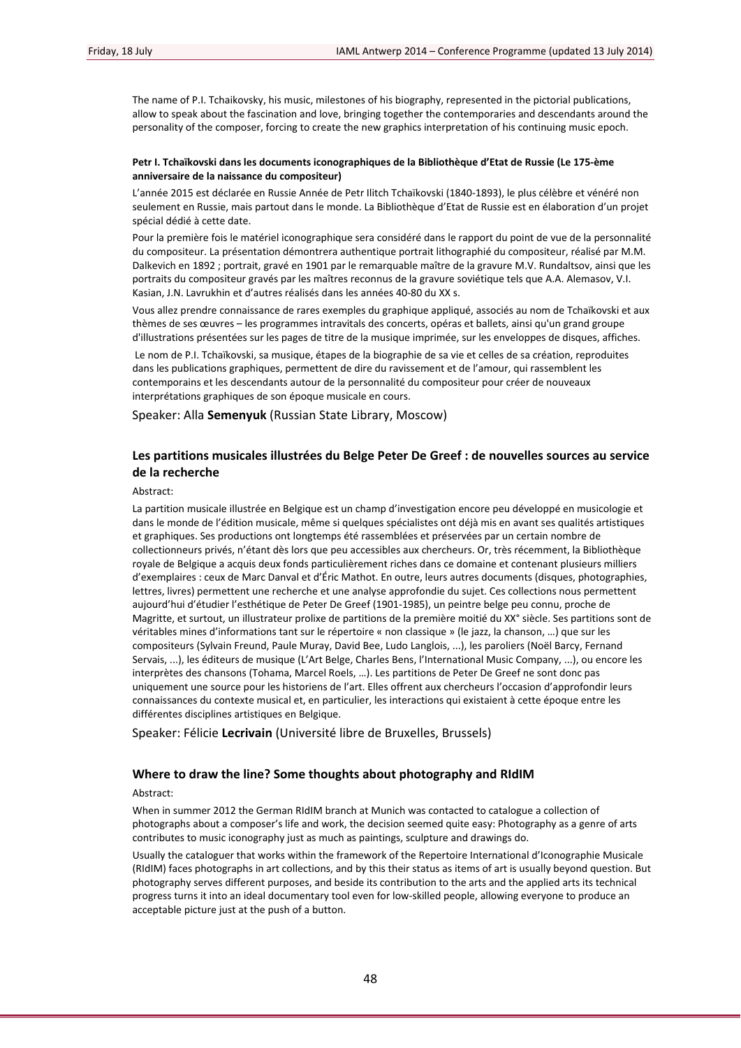The name of P.I. Tchaikovsky, his music, milestones of his biography, represented in the pictorial publications, allow to speak about the fascination and love, bringing together the contemporaries and descendants around the personality of the composer, forcing to create the new graphics interpretation of his continuing music epoch.

**Petr I. Tchaïkovski dans les documents iconographiques de la Bibliothèque d'Etat de Russie (Le 175-ème anniversaire de la naissance du compositeur)**

L'année 2015 est déclarée en Russie Année de Petr Ilitch Tchaïkovski (1840-1893), le plus célèbre et vénéré non seulement en Russie, mais partout dans le monde. La Bibliothèque d'Etat de Russie est en élaboration d'un projet spécial dédié à cette date.

Pour la première fois le matériel iconographique sera considéré dans le rapport du point de vue de la personnalité du compositeur. La présentation démontrera authentique portrait lithographié du compositeur, réalisé par M.M. Dalkevich en 1892 ; portrait, gravé en 1901 par le remarquable maître de la gravure M.V. Rundaltsov, ainsi que les portraits du compositeur gravés par les maîtres reconnus de la gravure soviétique tels que A.A. Alemasov, V.I. Kasian, J.N. Lavrukhin et d'autres réalisés dans les années 40-80 du XX s.

Vous allez prendre connaissance de rares exemples du graphique appliqué, associés au nom de Tchaïkovski et aux thèmes de ses œuvres – les programmes intravitals des concerts, opéras et ballets, ainsi qu'un grand groupe d'illustrations présentées sur les pages de titre de la musique imprimée, sur les enveloppes de disques, affiches.

Le nom de P.I. Tchaïkovski, sa musique, étapes de la biographie de sa vie et celles de sa création, reproduites dans les publications graphiques, permettent de dire du ravissement et de l'amour, qui rassemblent les contemporains et les descendants autour de la personnalité du compositeur pour créer de nouveaux interprétations graphiques de son époque musicale en cours.

Speaker: Alla **Semenyuk** (Russian State Library, Moscow)

### Les partitions musicales illustrées du Belge Peter De Greef : de nouvelles sources au service de la recherche

Abstract:

La partition musicale illustrée en Belgique est un champ d'investigation encore peu développé en musicologie et dans le monde de l'édition musicale, même si quelques spécialistes ont déjà mis en avant ses qualités artistiques et graphiques. Ses productions ont longtemps été rassemblées et préservées par un certain nombre de collectionneurs privés, n'étant dès lors que peu accessibles aux chercheurs. Or, très récemment, la Bibliothèque royale de Belgique a acquis deux fonds particulièrement riches dans ce domaine et contenant plusieurs milliers d'exemplaires : ceux de Marc Danval et d'Éric Mathot. En outre, leurs autres documents (disques, photographies, lettres, livres) permettent une recherche et une analyse approfondie du sujet. Ces collections nous permettent aujourd'hui d'étudier l'esthétique de Peter De Greef (1901-1985), un peintre belge peu connu, proche de Magritte, et surtout, un illustrateur prolixe de partitions de la première moitié du XX° siècle. Ses partitions sont de véritables mines d'informations tant sur le répertoire « non classique » (le jazz, la chanson, …) que sur les compositeurs (Sylvain Freund, Paule Muray, David Bee, Ludo Langlois, ...), les paroliers (Noël Barcy, Fernand Servais, ...), les éditeurs de musique (L'Art Belge, Charles Bens, l'International Music Company, ...), ou encore les interprètes des chansons (Tohama, Marcel Roels, …). Les partitions de Peter De Greef ne sont donc pas uniquement une source pour les historiens de l'art. Elles offrent aux chercheurs l'occasion d'approfondir leurs connaissances du contexte musical et, en particulier, les interactions qui existaient à cette époque entre les différentes disciplines artistiques en Belgique.

Speaker: Félicie **Lecrivain** (Université libre de Bruxelles, Brussels)

### Where to draw the line? Some thoughts about photography and RIdIM

Abstract:

When in summer 2012 the German RIdIM branch at Munich was contacted to catalogue a collection of photographs about a composer's life and work, the decision seemed quite easy: Photography as a genre of arts contributes to music iconography just as much as paintings, sculpture and drawings do.

Usually the cataloguer that works within the framework of the Repertoire International d'Iconographie Musicale (RIdIM) faces photographs in art collections, and by this their status as items of art is usually beyond question. But photography serves different purposes, and beside its contribution to the arts and the applied arts its technical progress turns it into an ideal documentary tool even for low-skilled people, allowing everyone to produce an acceptable picture just at the push of a button.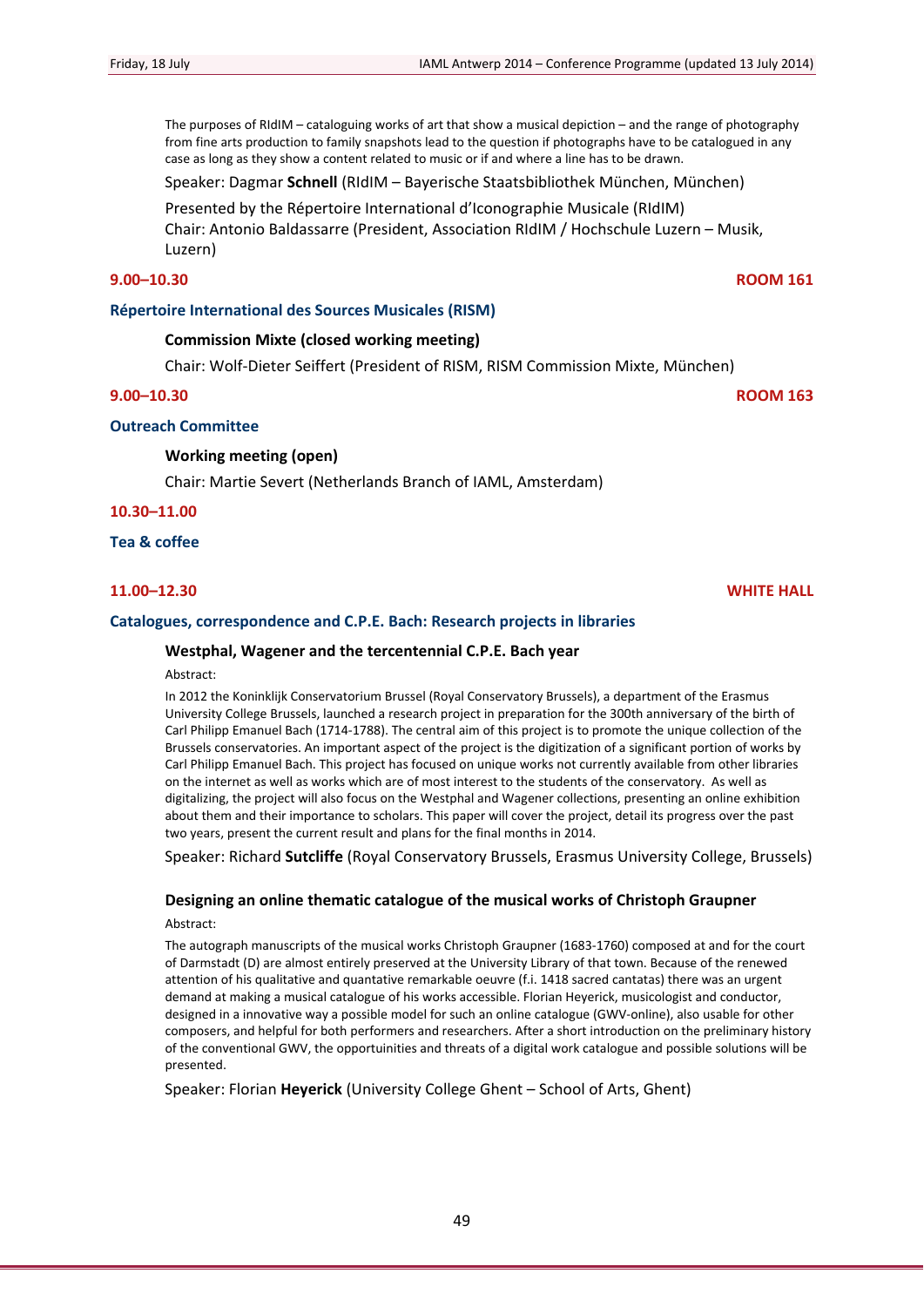The purposes of RIdIM – cataloguing works of art that show a musical depiction – and the range of photography from fine arts production to family snapshots lead to the question if photographs have to be catalogued in any case as long as they show a content related to music or if and where a line has to be drawn.

Speaker: Dagmar **Schnell** (RIdIM – Bayerische Staatsbibliothek München, München)

Presented by the Répertoire International d'Iconographie Musicale (RIdIM)
Chair: Antonio Baldassarre (President, Association RIdIM / Hochschule Luzern – Musik, Luzern)

**9.00–10.30** **ROOM 161**

## Répertoire International des Sources Musicales (RISM)

### Commission Mixte (closed working meeting)

Chair: Wolf-Dieter Seiffert (President of RISM, RISM Commission Mixte, München)

**9.00–10.30** **ROOM 163**

## Outreach Committee

### Working meeting (open)

Chair: Martie Severt (Netherlands Branch of IAML, Amsterdam)

**10.30–11.00**

## Tea & coffee

**11.00–12.30** **WHITE HALL**

## Catalogues, correspondence and C.P.E. Bach: Research projects in libraries

### Westphal, Wagener and the tercentennial C.P.E. Bach year

Abstract:

In 2012 the Koninklijk Conservatorium Brussel (Royal Conservatory Brussels), a department of the Erasmus University College Brussels, launched a research project in preparation for the 300th anniversary of the birth of Carl Philipp Emanuel Bach (1714-1788). The central aim of this project is to promote the unique collection of the Brussels conservatories. An important aspect of the project is the digitization of a significant portion of works by Carl Philipp Emanuel Bach. This project has focused on unique works not currently available from other libraries on the internet as well as works which are of most interest to the students of the conservatory. As well as digitalizing, the project will also focus on the Westphal and Wagener collections, presenting an online exhibition about them and their importance to scholars. This paper will cover the project, detail its progress over the past two years, present the current result and plans for the final months in 2014.

Speaker: Richard **Sutcliffe** (Royal Conservatory Brussels, Erasmus University College, Brussels)

### Designing an online thematic catalogue of the musical works of Christoph Graupner

Abstract:

The autograph manuscripts of the musical works Christoph Graupner (1683-1760) composed at and for the court of Darmstadt (D) are almost entirely preserved at the University Library of that town. Because of the renewed attention of his qualitative and quantative remarkable oeuvre (f.i. 1418 sacred cantatas) there was an urgent demand at making a musical catalogue of his works accessible. Florian Heyerick, musicologist and conductor, designed in a innovative way a possible model for such an online catalogue (GWV-online), also usable for other composers, and helpful for both performers and researchers. After a short introduction on the preliminary history of the conventional GWV, the opportuinities and threats of a digital work catalogue and possible solutions will be presented.

Speaker: Florian **Heyerick** (University College Ghent – School of Arts, Ghent)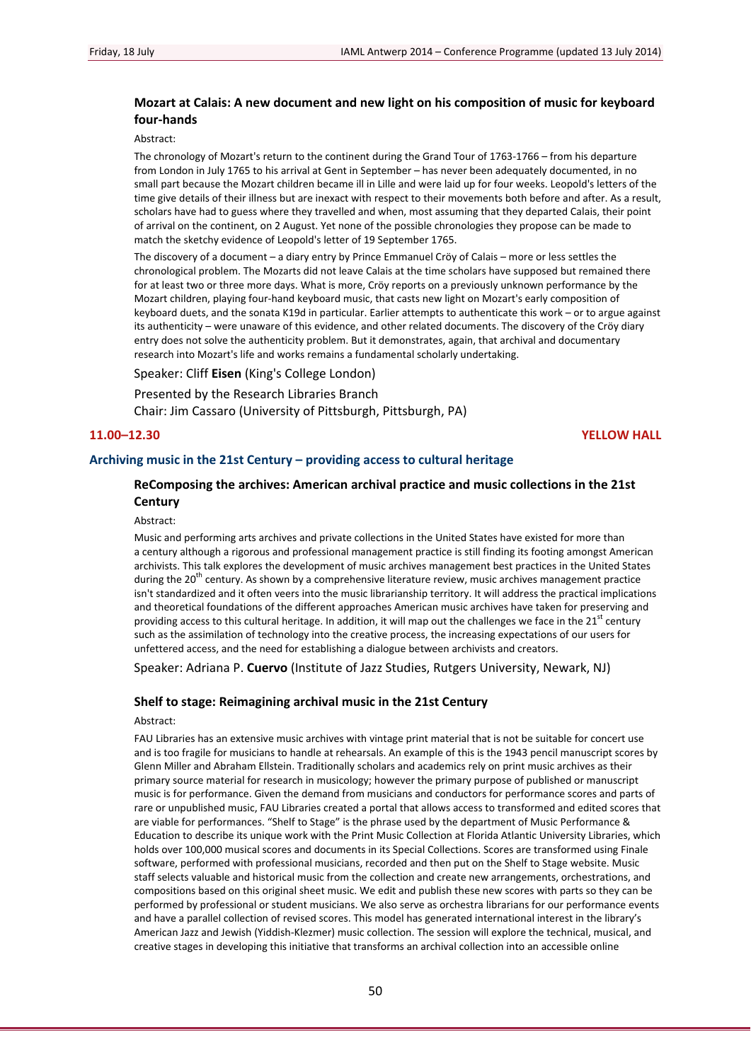### Mozart at Calais: A new document and new light on his composition of music for keyboard four-hands

Abstract:

The chronology of Mozart's return to the continent during the Grand Tour of 1763-1766 – from his departure from London in July 1765 to his arrival at Gent in September – has never been adequately documented, in no small part because the Mozart children became ill in Lille and were laid up for four weeks. Leopold's letters of the time give details of their illness but are inexact with respect to their movements both before and after. As a result, scholars have had to guess where they travelled and when, most assuming that they departed Calais, their point of arrival on the continent, on 2 August. Yet none of the possible chronologies they propose can be made to match the sketchy evidence of Leopold's letter of 19 September 1765.

The discovery of a document – a diary entry by Prince Emmanuel Cröy of Calais – more or less settles the chronological problem. The Mozarts did not leave Calais at the time scholars have supposed but remained there for at least two or three more days. What is more, Cröy reports on a previously unknown performance by the Mozart children, playing four-hand keyboard music, that casts new light on Mozart's early composition of keyboard duets, and the sonata K19d in particular. Earlier attempts to authenticate this work – or to argue against its authenticity – were unaware of this evidence, and other related documents. The discovery of the Cröy diary entry does not solve the authenticity problem. But it demonstrates, again, that archival and documentary research into Mozart's life and works remains a fundamental scholarly undertaking.

Speaker: Cliff **Eisen** (King's College London)

Presented by the Research Libraries Branch
Chair: Jim Cassaro (University of Pittsburgh, Pittsburgh, PA)

**11.00–12.30** **YELLOW HALL**

## Archiving music in the 21st Century – providing access to cultural heritage

### ReComposing the archives: American archival practice and music collections in the 21st Century

Abstract:

Music and performing arts archives and private collections in the United States have existed for more than a century although a rigorous and professional management practice is still finding its footing amongst American archivists. This talk explores the development of music archives management best practices in the United States during the 20th century. As shown by a comprehensive literature review, music archives management practice isn't standardized and it often veers into the music librarianship territory. It will address the practical implications and theoretical foundations of the different approaches American music archives have taken for preserving and providing access to this cultural heritage. In addition, it will map out the challenges we face in the 21st century such as the assimilation of technology into the creative process, the increasing expectations of our users for unfettered access, and the need for establishing a dialogue between archivists and creators.

Speaker: Adriana P. **Cuervo** (Institute of Jazz Studies, Rutgers University, Newark, NJ)

### Shelf to stage: Reimagining archival music in the 21st Century

Abstract:

FAU Libraries has an extensive music archives with vintage print material that is not be suitable for concert use and is too fragile for musicians to handle at rehearsals. An example of this is the 1943 pencil manuscript scores by Glenn Miller and Abraham Ellstein. Traditionally scholars and academics rely on print music archives as their primary source material for research in musicology; however the primary purpose of published or manuscript music is for performance. Given the demand from musicians and conductors for performance scores and parts of rare or unpublished music, FAU Libraries created a portal that allows access to transformed and edited scores that are viable for performances. "Shelf to Stage" is the phrase used by the department of Music Performance & Education to describe its unique work with the Print Music Collection at Florida Atlantic University Libraries, which holds over 100,000 musical scores and documents in its Special Collections. Scores are transformed using Finale software, performed with professional musicians, recorded and then put on the Shelf to Stage website. Music staff selects valuable and historical music from the collection and create new arrangements, orchestrations, and compositions based on this original sheet music. We edit and publish these new scores with parts so they can be performed by professional or student musicians. We also serve as orchestra librarians for our performance events and have a parallel collection of revised scores. This model has generated international interest in the library's American Jazz and Jewish (Yiddish-Klezmer) music collection. The session will explore the technical, musical, and creative stages in developing this initiative that transforms an archival collection into an accessible online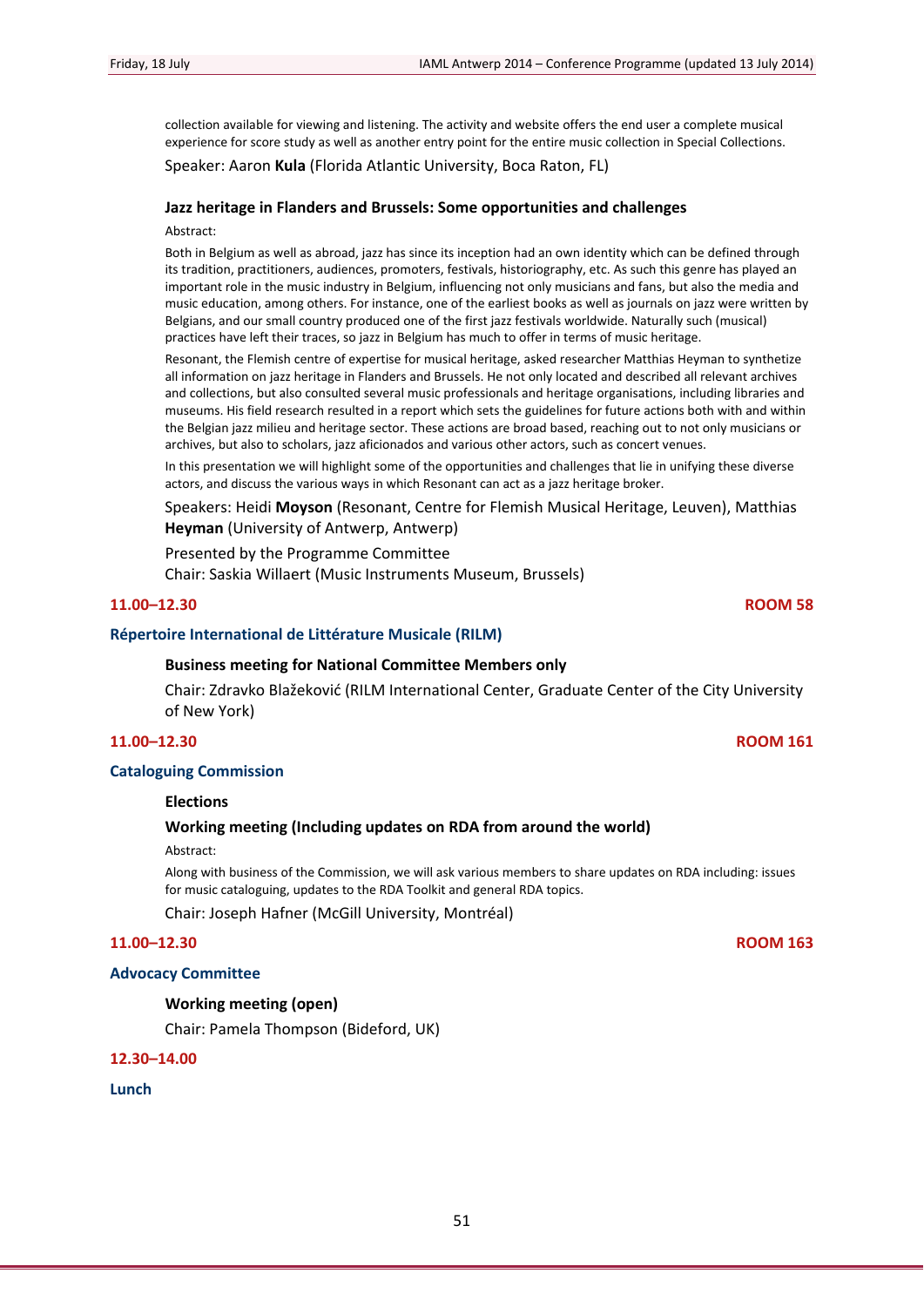collection available for viewing and listening. The activity and website offers the end user a complete musical experience for score study as well as another entry point for the entire music collection in Special Collections.

Speaker: Aaron **Kula** (Florida Atlantic University, Boca Raton, FL)

### Jazz heritage in Flanders and Brussels: Some opportunities and challenges

Abstract:

Both in Belgium as well as abroad, jazz has since its inception had an own identity which can be defined through its tradition, practitioners, audiences, promoters, festivals, historiography, etc. As such this genre has played an important role in the music industry in Belgium, influencing not only musicians and fans, but also the media and music education, among others. For instance, one of the earliest books as well as journals on jazz were written by Belgians, and our small country produced one of the first jazz festivals worldwide. Naturally such (musical) practices have left their traces, so jazz in Belgium has much to offer in terms of music heritage.

Resonant, the Flemish centre of expertise for musical heritage, asked researcher Matthias Heyman to synthetize all information on jazz heritage in Flanders and Brussels. He not only located and described all relevant archives and collections, but also consulted several music professionals and heritage organisations, including libraries and museums. His field research resulted in a report which sets the guidelines for future actions both with and within the Belgian jazz milieu and heritage sector. These actions are broad based, reaching out to not only musicians or archives, but also to scholars, jazz aficionados and various other actors, such as concert venues.

In this presentation we will highlight some of the opportunities and challenges that lie in unifying these diverse actors, and discuss the various ways in which Resonant can act as a jazz heritage broker.

Speakers: Heidi **Moyson** (Resonant, Centre for Flemish Musical Heritage, Leuven), Matthias **Heyman** (University of Antwerp, Antwerp)

Presented by the Programme Committee
Chair: Saskia Willaert (Music Instruments Museum, Brussels)

**11.00–12.30** **ROOM 58**

## Répertoire International de Littérature Musicale (RILM)

### Business meeting for National Committee Members only

Chair: Zdravko Blažeković (RILM International Center, Graduate Center of the City University of New York)

**11.00–12.30** **ROOM 161**

## Cataloguing Commission

### Elections

### Working meeting (Including updates on RDA from around the world)

Abstract:

Along with business of the Commission, we will ask various members to share updates on RDA including: issues for music cataloguing, updates to the RDA Toolkit and general RDA topics.

Chair: Joseph Hafner (McGill University, Montréal)

**11.00–12.30** **ROOM 163**

## Advocacy Committee

### Working meeting (open)

Chair: Pamela Thompson (Bideford, UK)

**12.30–14.00**

## Lunch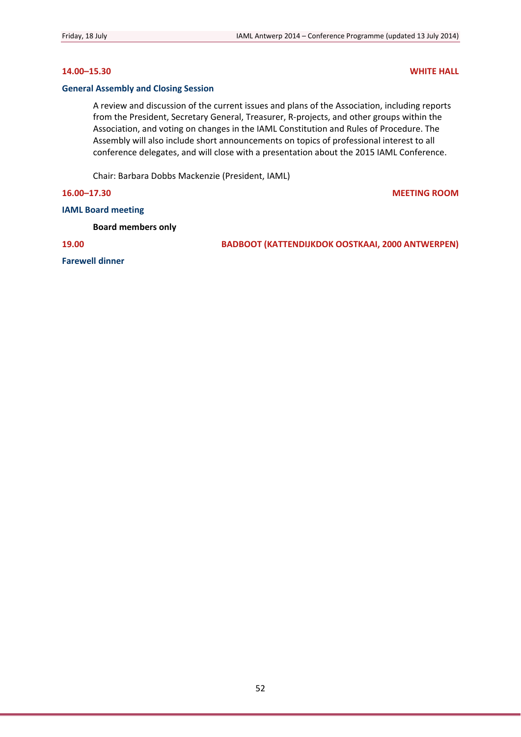**14.00–15.30** **WHITE HALL**

### General Assembly and Closing Session

A review and discussion of the current issues and plans of the Association, including reports from the President, Secretary General, Treasurer, R-projects, and other groups within the Association, and voting on changes in the IAML Constitution and Rules of Procedure. The Assembly will also include short announcements on topics of professional interest to all conference delegates, and will close with a presentation about the 2015 IAML Conference.

Chair: Barbara Dobbs Mackenzie (President, IAML)

**16.00–17.30** **MEETING ROOM**

### IAML Board meeting

**Board members only**

**19.00** **BADBOOT (KATTENDIJKDOK OOSTKAAI, 2000 ANTWERPEN)**

### Farewell dinner